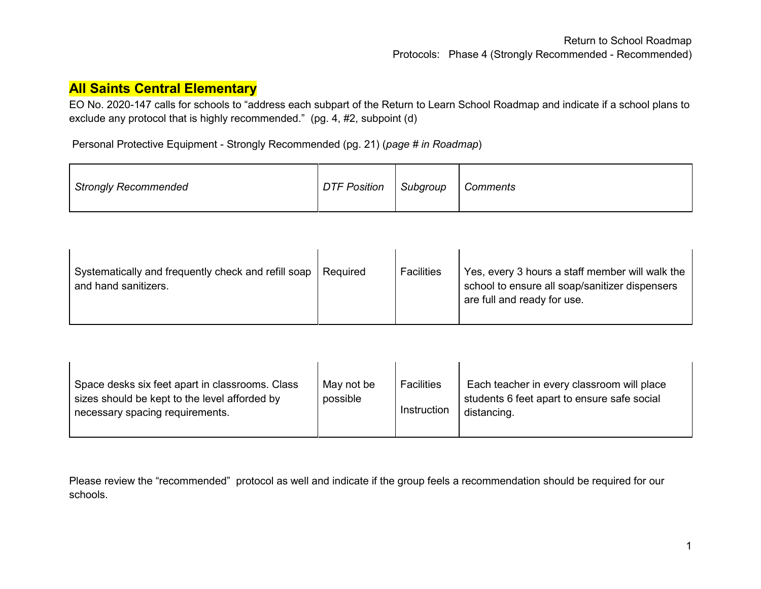Return to School Roadmap
Protocols: Phase 4 (Strongly Recommended - Recommended)

## All Saints Central Elementary

EO No. 2020-147 calls for schools to "address each subpart of the Return to Learn School Roadmap and indicate if a school plans to exclude any protocol that is highly recommended." (pg. 4, #2, subpoint (d)

Personal Protective Equipment - Strongly Recommended (pg. 21) (*page # in Roadmap*)

| *Strongly Recommended* | *DTF Position* | *Subgroup* | *Comments* |
|---|---|---|---|
| Systematically and frequently check and refill soap and hand sanitizers. | Required | Facilities | Yes, every 3 hours a staff member will walk the school to ensure all soap/sanitizer dispensers are full and ready for use. |
| Space desks six feet apart in classrooms. Class sizes should be kept to the level afforded by necessary spacing requirements. | May not be possible | Facilities<br><br>Instruction | Each teacher in every classroom will place students 6 feet apart to ensure safe social distancing. |

Please review the "recommended" protocol as well and indicate if the group feels a recommendation should be required for our schools.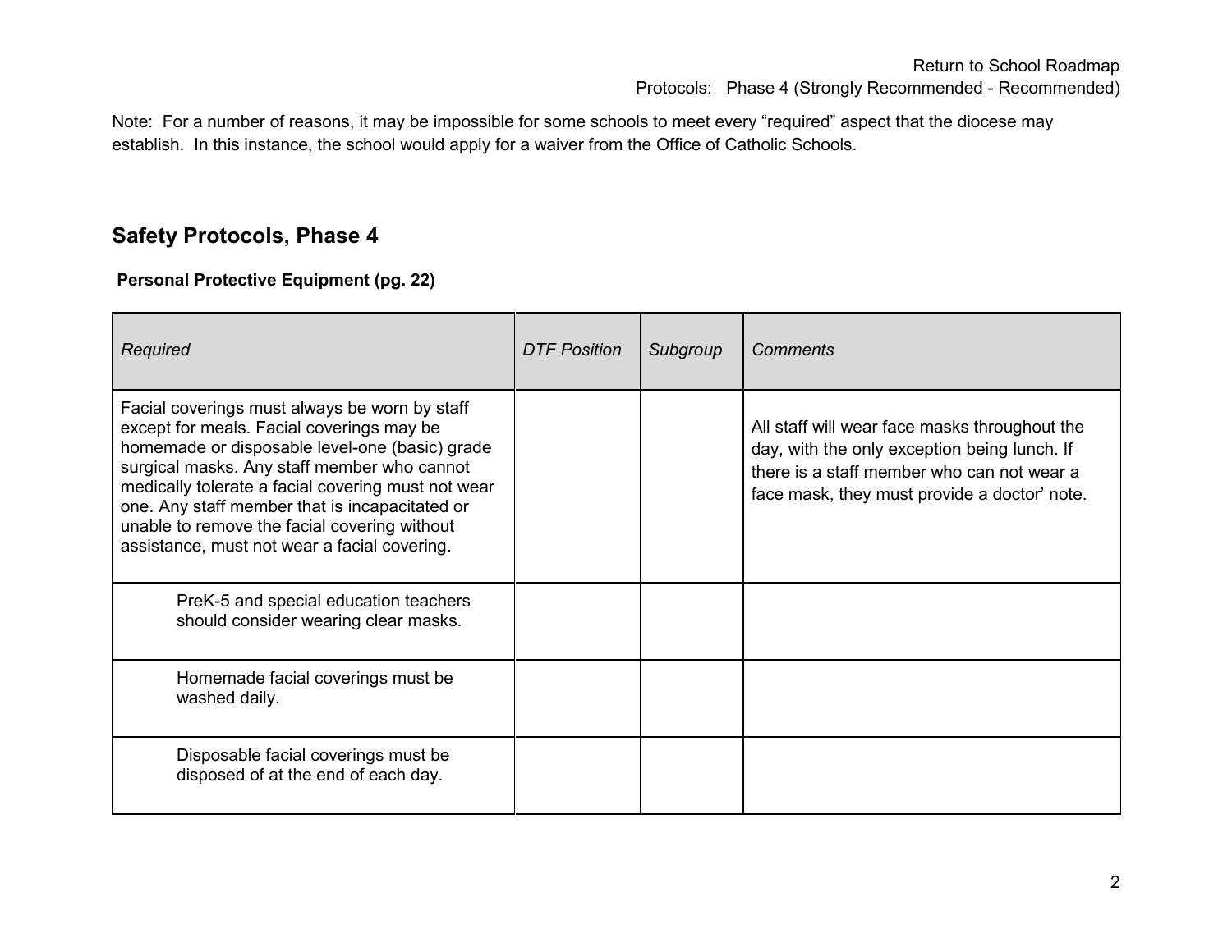Note: For a number of reasons, it may be impossible for some schools to meet every "required" aspect that the diocese may establish. In this instance, the school would apply for a waiver from the Office of Catholic Schools.

## Safety Protocols, Phase 4

**Personal Protective Equipment (pg. 22)**

| *Required* | *DTF Position* | *Subgroup* | *Comments* |
|---|---|---|---|
| Facial coverings must always be worn by staff except for meals. Facial coverings may be homemade or disposable level-one (basic) grade surgical masks. Any staff member who cannot medically tolerate a facial covering must not wear one. Any staff member that is incapacitated or unable to remove the facial covering without assistance, must not wear a facial covering. | | | All staff will wear face masks throughout the day, with the only exception being lunch. If there is a staff member who can not wear a face mask, they must provide a doctor' note. |
| PreK-5 and special education teachers should consider wearing clear masks. | | | |
| Homemade facial coverings must be washed daily. | | | |
| Disposable facial coverings must be disposed of at the end of each day. | | | |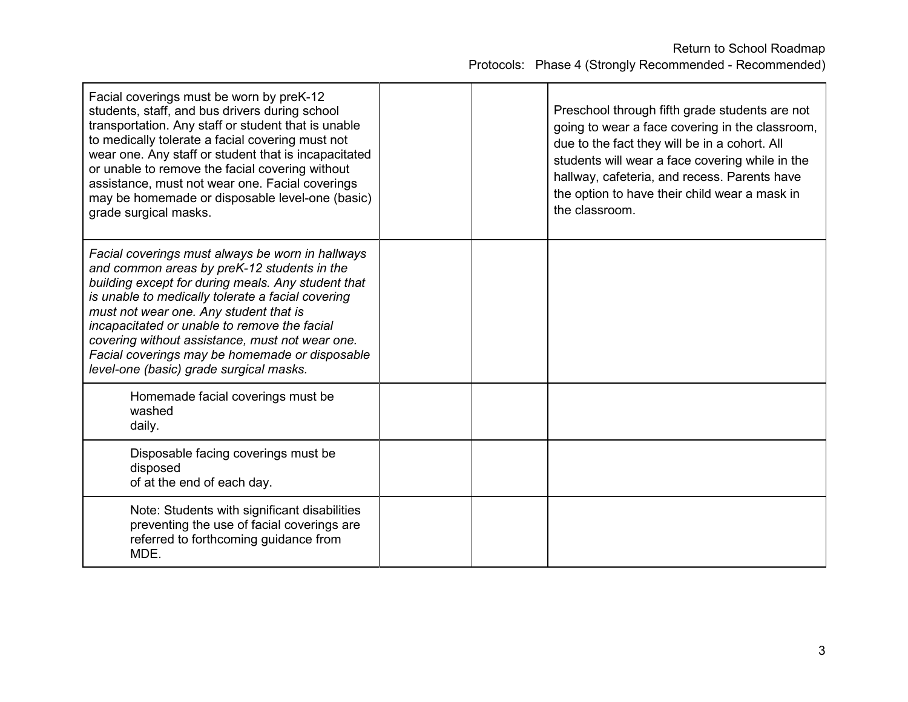| | | | |
|---|---|---|---|
| Facial coverings must be worn by preK-12 students, staff, and bus drivers during school transportation. Any staff or student that is unable to medically tolerate a facial covering must not wear one. Any staff or student that is incapacitated or unable to remove the facial covering without assistance, must not wear one. Facial coverings may be homemade or disposable level-one (basic) grade surgical masks. | | | Preschool through fifth grade students are not going to wear a face covering in the classroom, due to the fact they will be in a cohort. All students will wear a face covering while in the hallway, cafeteria, and recess. Parents have the option to have their child wear a mask in the classroom. |
| *Facial coverings must always be worn in hallways and common areas by preK-12 students in the building except for during meals. Any student that is unable to medically tolerate a facial covering must not wear one. Any student that is incapacitated or unable to remove the facial covering without assistance, must not wear one. Facial coverings may be homemade or disposable level-one (basic) grade surgical masks.* | | | |
| Homemade facial coverings must be washed daily. | | | |
| Disposable facing coverings must be disposed of at the end of each day. | | | |
| Note: Students with significant disabilities preventing the use of facial coverings are referred to forthcoming guidance from MDE. | | | |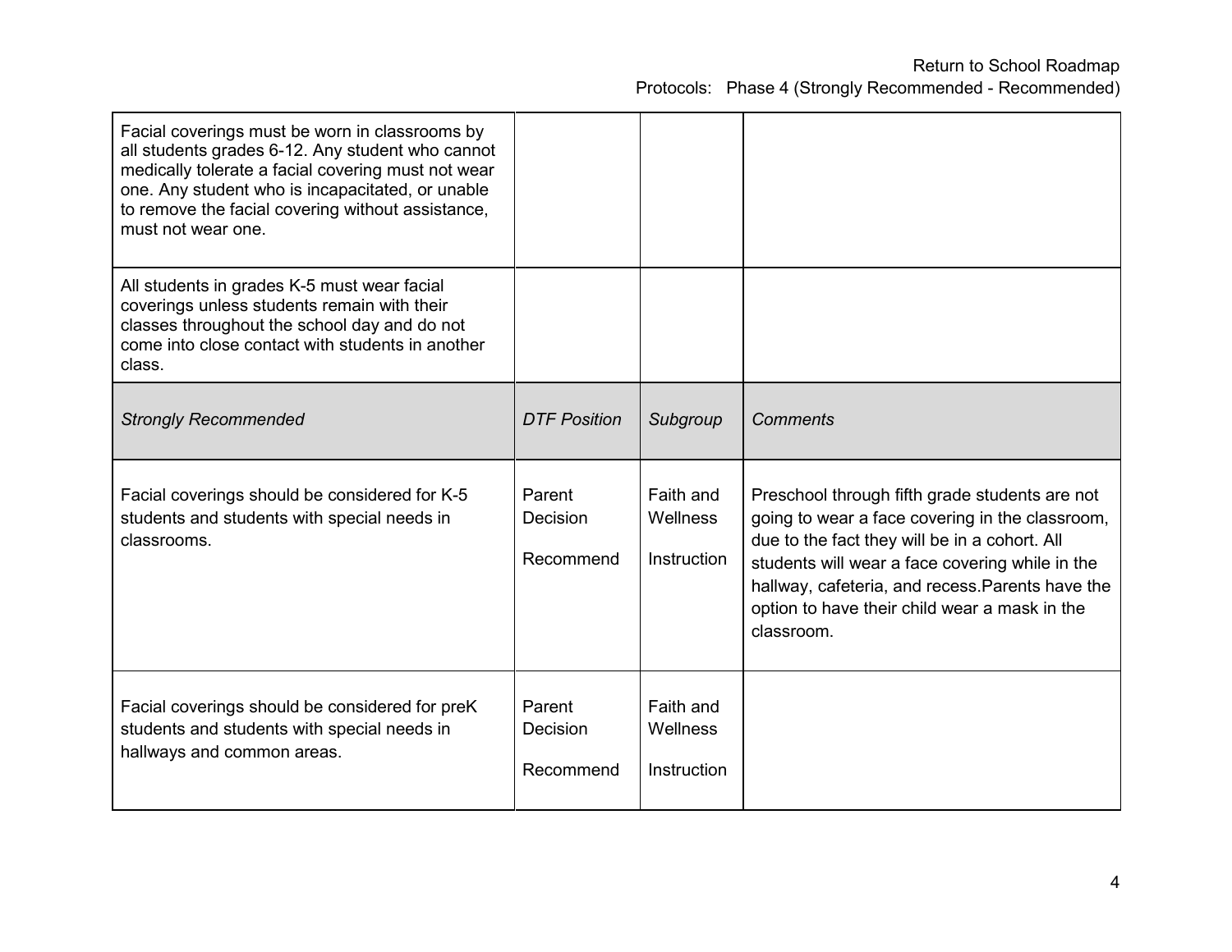| | | | |
|---|---|---|---|
| Facial coverings must be worn in classrooms by all students grades 6-12. Any student who cannot medically tolerate a facial covering must not wear one. Any student who is incapacitated, or unable to remove the facial covering without assistance, must not wear one. | | | |
| All students in grades K-5 must wear facial coverings unless students remain with their classes throughout the school day and do not come into close contact with students in another class. | | | |
| *Strongly Recommended* | *DTF Position* | *Subgroup* | *Comments* |
| Facial coverings should be considered for K-5 students and students with special needs in classrooms. | Parent Decision<br><br>Recommend | Faith and Wellness<br><br>Instruction | Preschool through fifth grade students are not going to wear a face covering in the classroom, due to the fact they will be in a cohort. All students will wear a face covering while in the hallway, cafeteria, and recess.Parents have the option to have their child wear a mask in the classroom. |
| Facial coverings should be considered for preK students and students with special needs in hallways and common areas. | Parent Decision<br><br>Recommend | Faith and Wellness<br><br>Instruction | |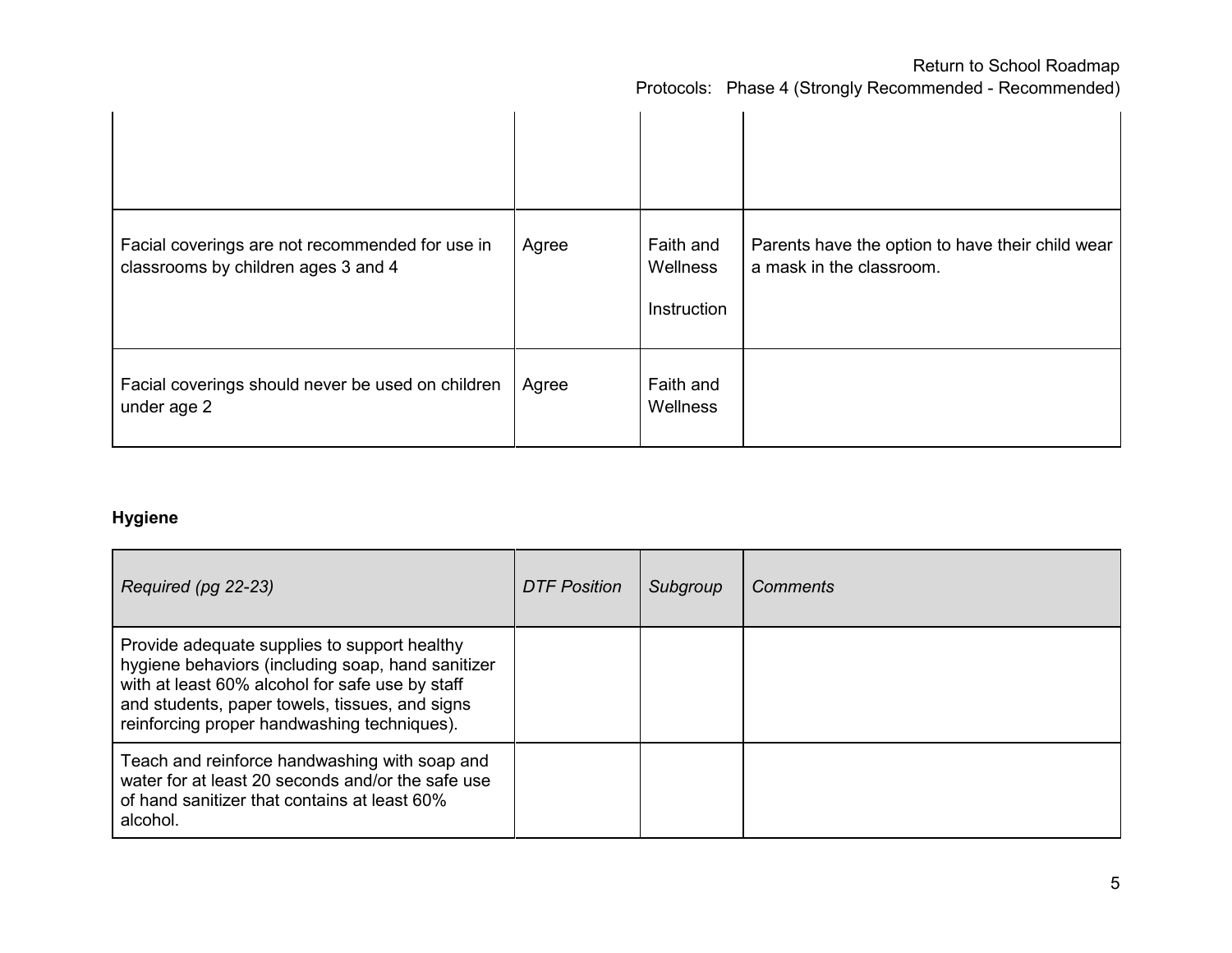| | | | |
|---|---|---|---|
| | | | |
| Facial coverings are not recommended for use in classrooms by children ages 3 and 4 | Agree | Faith and Wellness<br><br>Instruction | Parents have the option to have their child wear a mask in the classroom. |
| Facial coverings should never be used on children under age 2 | Agree | Faith and Wellness | |

**Hygiene**

| *Required (pg 22-23)* | *DTF Position* | *Subgroup* | *Comments* |
|---|---|---|---|
| Provide adequate supplies to support healthy hygiene behaviors (including soap, hand sanitizer with at least 60% alcohol for safe use by staff and students, paper towels, tissues, and signs reinforcing proper handwashing techniques). | | | |
| Teach and reinforce handwashing with soap and water for at least 20 seconds and/or the safe use of hand sanitizer that contains at least 60% alcohol. | | | |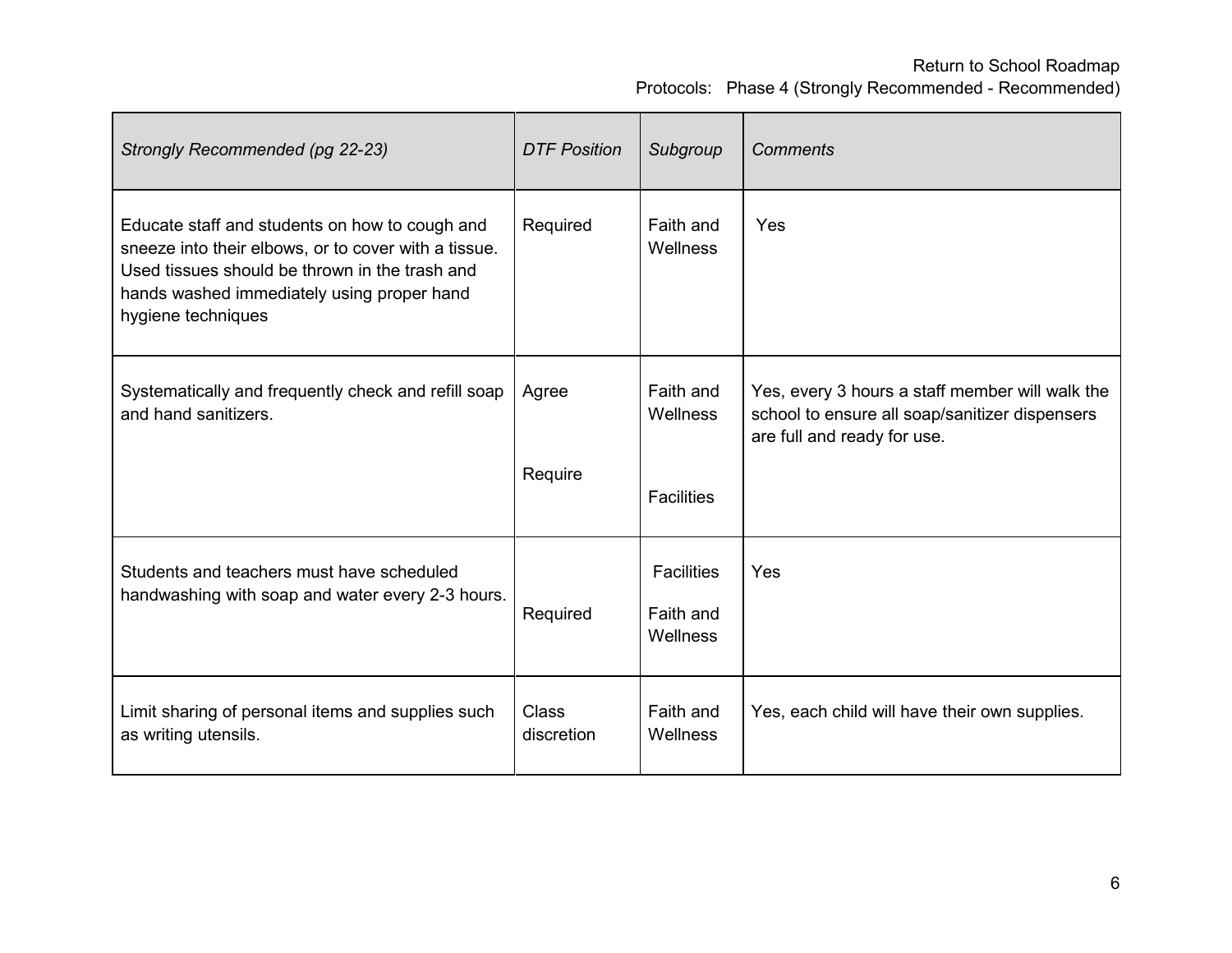| *Strongly Recommended (pg 22-23)* | *DTF Position* | *Subgroup* | *Comments* |
|---|---|---|---|
| Educate staff and students on how to cough and sneeze into their elbows, or to cover with a tissue. Used tissues should be thrown in the trash and hands washed immediately using proper hand hygiene techniques | Required | Faith and Wellness | Yes |
| Systematically and frequently check and refill soap and hand sanitizers. | Agree<br><br>Require | Faith and Wellness<br><br>Facilities | Yes, every 3 hours a staff member will walk the school to ensure all soap/sanitizer dispensers are full and ready for use. |
| Students and teachers must have scheduled handwashing with soap and water every 2-3 hours. | Required | Facilities<br><br>Faith and Wellness | Yes |
| Limit sharing of personal items and supplies such as writing utensils. | Class discretion | Faith and Wellness | Yes, each child will have their own supplies. |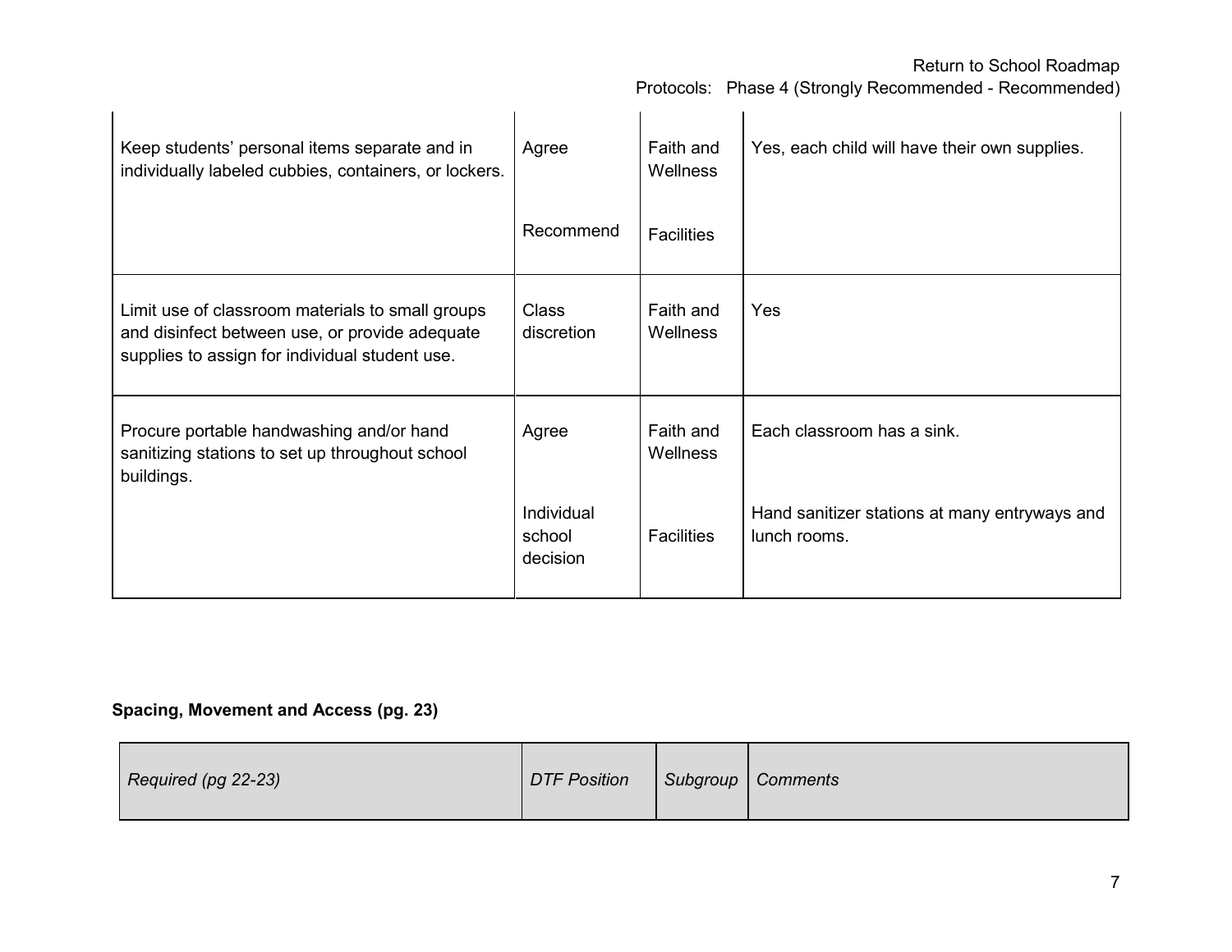| | | | |
|---|---|---|---|
| Keep students' personal items separate and in individually labeled cubbies, containers, or lockers. | Agree | Faith and Wellness | Yes, each child will have their own supplies. |
| | Recommend | Facilities | |
| Limit use of classroom materials to small groups and disinfect between use, or provide adequate supplies to assign for individual student use. | Class discretion | Faith and Wellness | Yes |
| Procure portable handwashing and/or hand sanitizing stations to set up throughout school buildings. | Agree | Faith and Wellness | Each classroom has a sink. |
| | Individual school decision | Facilities | Hand sanitizer stations at many entryways and lunch rooms. |

**Spacing, Movement and Access (pg. 23)**

| *Required (pg 22-23)* | *DTF Position* | *Subgroup* | *Comments* |
|---|---|---|---|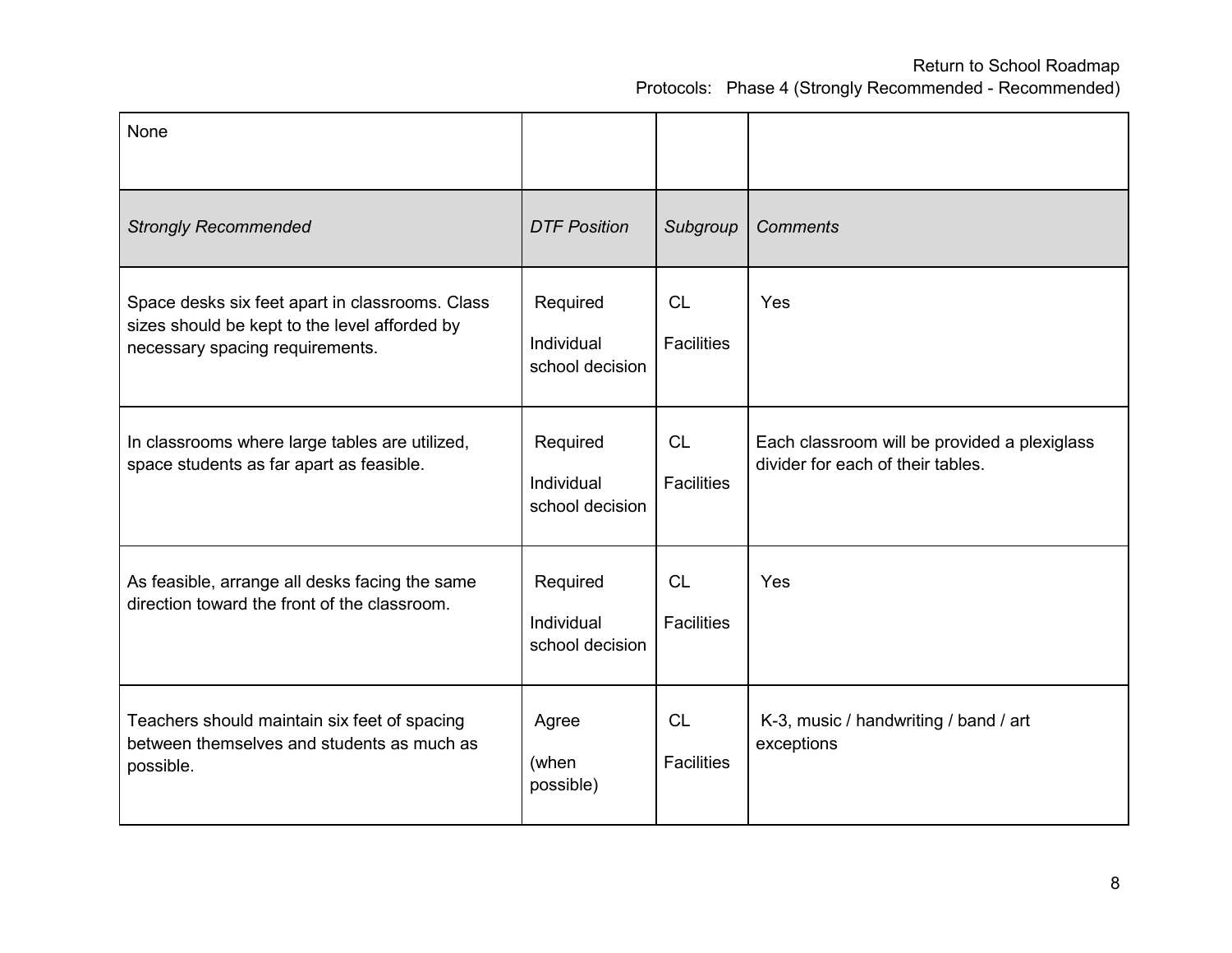| None | | | |
|---|---|---|---|
| *Strongly Recommended* | *DTF Position* | *Subgroup* | *Comments* |
| Space desks six feet apart in classrooms. Class sizes should be kept to the level afforded by necessary spacing requirements. | Required<br><br>Individual school decision | CL<br><br>Facilities | Yes |
| In classrooms where large tables are utilized, space students as far apart as feasible. | Required<br><br>Individual school decision | CL<br><br>Facilities | Each classroom will be provided a plexiglass divider for each of their tables. |
| As feasible, arrange all desks facing the same direction toward the front of the classroom. | Required<br><br>Individual school decision | CL<br><br>Facilities | Yes |
| Teachers should maintain six feet of spacing between themselves and students as much as possible. | Agree<br><br>(when possible) | CL<br><br>Facilities | K-3, music / handwriting / band / art exceptions |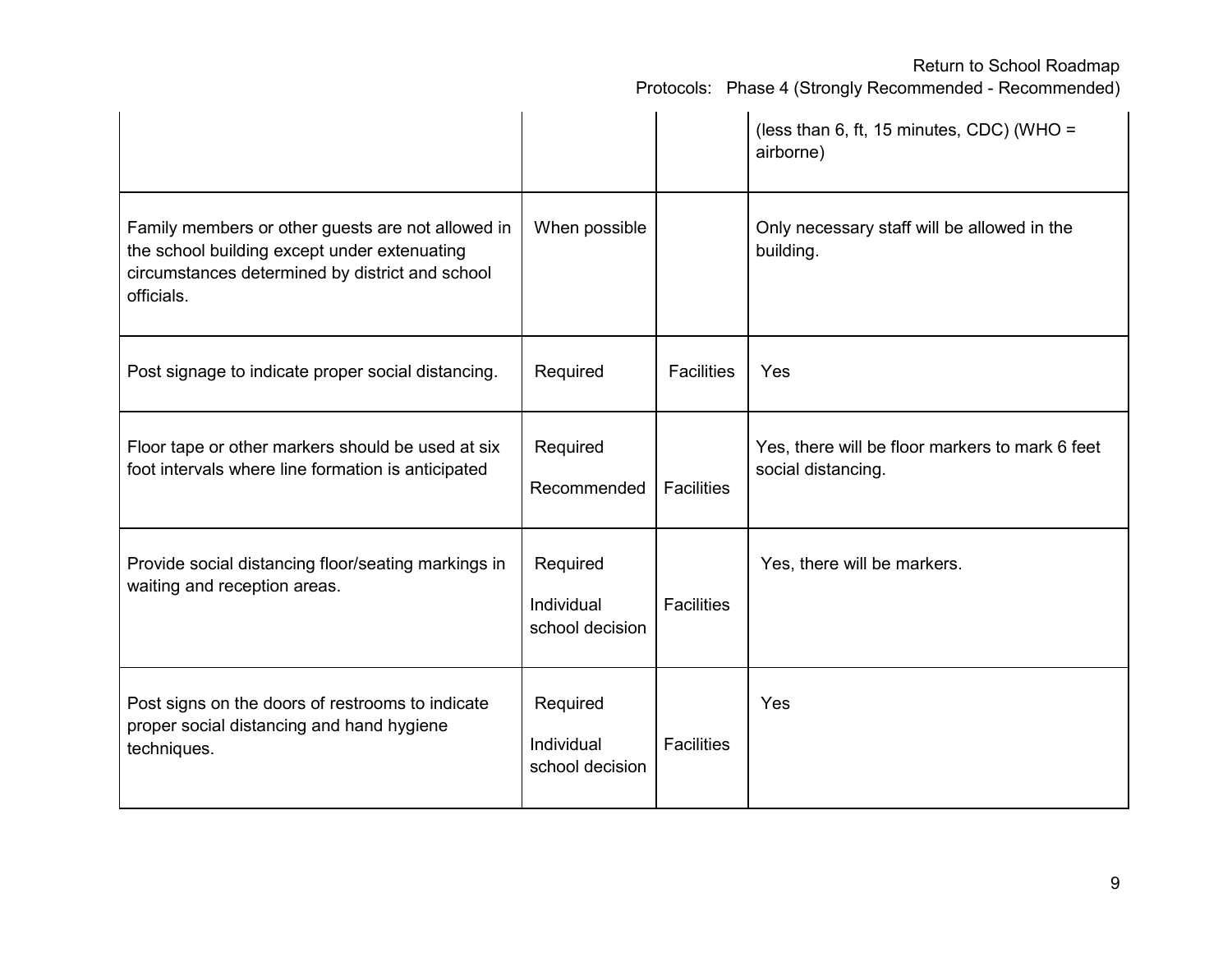| | | | |
|---|---|---|---|
| | | | (less than 6, ft, 15 minutes, CDC) (WHO = airborne) |
| Family members or other guests are not allowed in the school building except under extenuating circumstances determined by district and school officials. | When possible | | Only necessary staff will be allowed in the building. |
| Post signage to indicate proper social distancing. | Required | Facilities | Yes |
| Floor tape or other markers should be used at six foot intervals where line formation is anticipated | Required<br>Recommended | Facilities | Yes, there will be floor markers to mark 6 feet social distancing. |
| Provide social distancing floor/seating markings in waiting and reception areas. | Required<br>Individual school decision | Facilities | Yes, there will be markers. |
| Post signs on the doors of restrooms to indicate proper social distancing and hand hygiene techniques. | Required<br>Individual school decision | Facilities | Yes |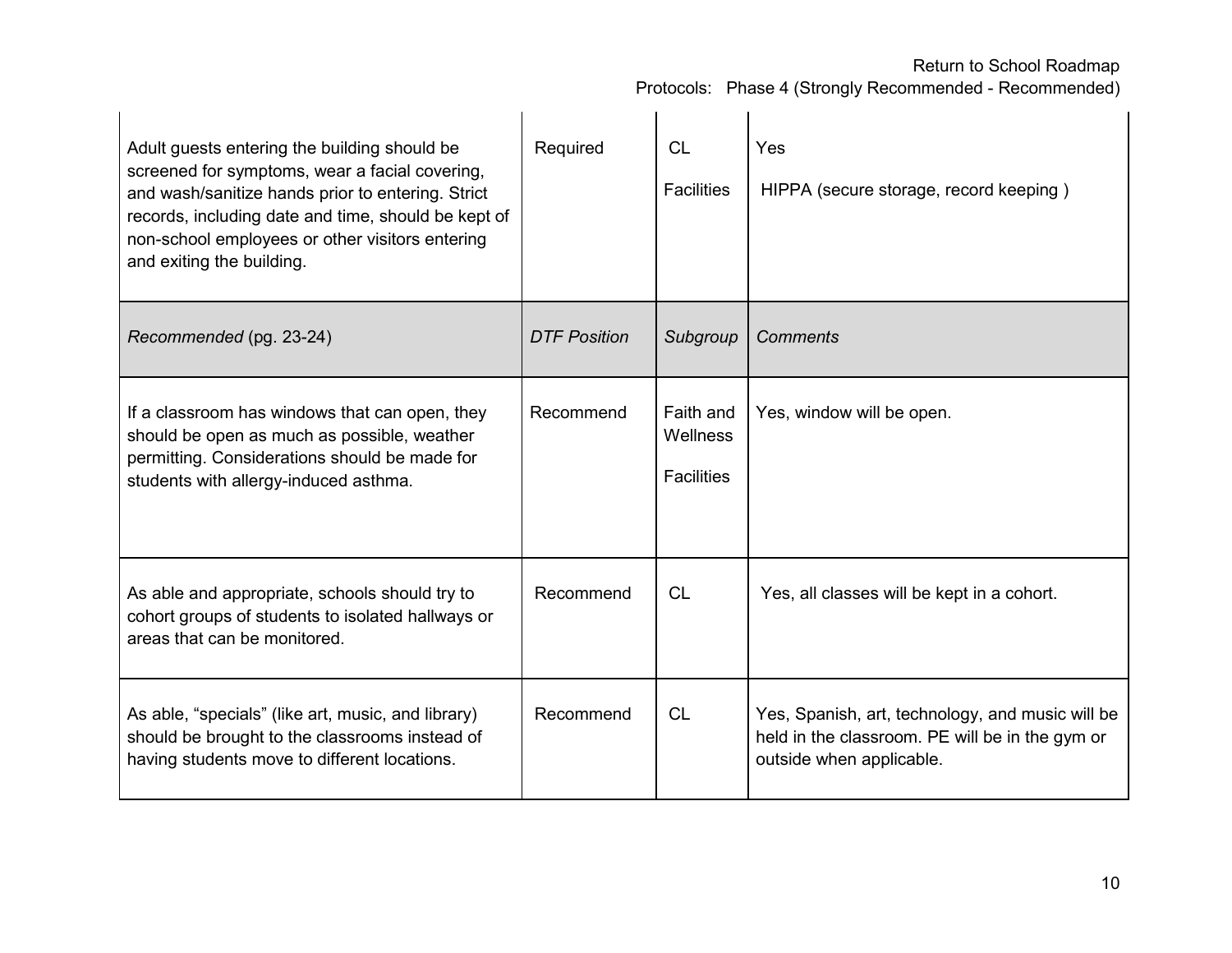| | | | |
|---|---|---|---|
| Adult guests entering the building should be screened for symptoms, wear a facial covering, and wash/sanitize hands prior to entering. Strict records, including date and time, should be kept of non-school employees or other visitors entering and exiting the building. | Required | CL<br><br>Facilities | Yes<br><br>HIPPA (secure storage, record keeping ) |
| *Recommended* (pg. 23-24) | *DTF Position* | *Subgroup* | *Comments* |
| If a classroom has windows that can open, they should be open as much as possible, weather permitting. Considerations should be made for students with allergy-induced asthma. | Recommend | Faith and Wellness<br><br>Facilities | Yes, window will be open. |
| As able and appropriate, schools should try to cohort groups of students to isolated hallways or areas that can be monitored. | Recommend | CL | Yes, all classes will be kept in a cohort. |
| As able, "specials" (like art, music, and library) should be brought to the classrooms instead of having students move to different locations. | Recommend | CL | Yes, Spanish, art, technology, and music will be held in the classroom. PE will be in the gym or outside when applicable. |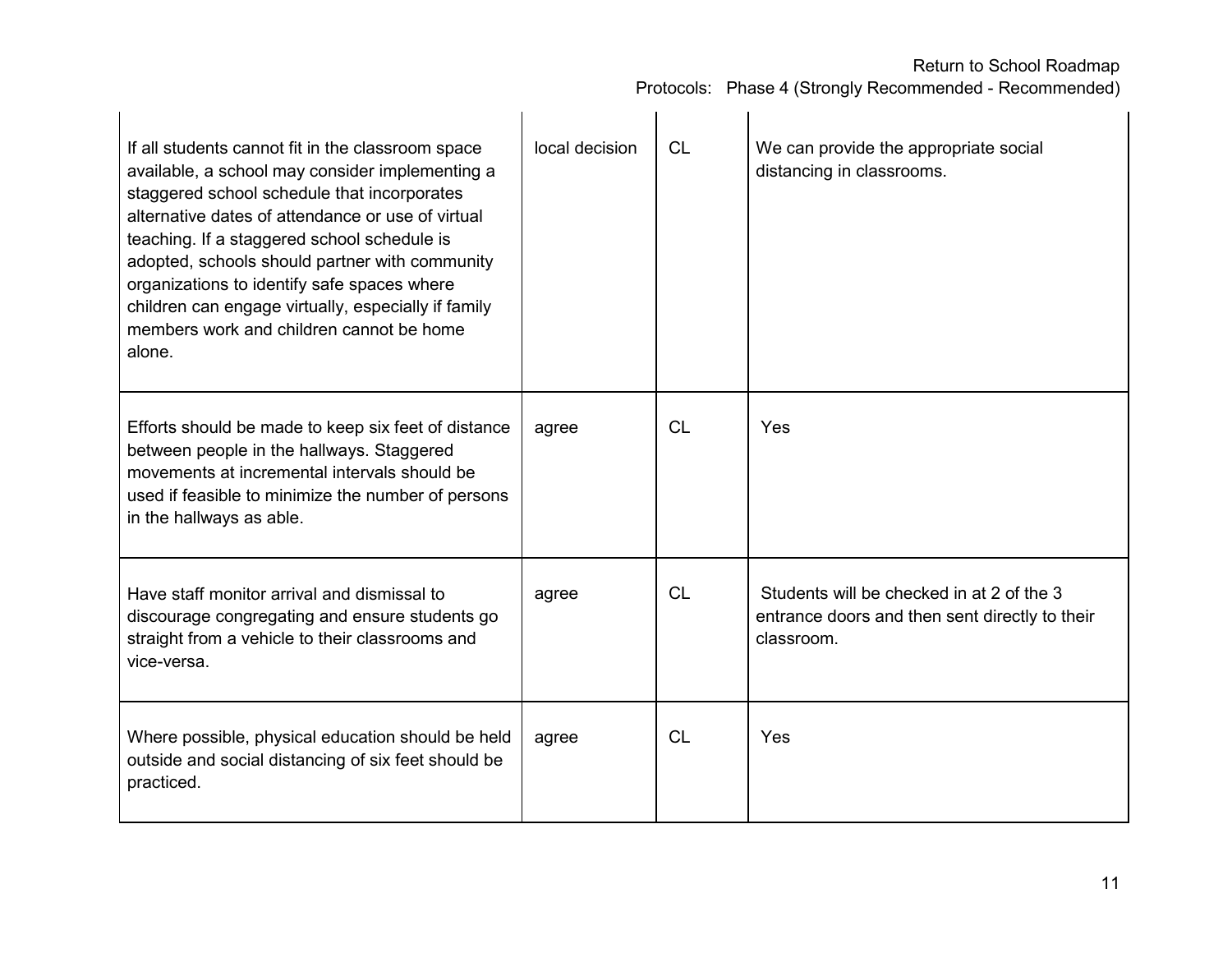| | | | |
|---|---|---|---|
| If all students cannot fit in the classroom space available, a school may consider implementing a staggered school schedule that incorporates alternative dates of attendance or use of virtual teaching. If a staggered school schedule is adopted, schools should partner with community organizations to identify safe spaces where children can engage virtually, especially if family members work and children cannot be home alone. | local decision | CL | We can provide the appropriate social distancing in classrooms. |
| Efforts should be made to keep six feet of distance between people in the hallways. Staggered movements at incremental intervals should be used if feasible to minimize the number of persons in the hallways as able. | agree | CL | Yes |
| Have staff monitor arrival and dismissal to discourage congregating and ensure students go straight from a vehicle to their classrooms and vice-versa. | agree | CL | Students will be checked in at 2 of the 3 entrance doors and then sent directly to their classroom. |
| Where possible, physical education should be held outside and social distancing of six feet should be practiced. | agree | CL | Yes |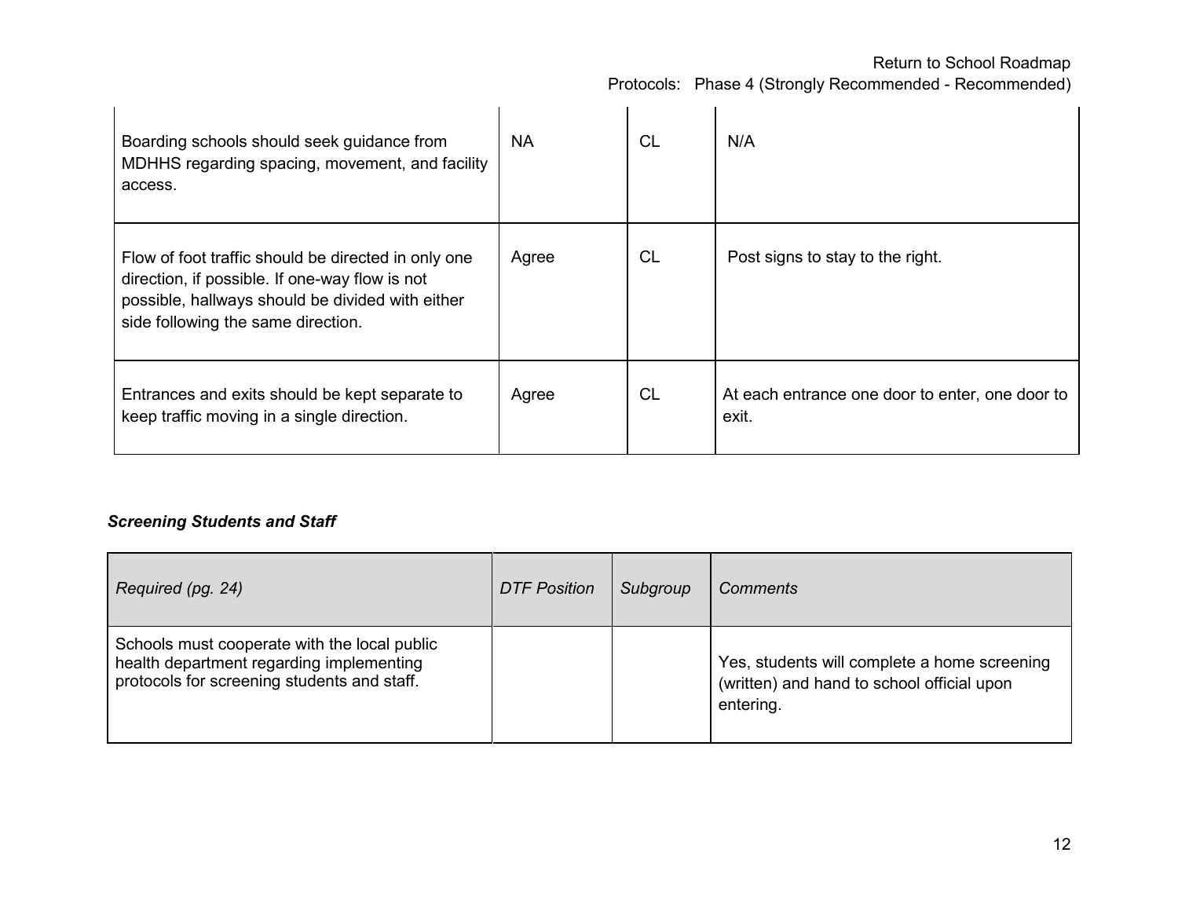| | | | |
|---|---|---|---|
| Boarding schools should seek guidance from MDHHS regarding spacing, movement, and facility access. | NA | CL | N/A |
| Flow of foot traffic should be directed in only one direction, if possible. If one-way flow is not possible, hallways should be divided with either side following the same direction. | Agree | CL | Post signs to stay to the right. |
| Entrances and exits should be kept separate to keep traffic moving in a single direction. | Agree | CL | At each entrance one door to enter, one door to exit. |

***Screening Students and Staff***

| *Required (pg. 24)* | *DTF Position* | *Subgroup* | *Comments* |
|---|---|---|---|
| Schools must cooperate with the local public health department regarding implementing protocols for screening students and staff. | | | Yes, students will complete a home screening (written) and hand to school official upon entering. |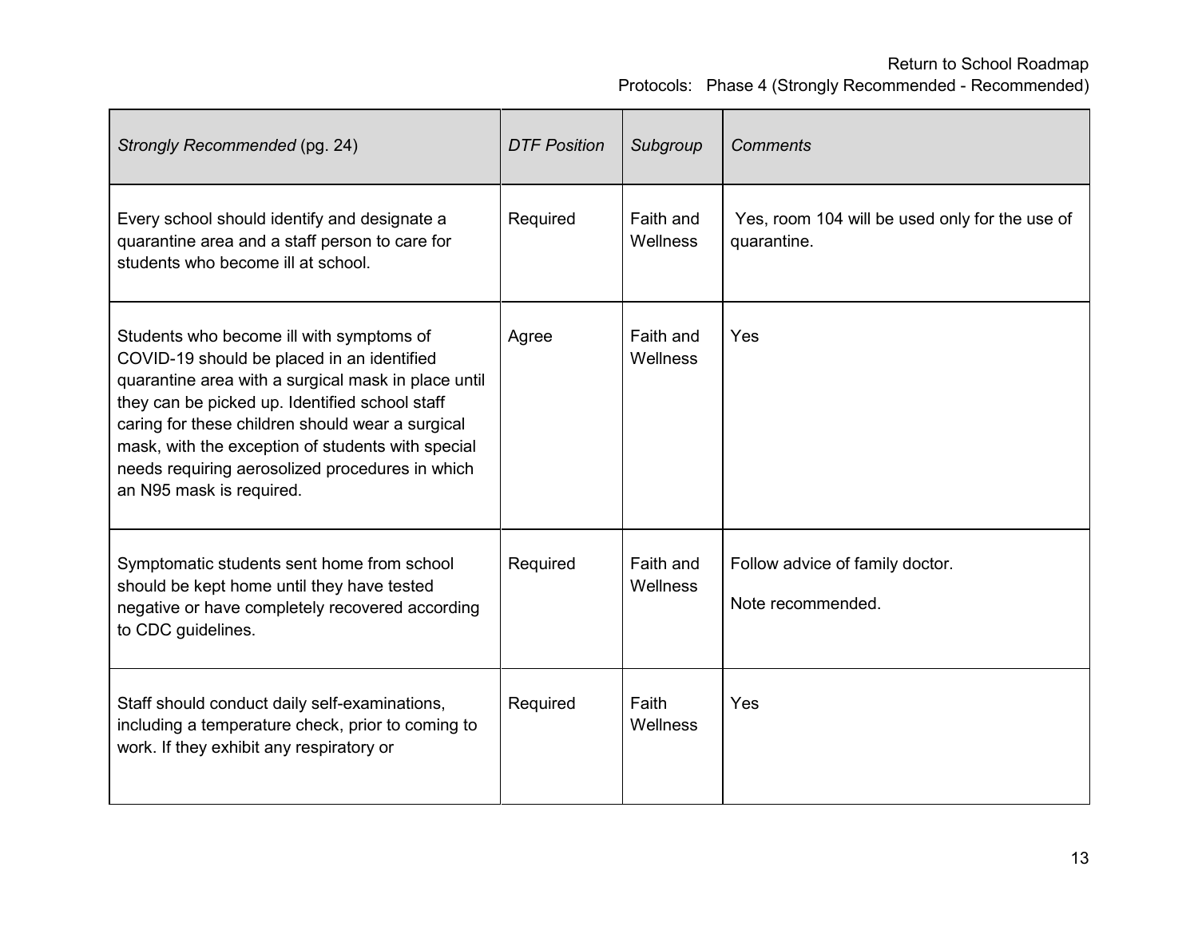| *Strongly Recommended* (pg. 24) | *DTF Position* | *Subgroup* | *Comments* |
|---|---|---|---|
| Every school should identify and designate a quarantine area and a staff person to care for students who become ill at school. | Required | Faith and Wellness | Yes, room 104 will be used only for the use of quarantine. |
| Students who become ill with symptoms of COVID-19 should be placed in an identified quarantine area with a surgical mask in place until they can be picked up. Identified school staff caring for these children should wear a surgical mask, with the exception of students with special needs requiring aerosolized procedures in which an N95 mask is required. | Agree | Faith and Wellness | Yes |
| Symptomatic students sent home from school should be kept home until they have tested negative or have completely recovered according to CDC guidelines. | Required | Faith and Wellness | Follow advice of family doctor.<br><br>Note recommended. |
| Staff should conduct daily self-examinations, including a temperature check, prior to coming to work. If they exhibit any respiratory or | Required | Faith Wellness | Yes |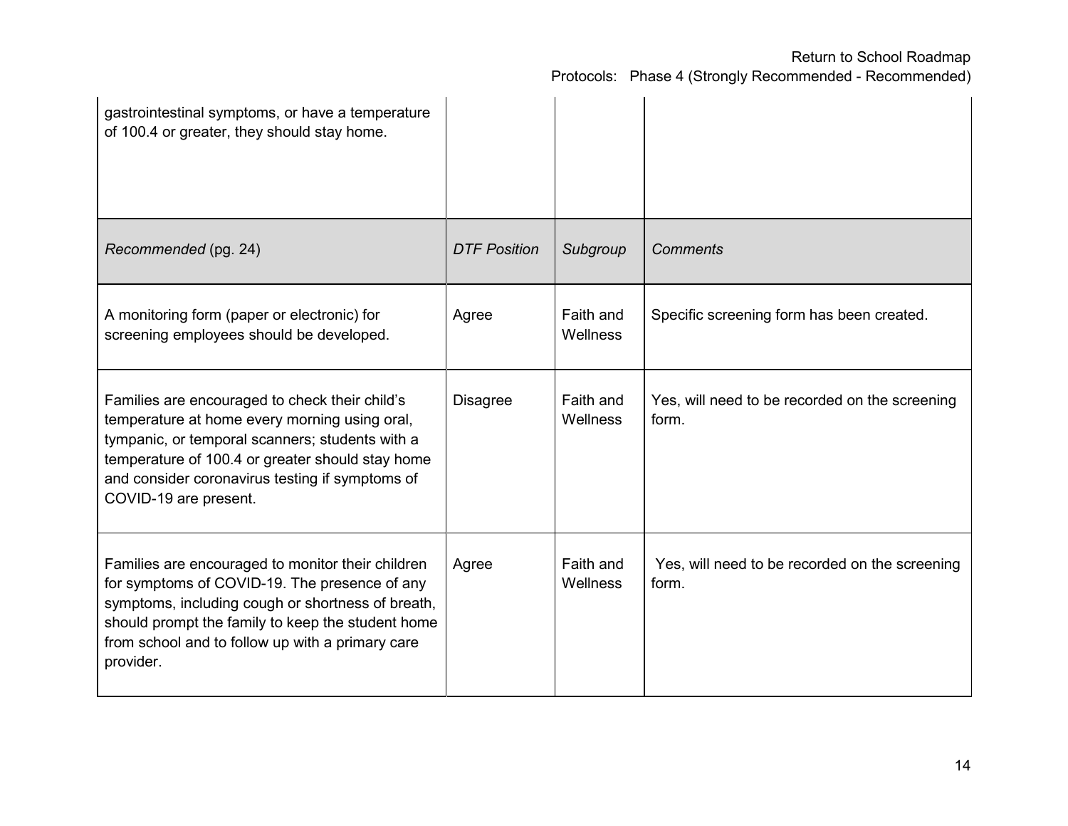| gastrointestinal symptoms, or have a temperature of 100.4 or greater, they should stay home. | | | |
|---|---|---|---|
| *Recommended* (pg. 24) | *DTF Position* | *Subgroup* | *Comments* |
| A monitoring form (paper or electronic) for screening employees should be developed. | Agree | Faith and Wellness | Specific screening form has been created. |
| Families are encouraged to check their child's temperature at home every morning using oral, tympanic, or temporal scanners; students with a temperature of 100.4 or greater should stay home and consider coronavirus testing if symptoms of COVID-19 are present. | Disagree | Faith and Wellness | Yes, will need to be recorded on the screening form. |
| Families are encouraged to monitor their children for symptoms of COVID-19. The presence of any symptoms, including cough or shortness of breath, should prompt the family to keep the student home from school and to follow up with a primary care provider. | Agree | Faith and Wellness | Yes, will need to be recorded on the screening form. |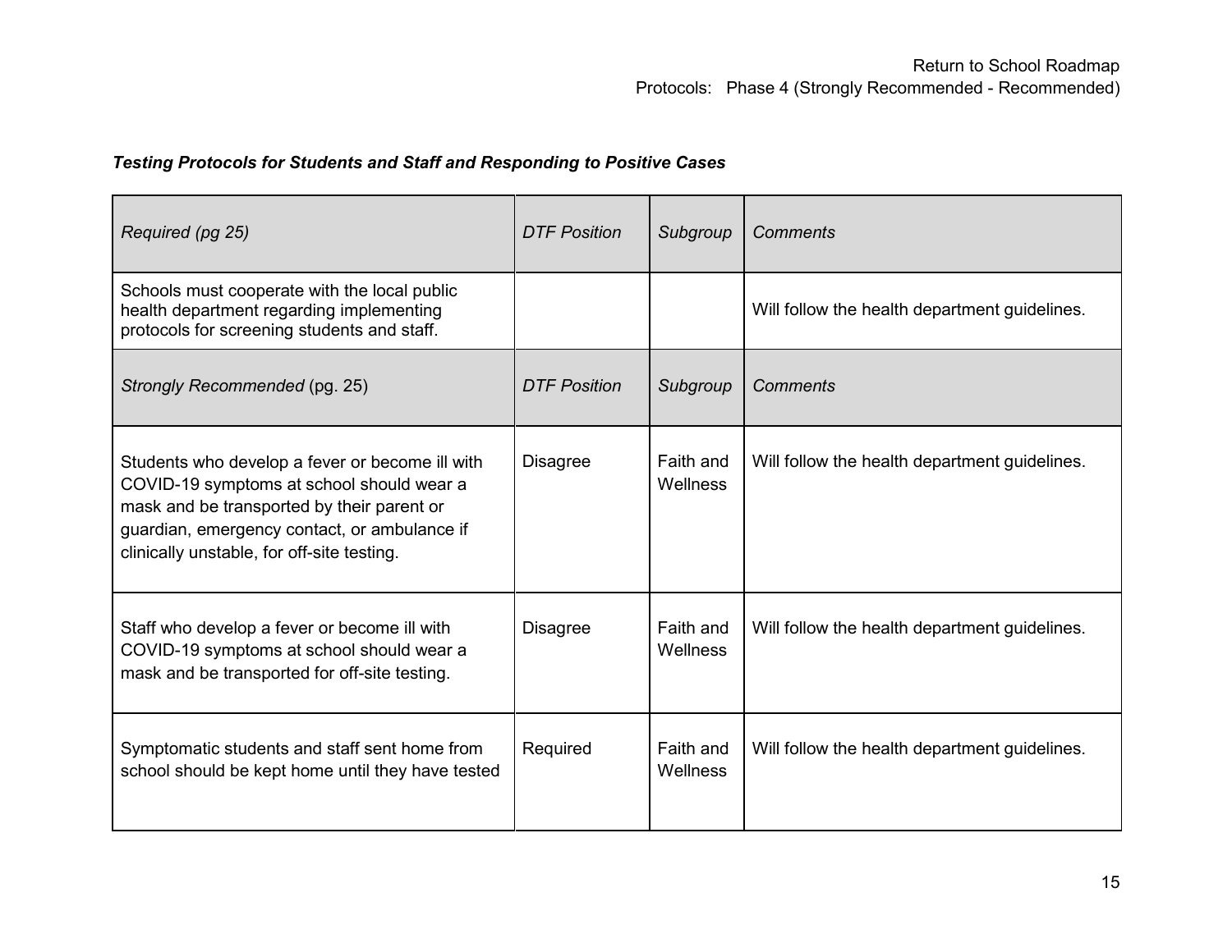***Testing Protocols for Students and Staff and Responding to Positive Cases***

| *Required (pg 25)* | *DTF Position* | *Subgroup* | *Comments* |
|---|---|---|---|
| Schools must cooperate with the local public health department regarding implementing protocols for screening students and staff. | | | Will follow the health department guidelines. |
| *Strongly Recommended* (pg. 25) | *DTF Position* | *Subgroup* | *Comments* |
| Students who develop a fever or become ill with COVID-19 symptoms at school should wear a mask and be transported by their parent or guardian, emergency contact, or ambulance if clinically unstable, for off-site testing. | Disagree | Faith and Wellness | Will follow the health department guidelines. |
| Staff who develop a fever or become ill with COVID-19 symptoms at school should wear a mask and be transported for off-site testing. | Disagree | Faith and Wellness | Will follow the health department guidelines. |
| Symptomatic students and staff sent home from school should be kept home until they have tested | Required | Faith and Wellness | Will follow the health department guidelines. |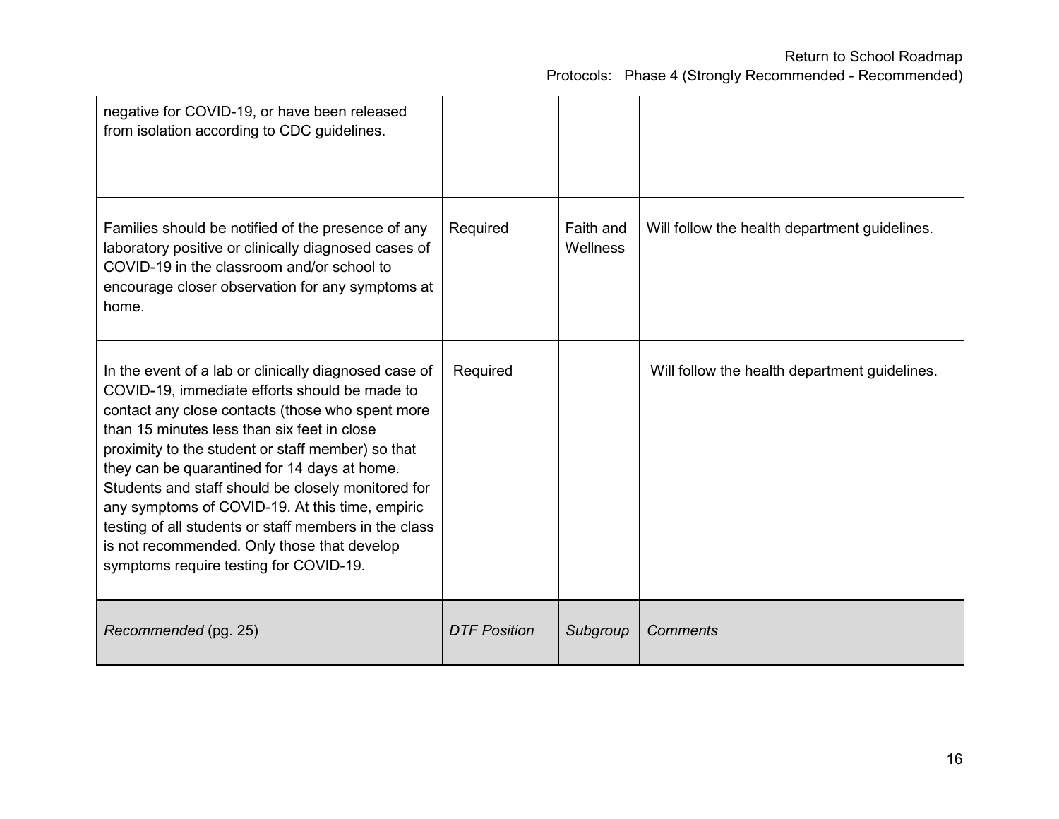| | | | |
|---|---|---|---|
| negative for COVID-19, or have been released from isolation according to CDC guidelines. | | | |
| Families should be notified of the presence of any laboratory positive or clinically diagnosed cases of COVID-19 in the classroom and/or school to encourage closer observation for any symptoms at home. | Required | Faith and Wellness | Will follow the health department guidelines. |
| In the event of a lab or clinically diagnosed case of COVID-19, immediate efforts should be made to contact any close contacts (those who spent more than 15 minutes less than six feet in close proximity to the student or staff member) so that they can be quarantined for 14 days at home. Students and staff should be closely monitored for any symptoms of COVID-19. At this time, empiric testing of all students or staff members in the class is not recommended. Only those that develop symptoms require testing for COVID-19. | Required | | Will follow the health department guidelines. |
| *Recommended* (pg. 25) | *DTF Position* | *Subgroup* | *Comments* |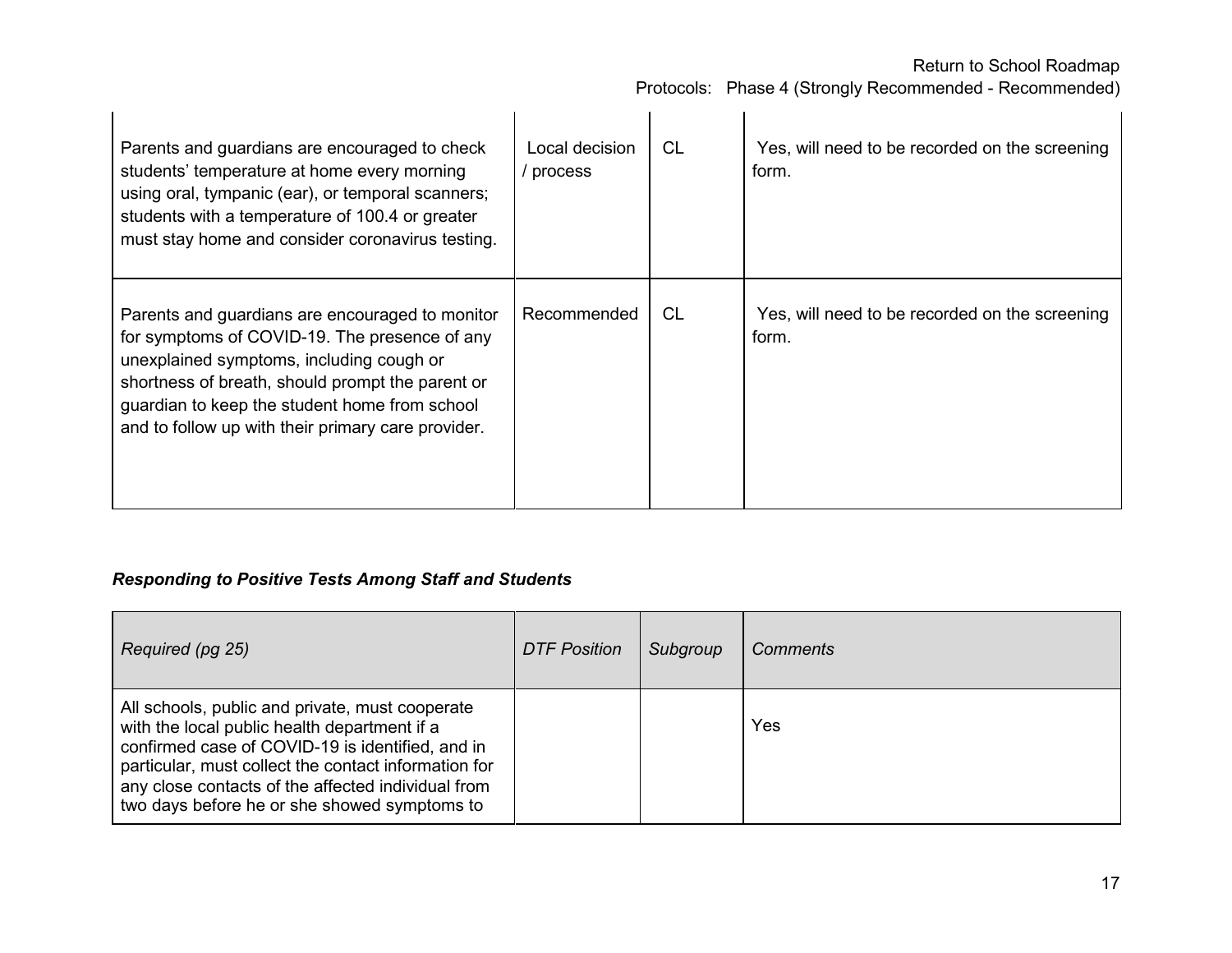| | | | |
|---|---|---|---|
| Parents and guardians are encouraged to check students' temperature at home every morning using oral, tympanic (ear), or temporal scanners; students with a temperature of 100.4 or greater must stay home and consider coronavirus testing. | Local decision / process | CL | Yes, will need to be recorded on the screening form. |
| Parents and guardians are encouraged to monitor for symptoms of COVID-19. The presence of any unexplained symptoms, including cough or shortness of breath, should prompt the parent or guardian to keep the student home from school and to follow up with their primary care provider. | Recommended | CL | Yes, will need to be recorded on the screening form. |

***Responding to Positive Tests Among Staff and Students***

| *Required (pg 25)* | *DTF Position* | *Subgroup* | *Comments* |
|---|---|---|---|
| All schools, public and private, must cooperate with the local public health department if a confirmed case of COVID-19 is identified, and in particular, must collect the contact information for any close contacts of the affected individual from two days before he or she showed symptoms to | | | Yes |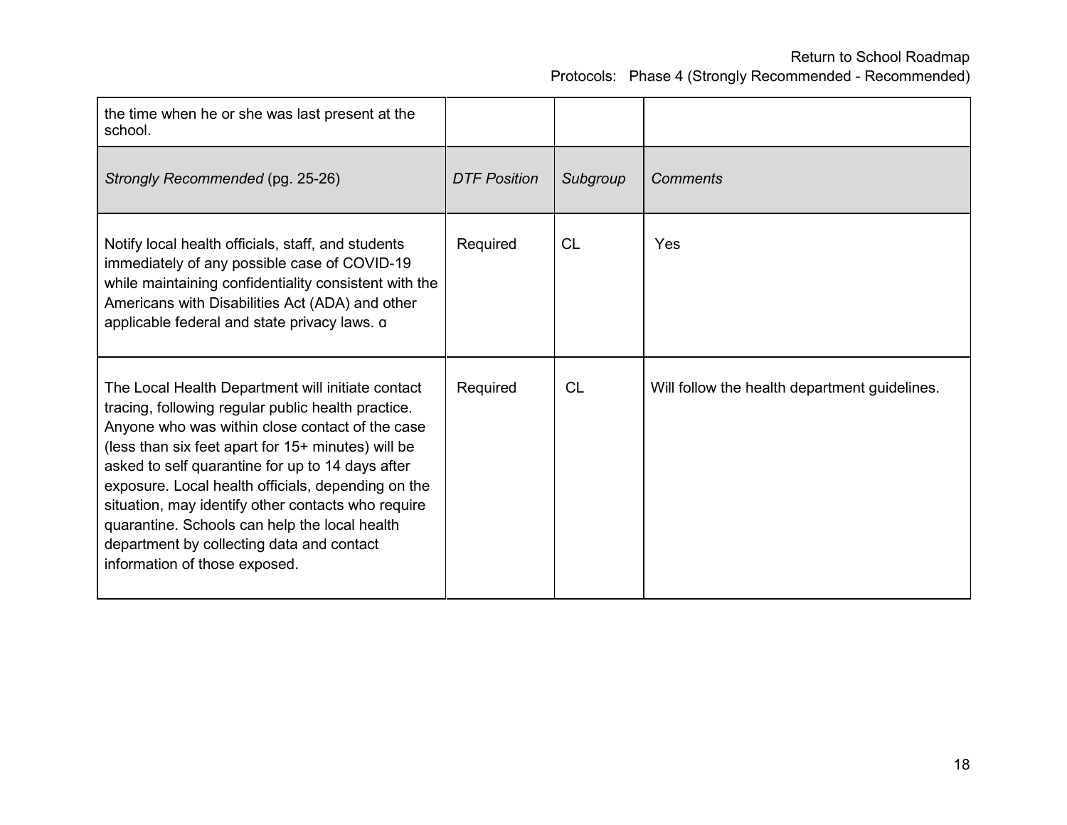| | | | |
|---|---|---|---|
| the time when he or she was last present at the school. | | | |
| *Strongly Recommended* (pg. 25-26) | *DTF Position* | *Subgroup* | *Comments* |
| Notify local health officials, staff, and students immediately of any possible case of COVID-19 while maintaining confidentiality consistent with the Americans with Disabilities Act (ADA) and other applicable federal and state privacy laws. ɑ | Required | CL | Yes |
| The Local Health Department will initiate contact tracing, following regular public health practice. Anyone who was within close contact of the case (less than six feet apart for 15+ minutes) will be asked to self quarantine for up to 14 days after exposure. Local health officials, depending on the situation, may identify other contacts who require quarantine. Schools can help the local health department by collecting data and contact information of those exposed. | Required | CL | Will follow the health department guidelines. |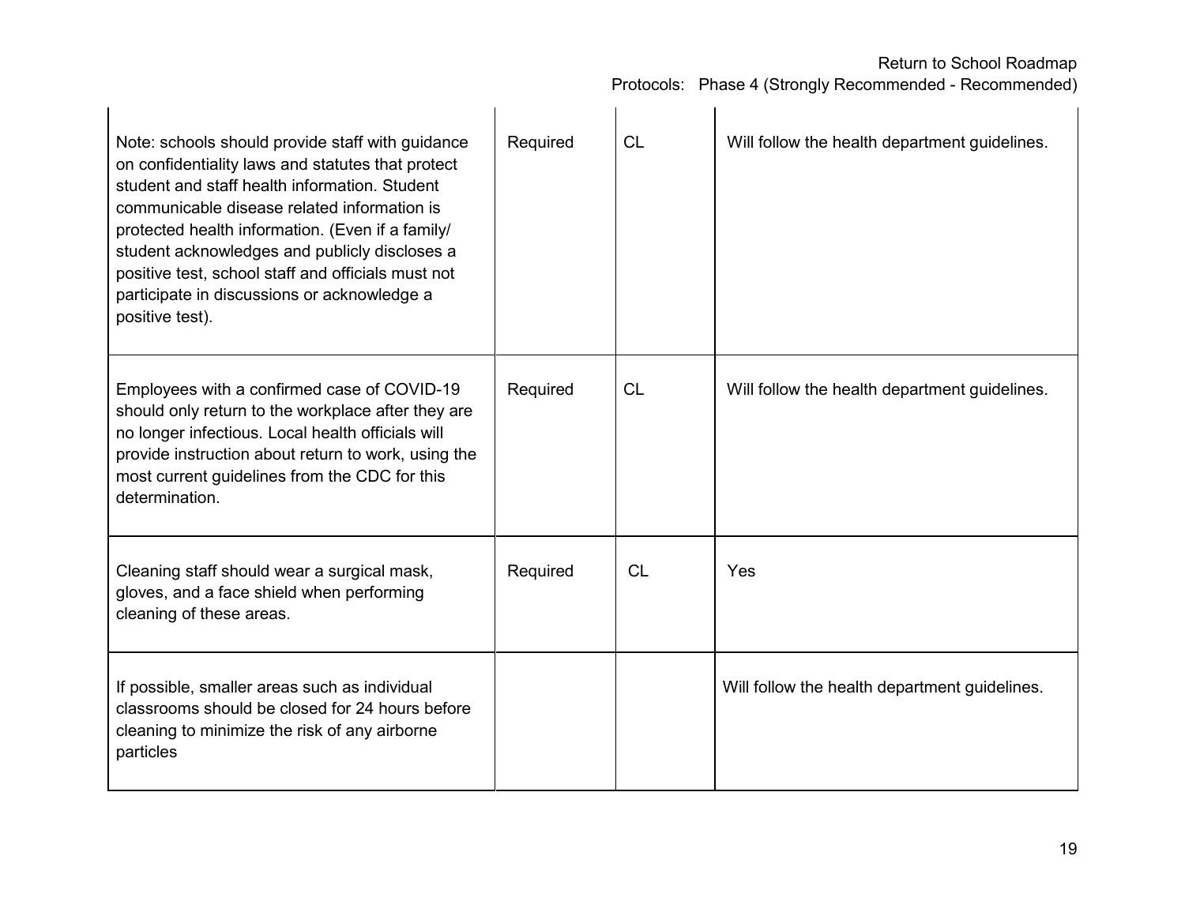| | | | |
|---|---|---|---|
| Note: schools should provide staff with guidance on confidentiality laws and statutes that protect student and staff health information. Student communicable disease related information is protected health information. (Even if a family/ student acknowledges and publicly discloses a positive test, school staff and officials must not participate in discussions or acknowledge a positive test). | Required | CL | Will follow the health department guidelines. |
| Employees with a confirmed case of COVID-19 should only return to the workplace after they are no longer infectious. Local health officials will provide instruction about return to work, using the most current guidelines from the CDC for this determination. | Required | CL | Will follow the health department guidelines. |
| Cleaning staff should wear a surgical mask, gloves, and a face shield when performing cleaning of these areas. | Required | CL | Yes |
| If possible, smaller areas such as individual classrooms should be closed for 24 hours before cleaning to minimize the risk of any airborne particles | | | Will follow the health department guidelines. |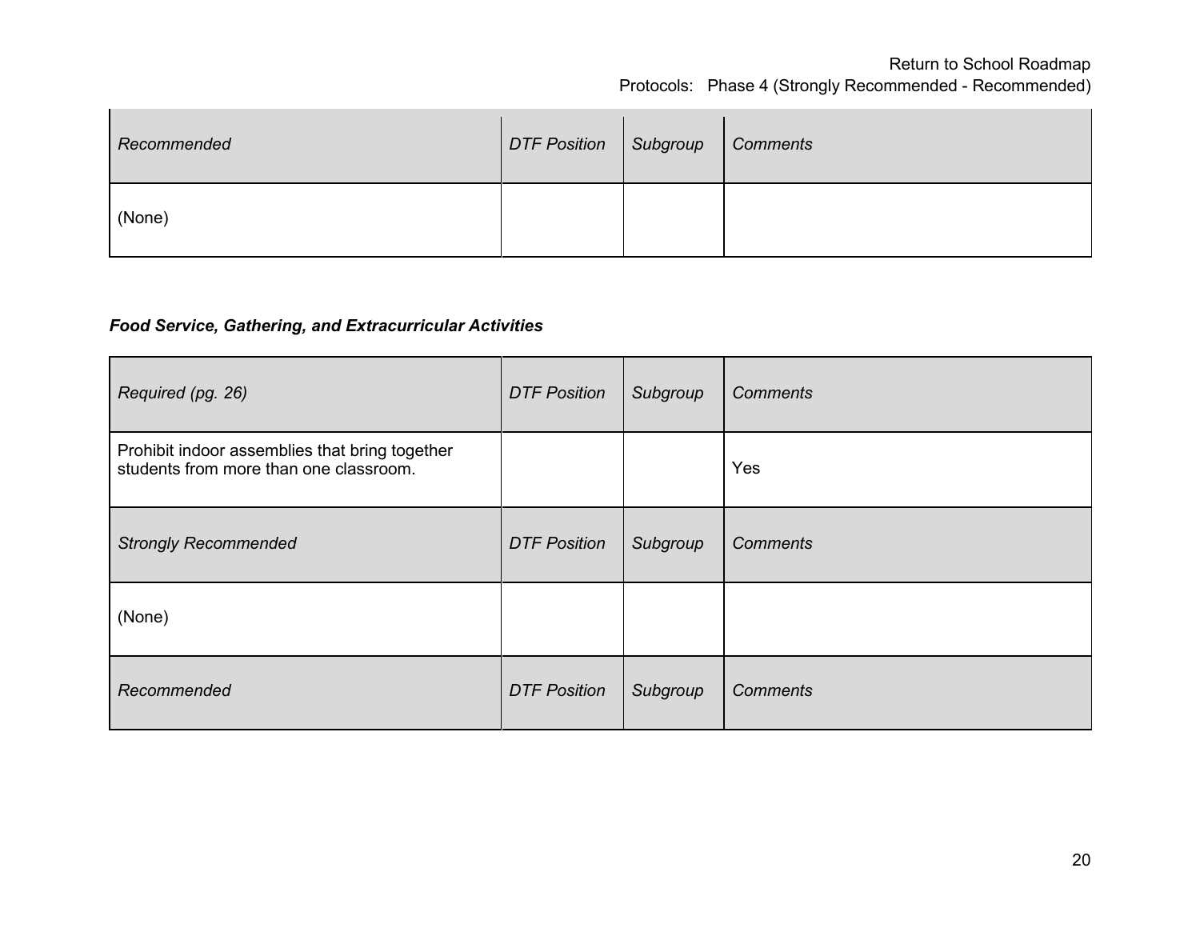| *Recommended* | *DTF Position* | *Subgroup* | *Comments* |
|---|---|---|---|
| (None) | | | |

***Food Service, Gathering, and Extracurricular Activities***

| *Required (pg. 26)* | *DTF Position* | *Subgroup* | *Comments* |
|---|---|---|---|
| Prohibit indoor assemblies that bring together students from more than one classroom. | | | Yes |
| *Strongly Recommended* | *DTF Position* | *Subgroup* | *Comments* |
| (None) | | | |
| *Recommended* | *DTF Position* | *Subgroup* | *Comments* |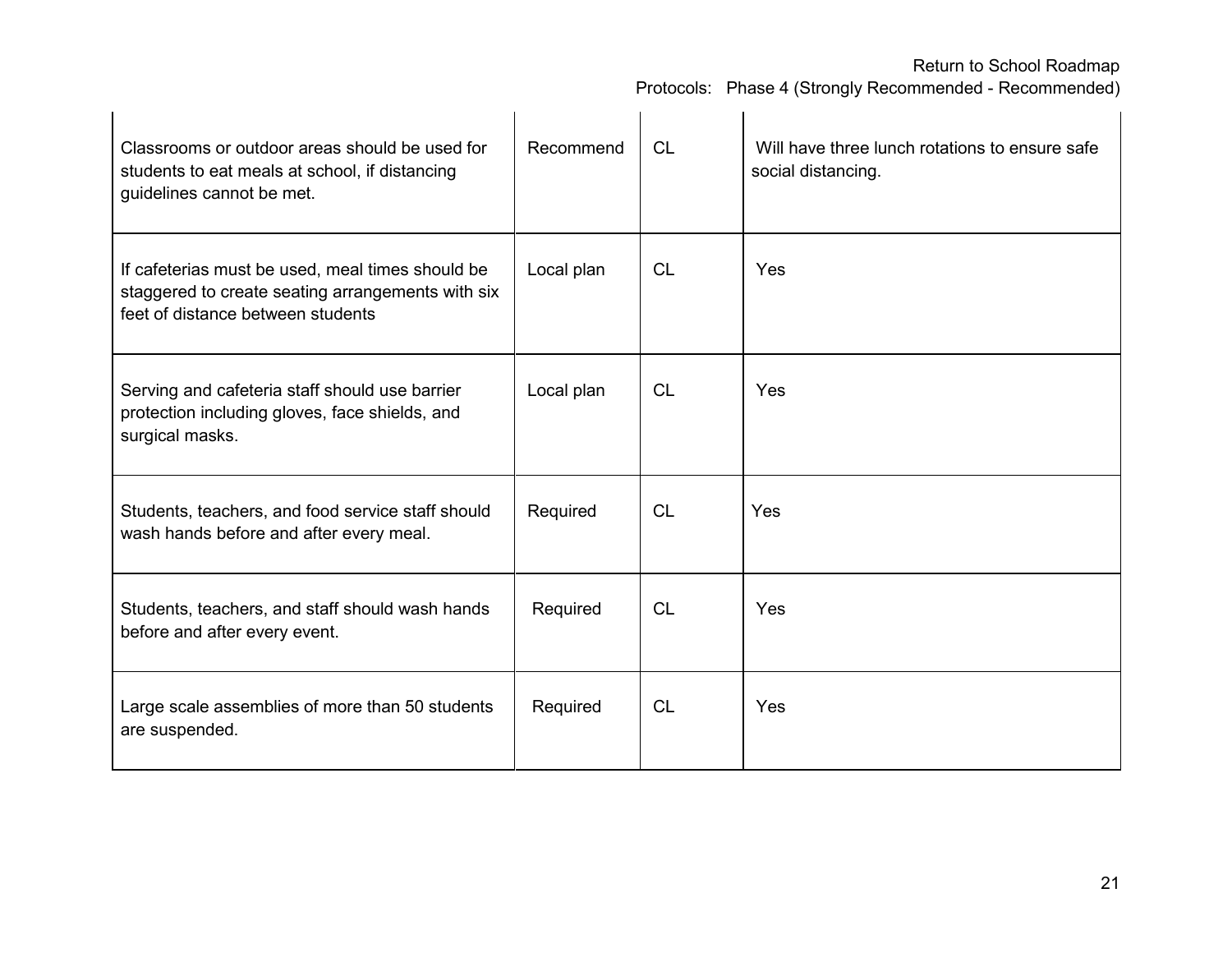| | | | |
|---|---|---|---|
| Classrooms or outdoor areas should be used for students to eat meals at school, if distancing guidelines cannot be met. | Recommend | CL | Will have three lunch rotations to ensure safe social distancing. |
| If cafeterias must be used, meal times should be staggered to create seating arrangements with six feet of distance between students | Local plan | CL | Yes |
| Serving and cafeteria staff should use barrier protection including gloves, face shields, and surgical masks. | Local plan | CL | Yes |
| Students, teachers, and food service staff should wash hands before and after every meal. | Required | CL | Yes |
| Students, teachers, and staff should wash hands before and after every event. | Required | CL | Yes |
| Large scale assemblies of more than 50 students are suspended. | Required | CL | Yes |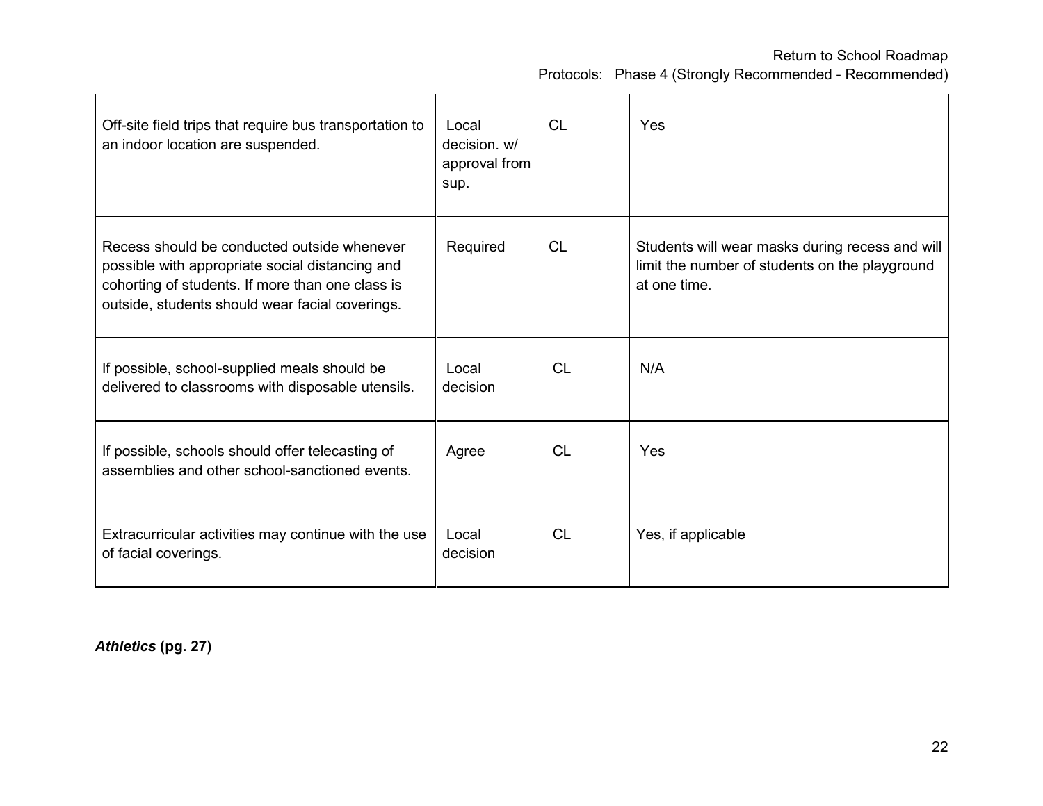| | | | |
|---|---|---|---|
| Off-site field trips that require bus transportation to an indoor location are suspended. | Local decision. w/ approval from sup. | CL | Yes |
| Recess should be conducted outside whenever possible with appropriate social distancing and cohorting of students. If more than one class is outside, students should wear facial coverings. | Required | CL | Students will wear masks during recess and will limit the number of students on the playground at one time. |
| If possible, school-supplied meals should be delivered to classrooms with disposable utensils. | Local decision | CL | N/A |
| If possible, schools should offer telecasting of assemblies and other school-sanctioned events. | Agree | CL | Yes |
| Extracurricular activities may continue with the use of facial coverings. | Local decision | CL | Yes, if applicable |

***Athletics*** **(pg. 27)**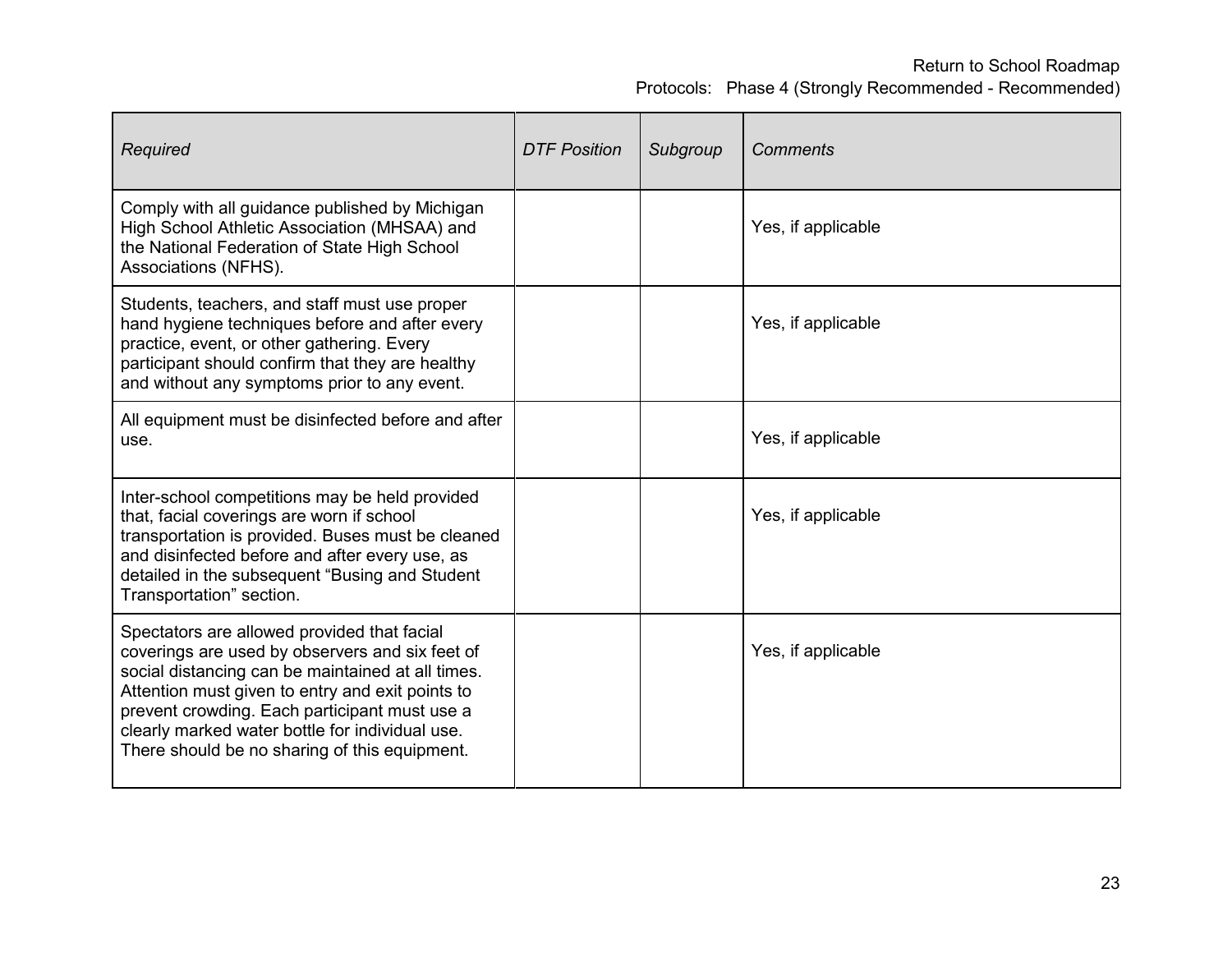| *Required* | *DTF Position* | *Subgroup* | *Comments* |
|---|---|---|---|
| Comply with all guidance published by Michigan High School Athletic Association (MHSAA) and the National Federation of State High School Associations (NFHS). | | | Yes, if applicable |
| Students, teachers, and staff must use proper hand hygiene techniques before and after every practice, event, or other gathering. Every participant should confirm that they are healthy and without any symptoms prior to any event. | | | Yes, if applicable |
| All equipment must be disinfected before and after use. | | | Yes, if applicable |
| Inter-school competitions may be held provided that, facial coverings are worn if school transportation is provided. Buses must be cleaned and disinfected before and after every use, as detailed in the subsequent "Busing and Student Transportation" section. | | | Yes, if applicable |
| Spectators are allowed provided that facial coverings are used by observers and six feet of social distancing can be maintained at all times. Attention must given to entry and exit points to prevent crowding. Each participant must use a clearly marked water bottle for individual use. There should be no sharing of this equipment. | | | Yes, if applicable |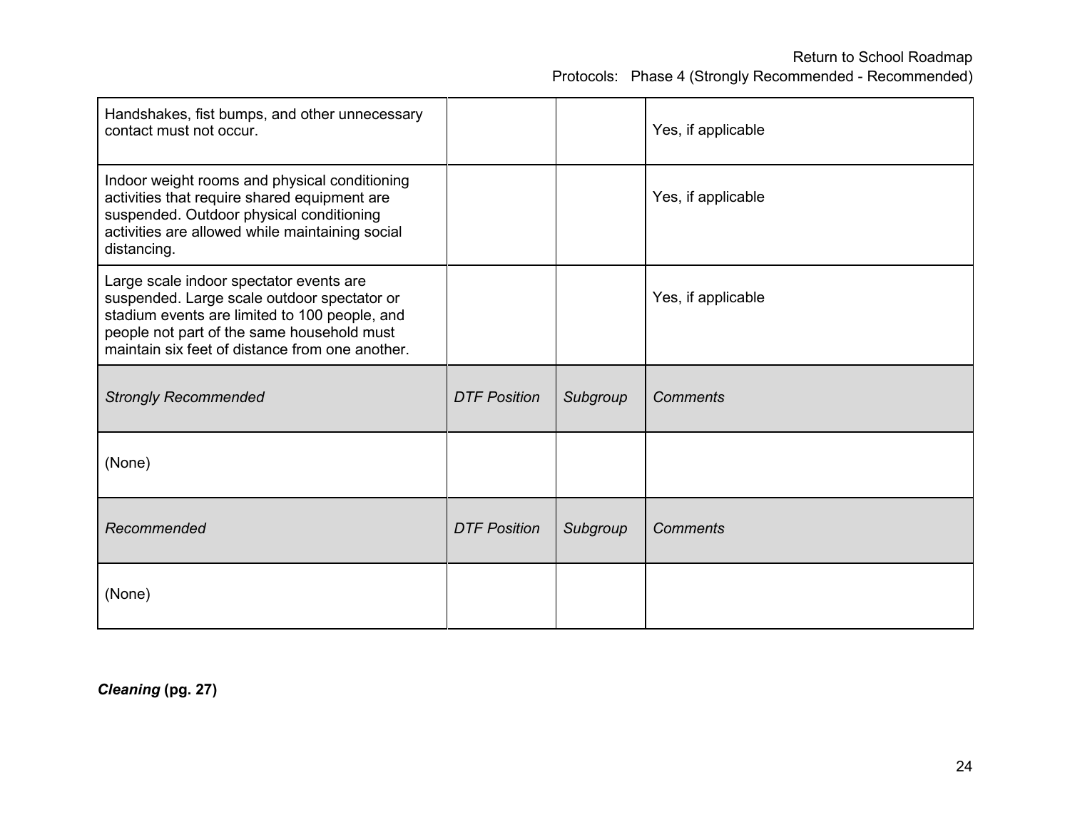| | | | |
|---|---|---|---|
| Handshakes, fist bumps, and other unnecessary contact must not occur. | | | Yes, if applicable |
| Indoor weight rooms and physical conditioning activities that require shared equipment are suspended. Outdoor physical conditioning activities are allowed while maintaining social distancing. | | | Yes, if applicable |
| Large scale indoor spectator events are suspended. Large scale outdoor spectator or stadium events are limited to 100 people, and people not part of the same household must maintain six feet of distance from one another. | | | Yes, if applicable |
| *Strongly Recommended* | *DTF Position* | *Subgroup* | *Comments* |
| (None) | | | |
| *Recommended* | *DTF Position* | *Subgroup* | *Comments* |
| (None) | | | |

***Cleaning* (pg. 27)**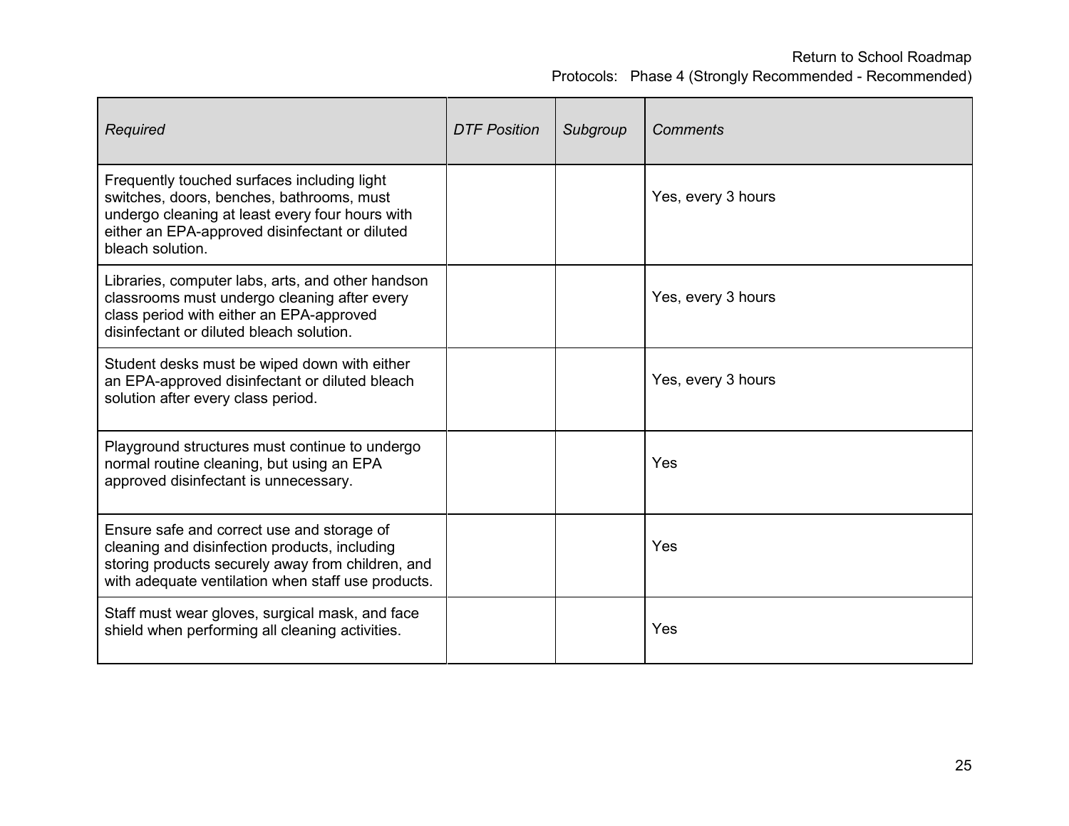| *Required* | *DTF Position* | *Subgroup* | *Comments* |
|---|---|---|---|
| Frequently touched surfaces including light switches, doors, benches, bathrooms, must undergo cleaning at least every four hours with either an EPA-approved disinfectant or diluted bleach solution. | | | Yes, every 3 hours |
| Libraries, computer labs, arts, and other handson classrooms must undergo cleaning after every class period with either an EPA-approved disinfectant or diluted bleach solution. | | | Yes, every 3 hours |
| Student desks must be wiped down with either an EPA-approved disinfectant or diluted bleach solution after every class period. | | | Yes, every 3 hours |
| Playground structures must continue to undergo normal routine cleaning, but using an EPA approved disinfectant is unnecessary. | | | Yes |
| Ensure safe and correct use and storage of cleaning and disinfection products, including storing products securely away from children, and with adequate ventilation when staff use products. | | | Yes |
| Staff must wear gloves, surgical mask, and face shield when performing all cleaning activities. | | | Yes |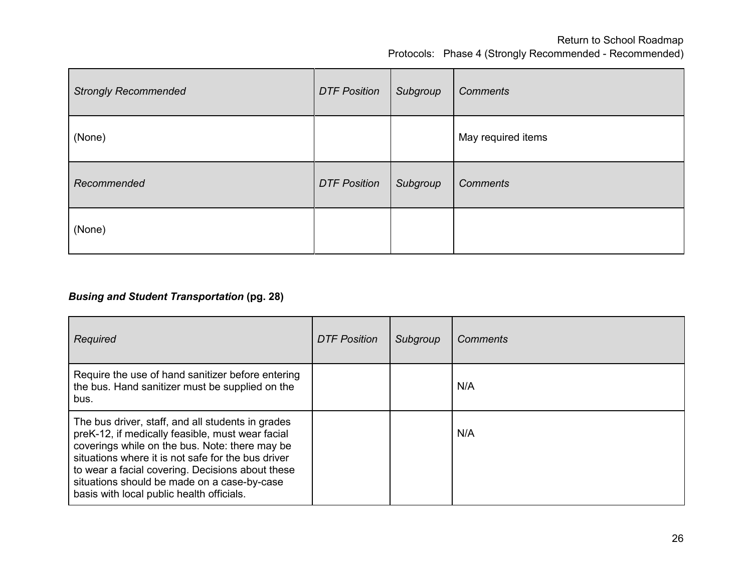| *Strongly Recommended* | *DTF Position* | *Subgroup* | *Comments* |
|---|---|---|---|
| (None) | | | May required items |
| *Recommended* | *DTF Position* | *Subgroup* | *Comments* |
| (None) | | | |

***Busing and Student Transportation* (pg. 28)**

| *Required* | *DTF Position* | *Subgroup* | *Comments* |
|---|---|---|---|
| Require the use of hand sanitizer before entering the bus. Hand sanitizer must be supplied on the bus. | | | N/A |
| The bus driver, staff, and all students in grades preK-12, if medically feasible, must wear facial coverings while on the bus. Note: there may be situations where it is not safe for the bus driver to wear a facial covering. Decisions about these situations should be made on a case-by-case basis with local public health officials. | | | N/A |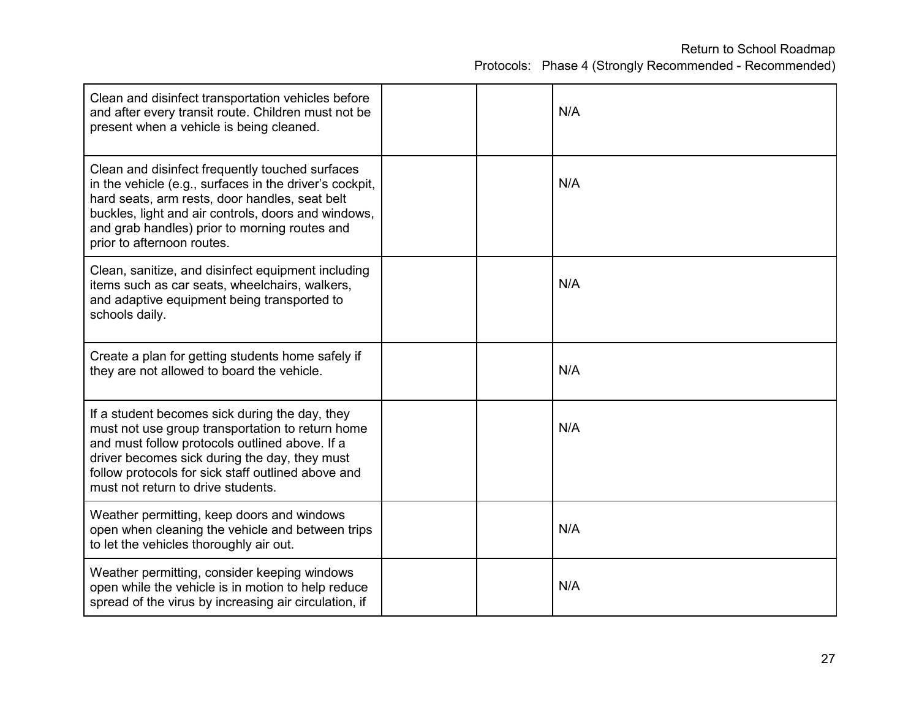| | | | |
|---|---|---|---|
| Clean and disinfect transportation vehicles before and after every transit route. Children must not be present when a vehicle is being cleaned. | | | N/A |
| Clean and disinfect frequently touched surfaces in the vehicle (e.g., surfaces in the driver's cockpit, hard seats, arm rests, door handles, seat belt buckles, light and air controls, doors and windows, and grab handles) prior to morning routes and prior to afternoon routes. | | | N/A |
| Clean, sanitize, and disinfect equipment including items such as car seats, wheelchairs, walkers, and adaptive equipment being transported to schools daily. | | | N/A |
| Create a plan for getting students home safely if they are not allowed to board the vehicle. | | | N/A |
| If a student becomes sick during the day, they must not use group transportation to return home and must follow protocols outlined above. If a driver becomes sick during the day, they must follow protocols for sick staff outlined above and must not return to drive students. | | | N/A |
| Weather permitting, keep doors and windows open when cleaning the vehicle and between trips to let the vehicles thoroughly air out. | | | N/A |
| Weather permitting, consider keeping windows open while the vehicle is in motion to help reduce spread of the virus by increasing air circulation, if | | | N/A |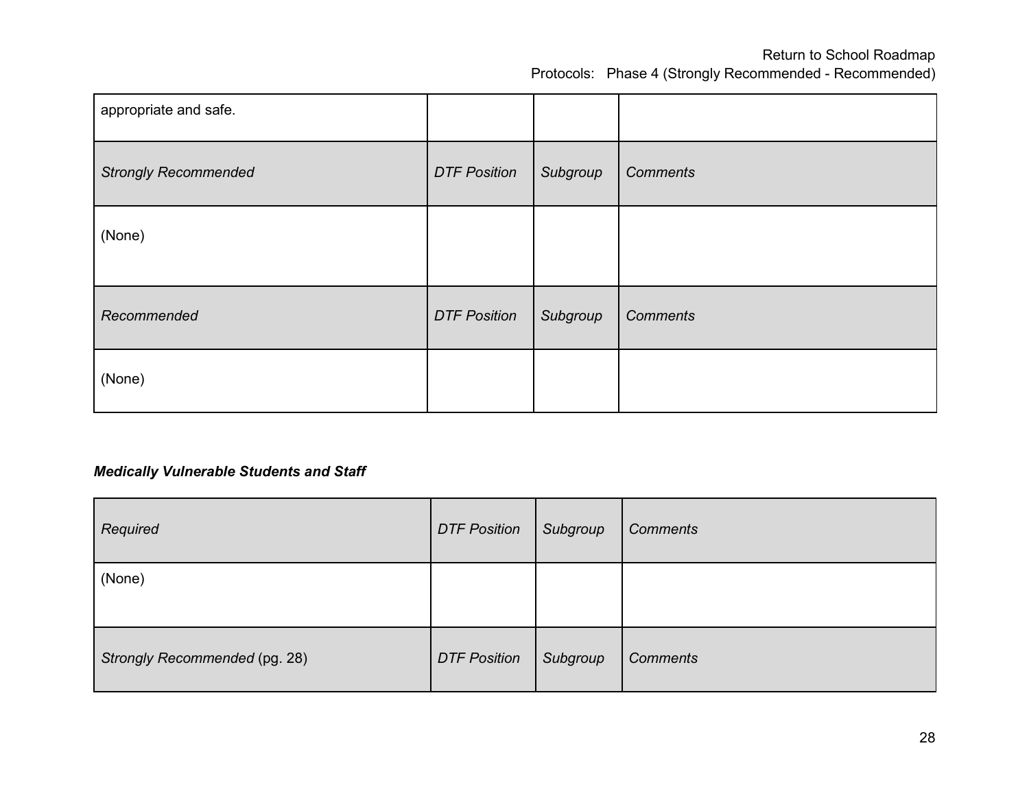| appropriate and safe. | | | |
|---|---|---|---|
| *Strongly Recommended* | *DTF Position* | *Subgroup* | *Comments* |
| (None) | | | |
| *Recommended* | *DTF Position* | *Subgroup* | *Comments* |
| (None) | | | |

***Medically Vulnerable Students and Staff***

| *Required* | *DTF Position* | *Subgroup* | *Comments* |
|---|---|---|---|
| (None) | | | |
| *Strongly Recommended* (pg. 28) | *DTF Position* | *Subgroup* | *Comments* |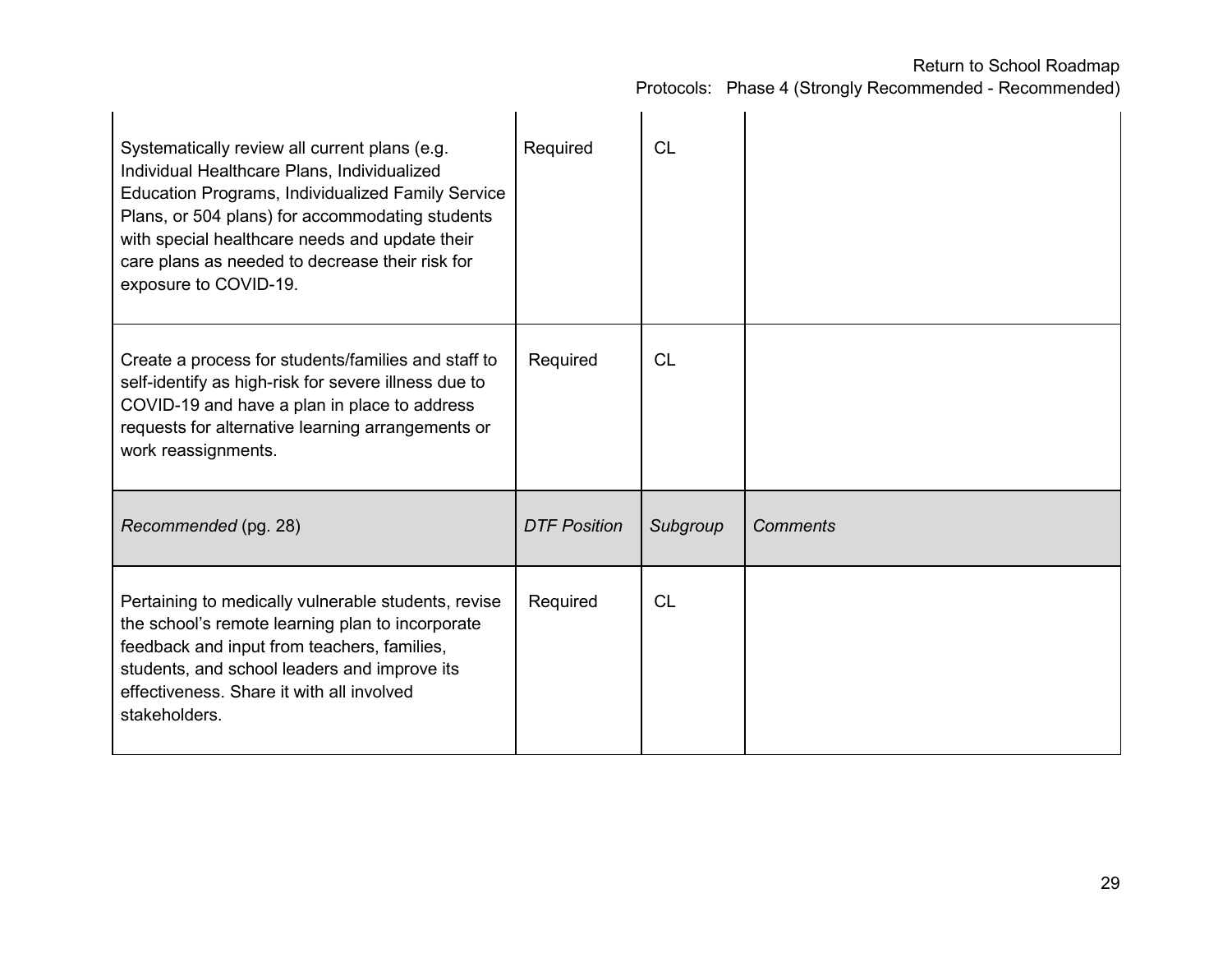| | | | |
|---|---|---|---|
| Systematically review all current plans (e.g. Individual Healthcare Plans, Individualized Education Programs, Individualized Family Service Plans, or 504 plans) for accommodating students with special healthcare needs and update their care plans as needed to decrease their risk for exposure to COVID-19. | Required | CL | |
| Create a process for students/families and staff to self-identify as high-risk for severe illness due to COVID-19 and have a plan in place to address requests for alternative learning arrangements or work reassignments. | Required | CL | |
| *Recommended* (pg. 28) | *DTF Position* | *Subgroup* | *Comments* |
| Pertaining to medically vulnerable students, revise the school's remote learning plan to incorporate feedback and input from teachers, families, students, and school leaders and improve its effectiveness. Share it with all involved stakeholders. | Required | CL | |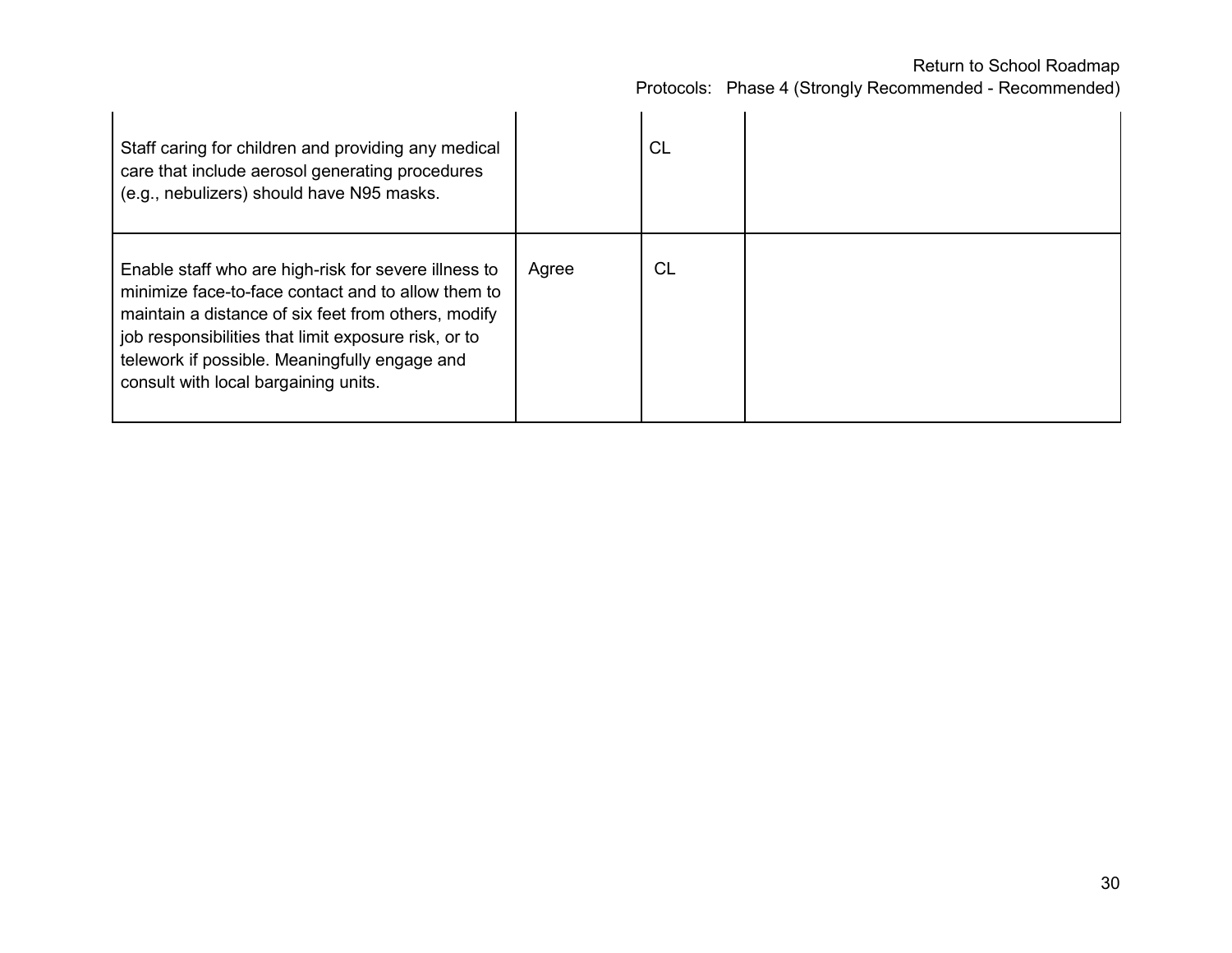| | | | |
|---|---|---|---|
| Staff caring for children and providing any medical care that include aerosol generating procedures (e.g., nebulizers) should have N95 masks. | | CL | |
| Enable staff who are high-risk for severe illness to minimize face-to-face contact and to allow them to maintain a distance of six feet from others, modify job responsibilities that limit exposure risk, or to telework if possible. Meaningfully engage and consult with local bargaining units. | Agree | CL | |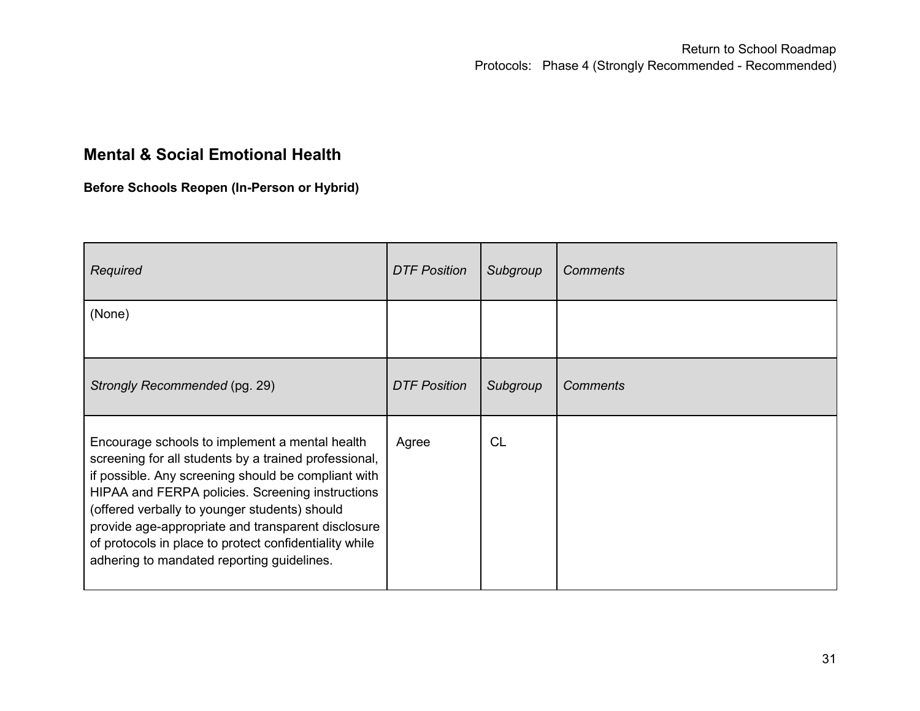## Mental & Social Emotional Health

**Before Schools Reopen (In-Person or Hybrid)**

| *Required* | *DTF Position* | *Subgroup* | *Comments* |
|---|---|---|---|
| (None) | | | |
| *Strongly Recommended* (pg. 29) | *DTF Position* | *Subgroup* | *Comments* |
| Encourage schools to implement a mental health screening for all students by a trained professional, if possible. Any screening should be compliant with HIPAA and FERPA policies. Screening instructions (offered verbally to younger students) should provide age-appropriate and transparent disclosure of protocols in place to protect confidentiality while adhering to mandated reporting guidelines. | Agree | CL | |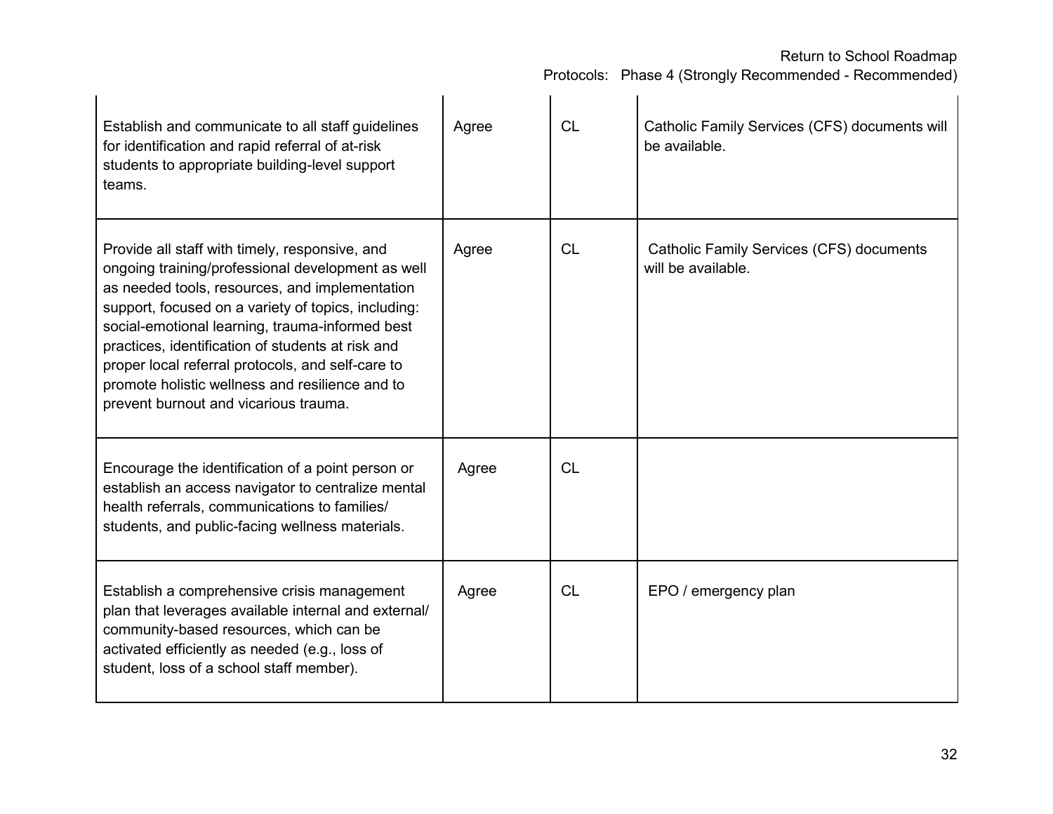| | | | |
|---|---|---|---|
| Establish and communicate to all staff guidelines for identification and rapid referral of at-risk students to appropriate building-level support teams. | Agree | CL | Catholic Family Services (CFS) documents will be available. |
| Provide all staff with timely, responsive, and ongoing training/professional development as well as needed tools, resources, and implementation support, focused on a variety of topics, including: social-emotional learning, trauma-informed best practices, identification of students at risk and proper local referral protocols, and self-care to promote holistic wellness and resilience and to prevent burnout and vicarious trauma. | Agree | CL | Catholic Family Services (CFS) documents will be available. |
| Encourage the identification of a point person or establish an access navigator to centralize mental health referrals, communications to families/ students, and public-facing wellness materials. | Agree | CL | |
| Establish a comprehensive crisis management plan that leverages available internal and external/ community-based resources, which can be activated efficiently as needed (e.g., loss of student, loss of a school staff member). | Agree | CL | EPO / emergency plan |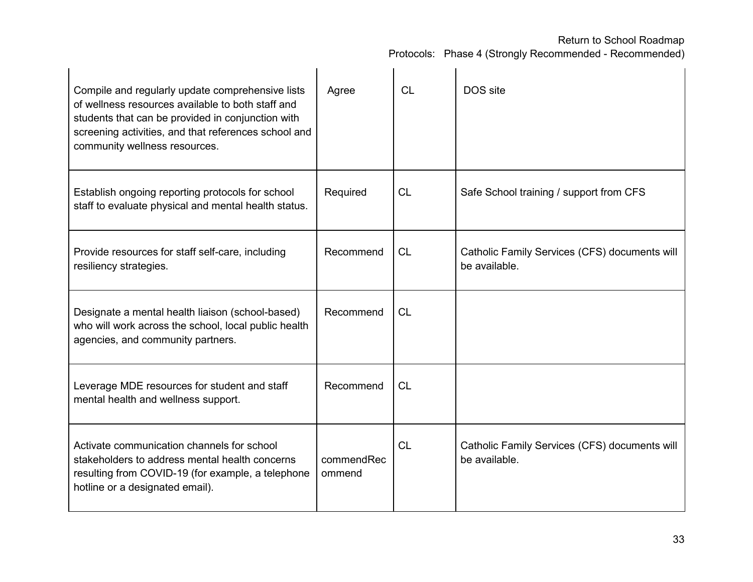| | | | |
|---|---|---|---|
| Compile and regularly update comprehensive lists of wellness resources available to both staff and students that can be provided in conjunction with screening activities, and that references school and community wellness resources. | Agree | CL | DOS site |
| Establish ongoing reporting protocols for school staff to evaluate physical and mental health status. | Required | CL | Safe School training / support from CFS |
| Provide resources for staff self-care, including resiliency strategies. | Recommend | CL | Catholic Family Services (CFS) documents will be available. |
| Designate a mental health liaison (school-based) who will work across the school, local public health agencies, and community partners. | Recommend | CL | |
| Leverage MDE resources for student and staff mental health and wellness support. | Recommend | CL | |
| Activate communication channels for school stakeholders to address mental health concerns resulting from COVID-19 (for example, a telephone hotline or a designated email). | commendRecommend | CL | Catholic Family Services (CFS) documents will be available. |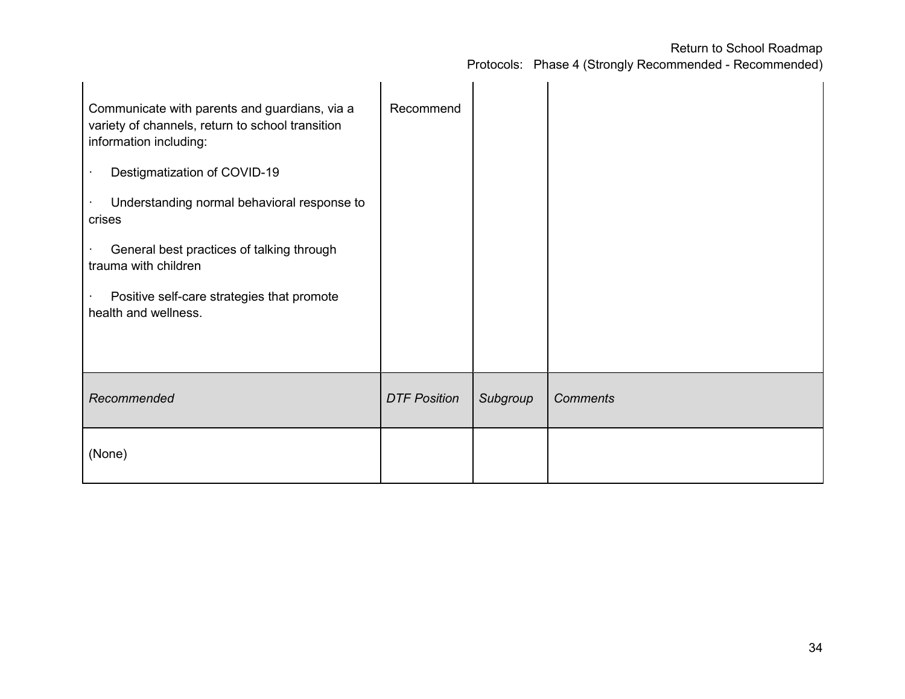| | | | |
|---|---|---|---|
| Communicate with parents and guardians, via a variety of channels, return to school transition information including:<br><br>· Destigmatization of COVID-19<br><br>· Understanding normal behavioral response to crises<br><br>· General best practices of talking through trauma with children<br><br>· Positive self-care strategies that promote health and wellness. | Recommend | | |

| *Recommended* | *DTF Position* | *Subgroup* | *Comments* |
|---|---|---|---|
| (None) | | | |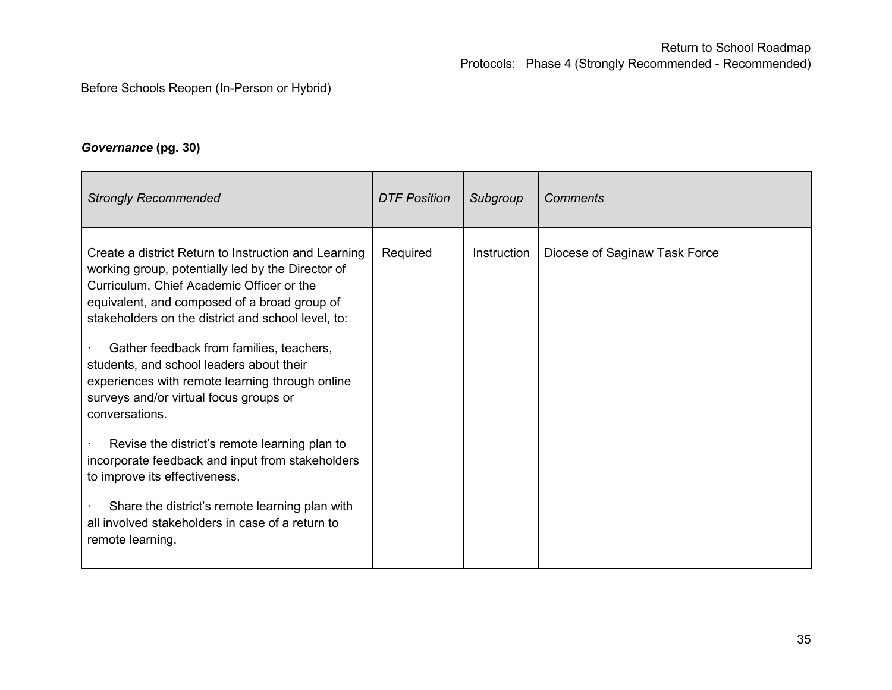Before Schools Reopen (In-Person or Hybrid)

***Governance* (pg. 30)**

| *Strongly Recommended* | *DTF Position* | *Subgroup* | *Comments* |
|---|---|---|---|
| Create a district Return to Instruction and Learning working group, potentially led by the Director of Curriculum, Chief Academic Officer or the equivalent, and composed of a broad group of stakeholders on the district and school level, to:<br>· Gather feedback from families, teachers, students, and school leaders about their experiences with remote learning through online surveys and/or virtual focus groups or conversations.<br>· Revise the district's remote learning plan to incorporate feedback and input from stakeholders to improve its effectiveness.<br>· Share the district's remote learning plan with all involved stakeholders in case of a return to remote learning. | Required | Instruction | Diocese of Saginaw Task Force |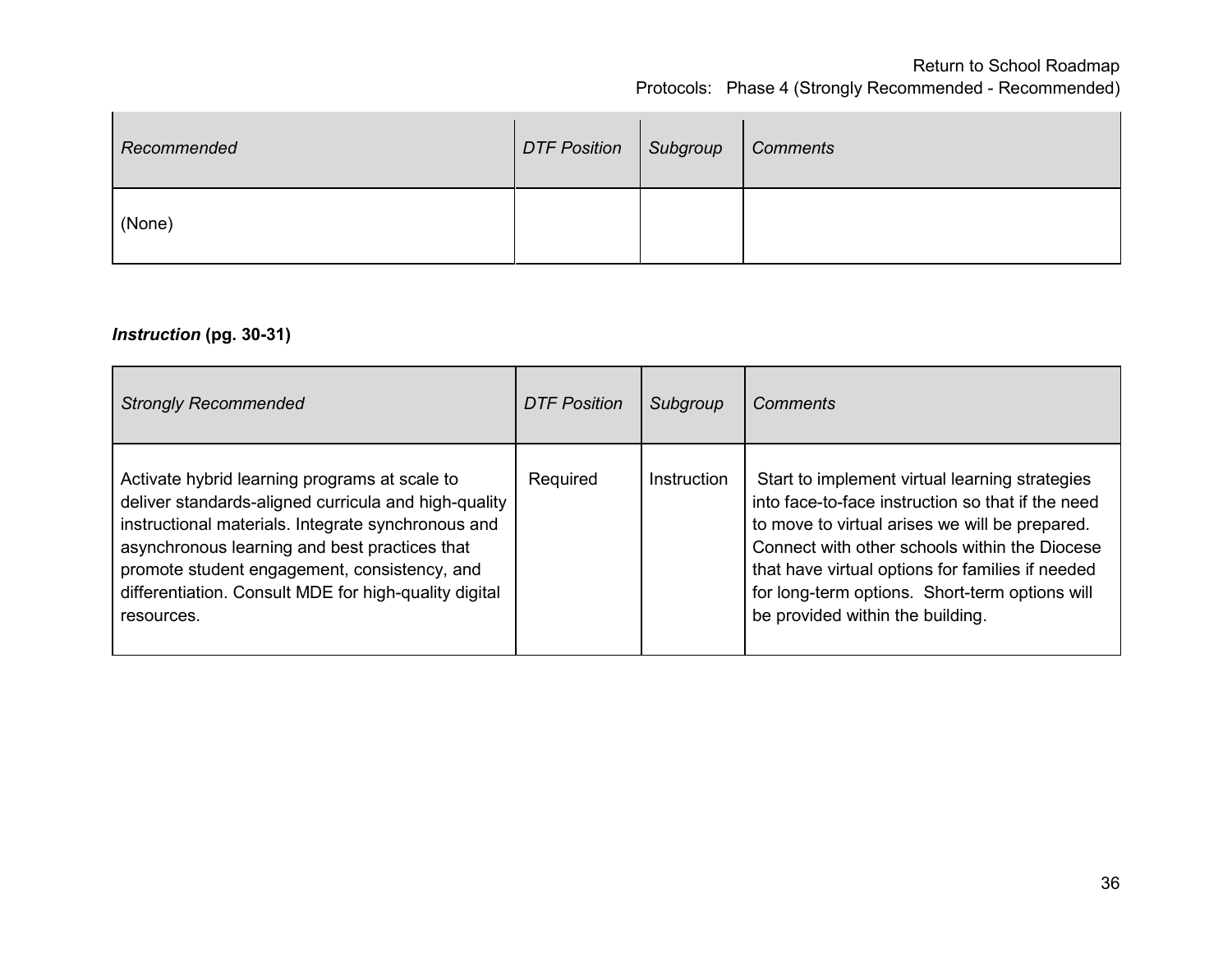| *Recommended* | *DTF Position* | *Subgroup* | *Comments* |
|---|---|---|---|
| (None) | | | |

***Instruction* (pg. 30-31)**

| *Strongly Recommended* | *DTF Position* | *Subgroup* | *Comments* |
|---|---|---|---|
| Activate hybrid learning programs at scale to deliver standards-aligned curricula and high-quality instructional materials. Integrate synchronous and asynchronous learning and best practices that promote student engagement, consistency, and differentiation. Consult MDE for high-quality digital resources. | Required | Instruction | Start to implement virtual learning strategies into face-to-face instruction so that if the need to move to virtual arises we will be prepared. Connect with other schools within the Diocese that have virtual options for families if needed for long-term options. Short-term options will be provided within the building. |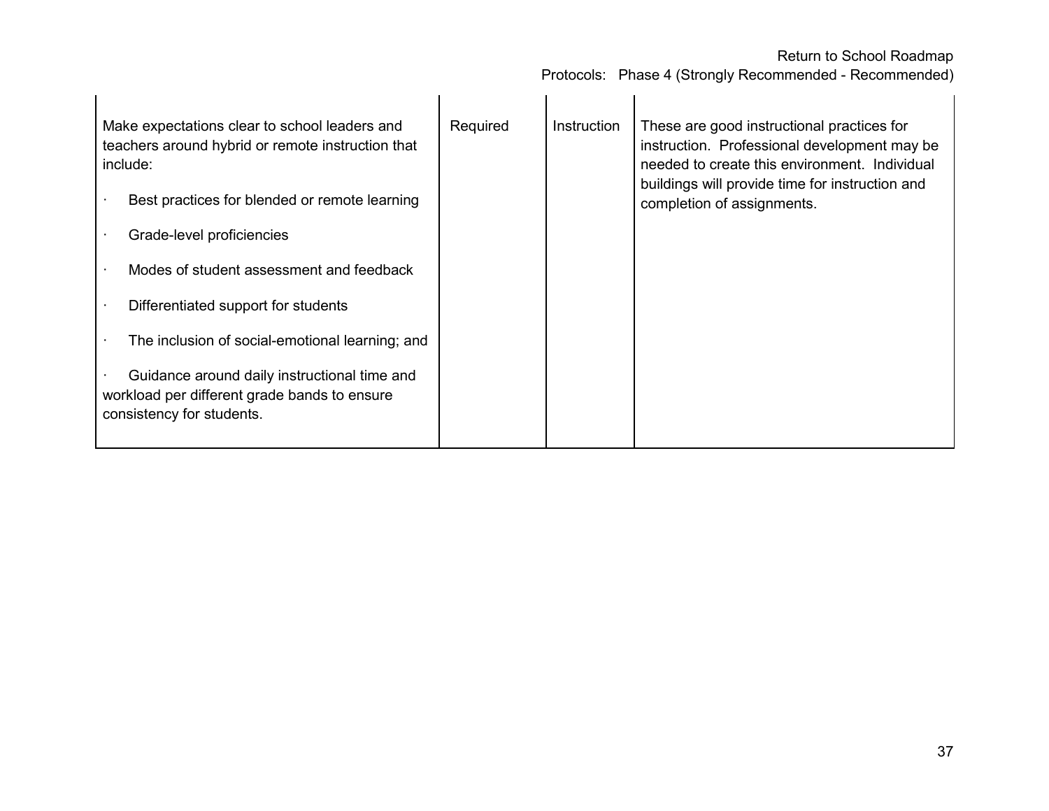| | | | |
|---|---|---|---|
| Make expectations clear to school leaders and teachers around hybrid or remote instruction that include:<br><br>· Best practices for blended or remote learning<br><br>· Grade-level proficiencies<br><br>· Modes of student assessment and feedback<br><br>· Differentiated support for students<br><br>· The inclusion of social-emotional learning; and<br><br>· Guidance around daily instructional time and workload per different grade bands to ensure consistency for students. | Required | Instruction | These are good instructional practices for instruction. Professional development may be needed to create this environment. Individual buildings will provide time for instruction and completion of assignments. |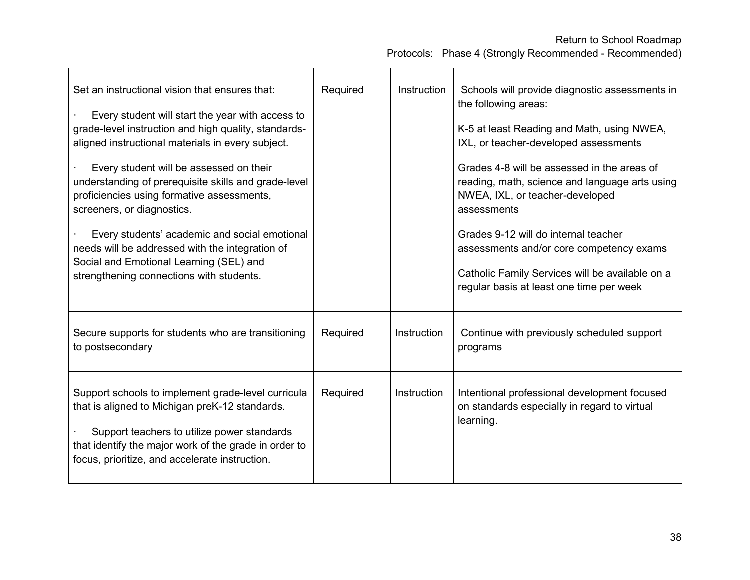| | | | |
|---|---|---|---|
| Set an instructional vision that ensures that:<br><br>· Every student will start the year with access to grade-level instruction and high quality, standards-aligned instructional materials in every subject.<br><br>· Every student will be assessed on their understanding of prerequisite skills and grade-level proficiencies using formative assessments, screeners, or diagnostics.<br><br>· Every students' academic and social emotional needs will be addressed with the integration of Social and Emotional Learning (SEL) and strengthening connections with students. | Required | Instruction | Schools will provide diagnostic assessments in the following areas:<br><br>K-5 at least Reading and Math, using NWEA, IXL, or teacher-developed assessments<br><br>Grades 4-8 will be assessed in the areas of reading, math, science and language arts using NWEA, IXL, or teacher-developed assessments<br><br>Grades 9-12 will do internal teacher assessments and/or core competency exams<br><br>Catholic Family Services will be available on a regular basis at least one time per week |
| Secure supports for students who are transitioning to postsecondary | Required | Instruction | Continue with previously scheduled support programs |
| Support schools to implement grade-level curricula that is aligned to Michigan preK-12 standards.<br><br>· Support teachers to utilize power standards that identify the major work of the grade in order to focus, prioritize, and accelerate instruction. | Required | Instruction | Intentional professional development focused on standards especially in regard to virtual learning. |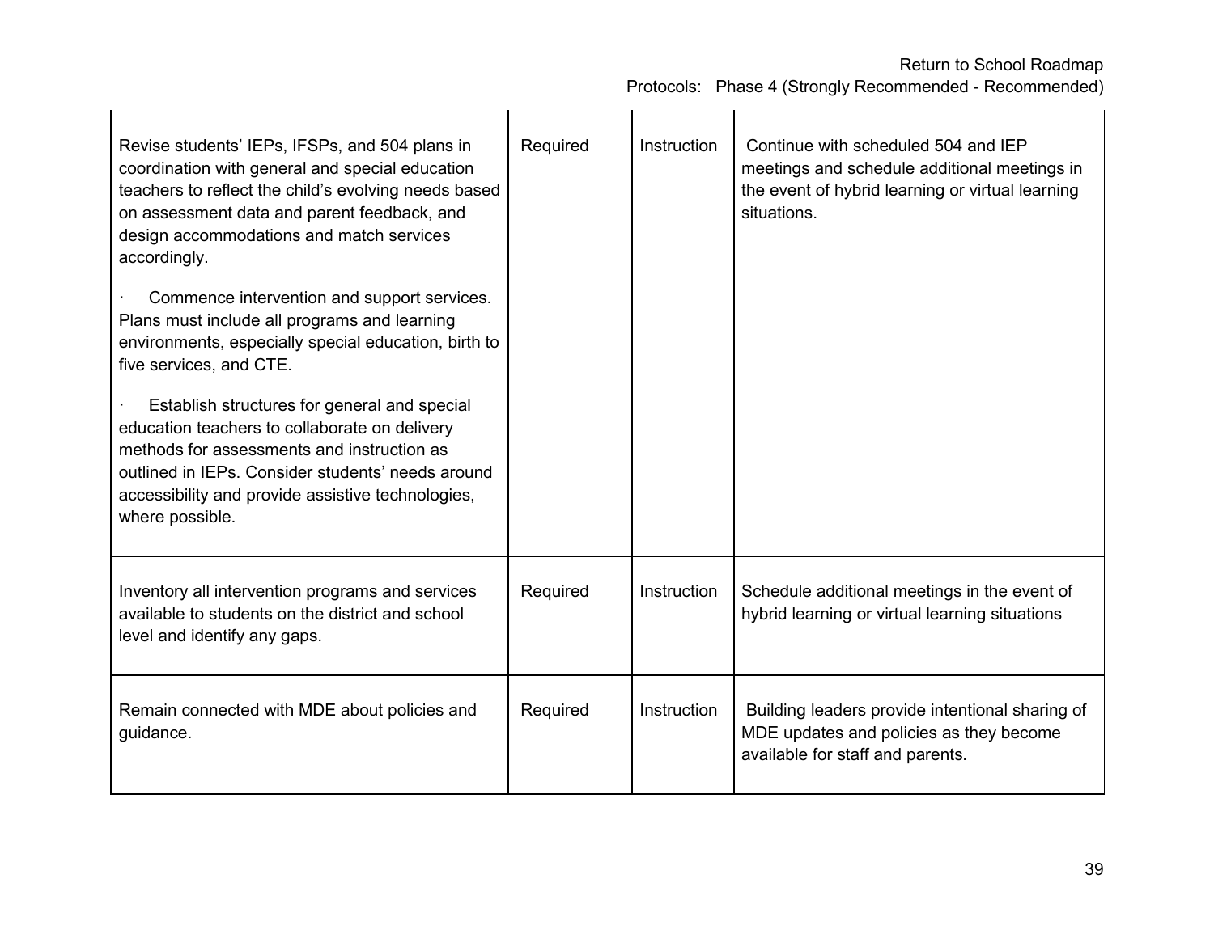| | | | |
|---|---|---|---|
| Revise students' IEPs, IFSPs, and 504 plans in coordination with general and special education teachers to reflect the child's evolving needs based on assessment data and parent feedback, and design accommodations and match services accordingly.<br><br>· Commence intervention and support services. Plans must include all programs and learning environments, especially special education, birth to five services, and CTE.<br><br>· Establish structures for general and special education teachers to collaborate on delivery methods for assessments and instruction as outlined in IEPs. Consider students' needs around accessibility and provide assistive technologies, where possible. | Required | Instruction | Continue with scheduled 504 and IEP meetings and schedule additional meetings in the event of hybrid learning or virtual learning situations. |
| Inventory all intervention programs and services available to students on the district and school level and identify any gaps. | Required | Instruction | Schedule additional meetings in the event of hybrid learning or virtual learning situations |
| Remain connected with MDE about policies and guidance. | Required | Instruction | Building leaders provide intentional sharing of MDE updates and policies as they become available for staff and parents. |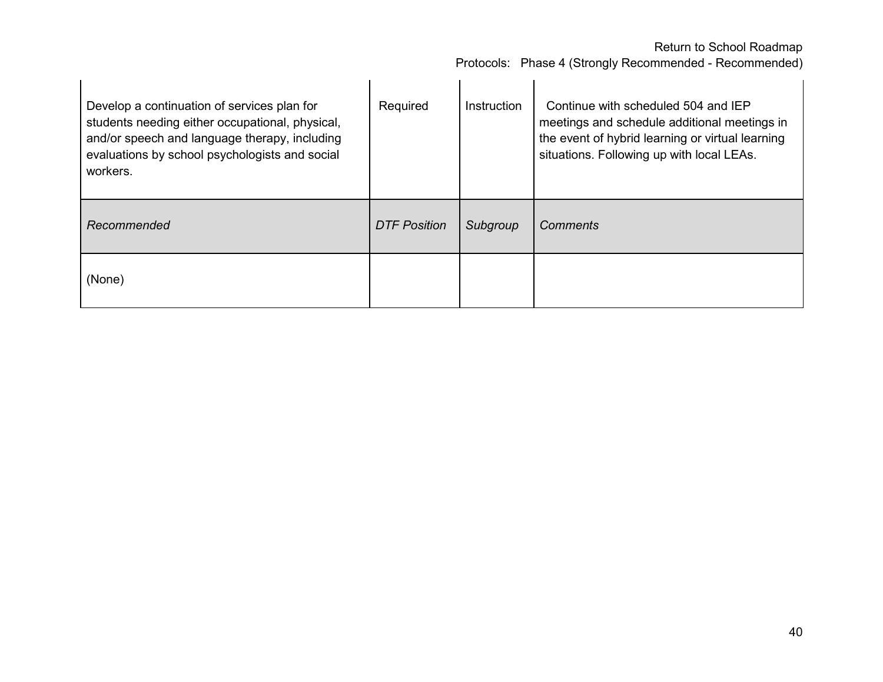| | | | |
|---|---|---|---|
| Develop a continuation of services plan for students needing either occupational, physical, and/or speech and language therapy, including evaluations by school psychologists and social workers. | Required | Instruction | Continue with scheduled 504 and IEP meetings and schedule additional meetings in the event of hybrid learning or virtual learning situations. Following up with local LEAs. |
| *Recommended* | *DTF Position* | *Subgroup* | *Comments* |
| (None) | | | |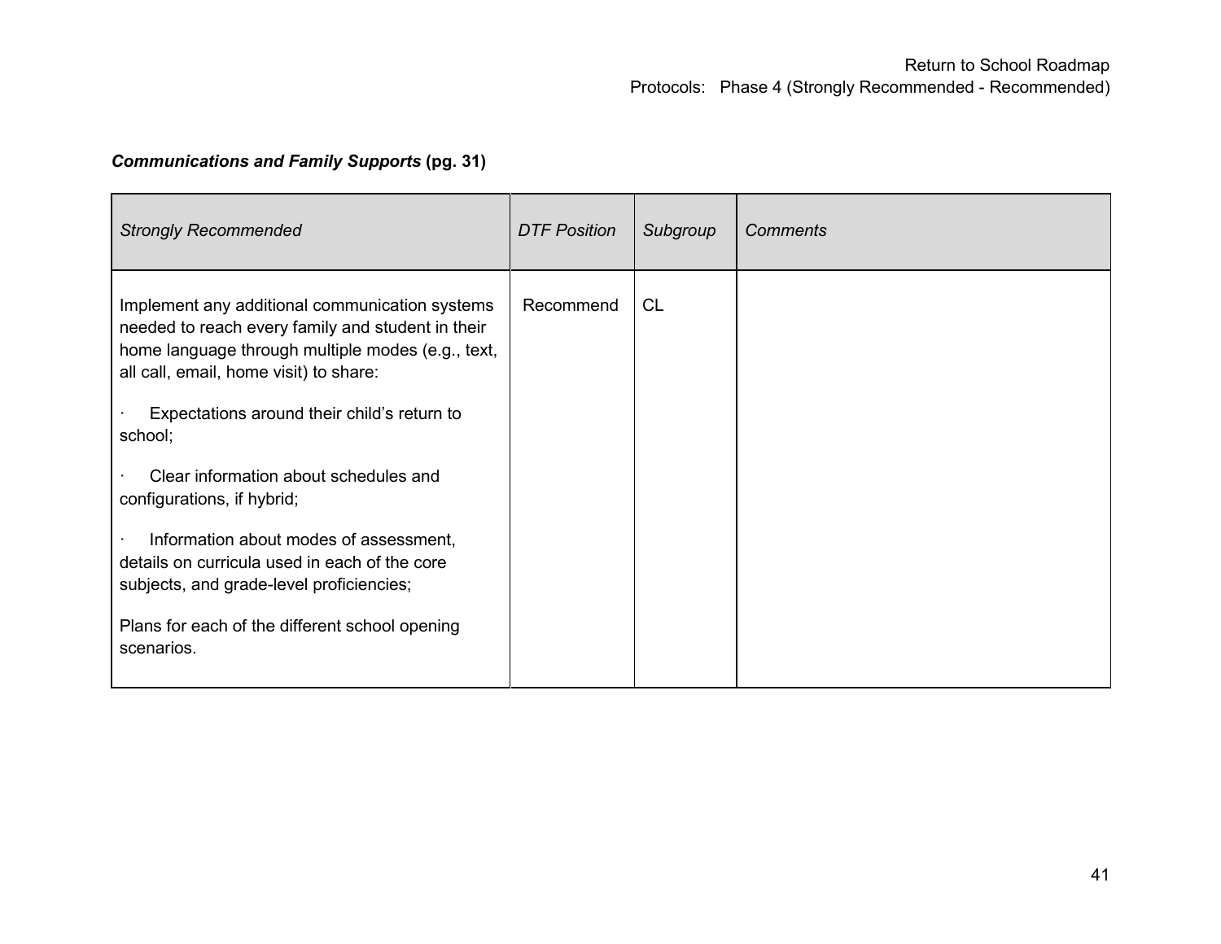***Communications and Family Supports*** **(pg. 31)**

| *Strongly Recommended* | *DTF Position* | *Subgroup* | *Comments* |
|---|---|---|---|
| Implement any additional communication systems needed to reach every family and student in their home language through multiple modes (e.g., text, all call, email, home visit) to share:<br><br>· Expectations around their child's return to school;<br><br>· Clear information about schedules and configurations, if hybrid;<br><br>· Information about modes of assessment, details on curricula used in each of the core subjects, and grade-level proficiencies;<br><br>Plans for each of the different school opening scenarios. | Recommend | CL | |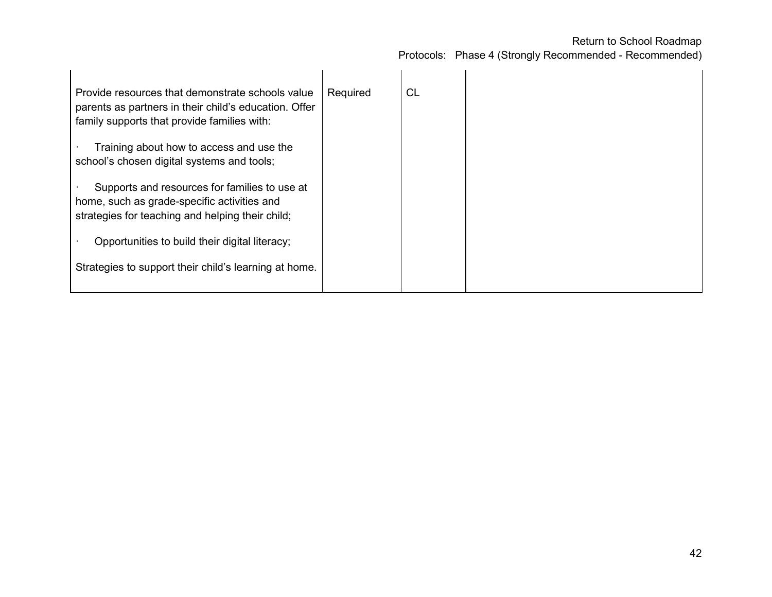| | | | |
|---|---|---|---|
| Provide resources that demonstrate schools value parents as partners in their child's education. Offer family supports that provide families with:<br><br>· Training about how to access and use the school's chosen digital systems and tools;<br><br>· Supports and resources for families to use at home, such as grade-specific activities and strategies for teaching and helping their child;<br><br>· Opportunities to build their digital literacy;<br><br>Strategies to support their child's learning at home. | Required | CL | |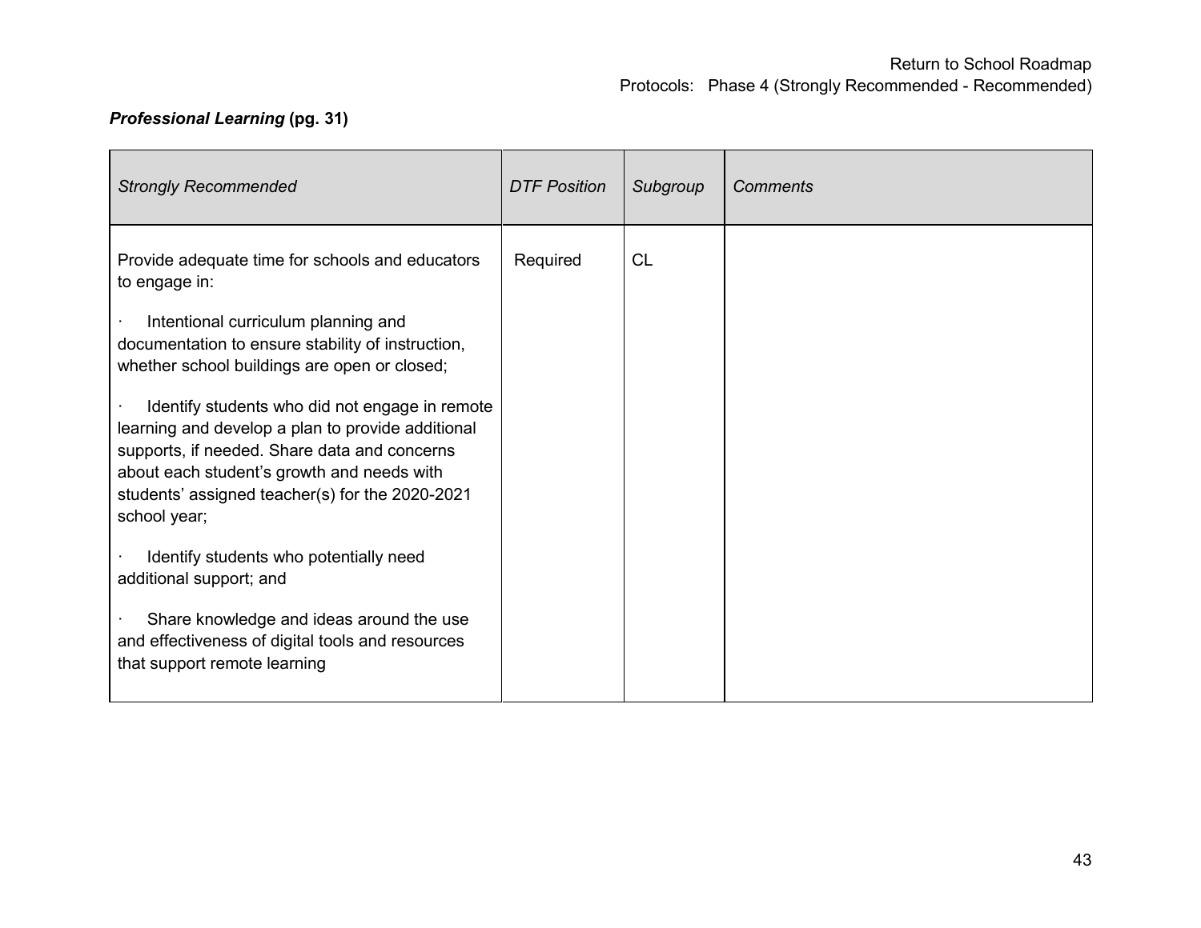***Professional Learning* (pg. 31)**

| *Strongly Recommended* | *DTF Position* | *Subgroup* | *Comments* |
|---|---|---|---|
| Provide adequate time for schools and educators to engage in:<br><br>· Intentional curriculum planning and documentation to ensure stability of instruction, whether school buildings are open or closed;<br><br>· Identify students who did not engage in remote learning and develop a plan to provide additional supports, if needed. Share data and concerns about each student's growth and needs with students' assigned teacher(s) for the 2020-2021 school year;<br><br>· Identify students who potentially need additional support; and<br><br>· Share knowledge and ideas around the use and effectiveness of digital tools and resources that support remote learning | Required | CL | |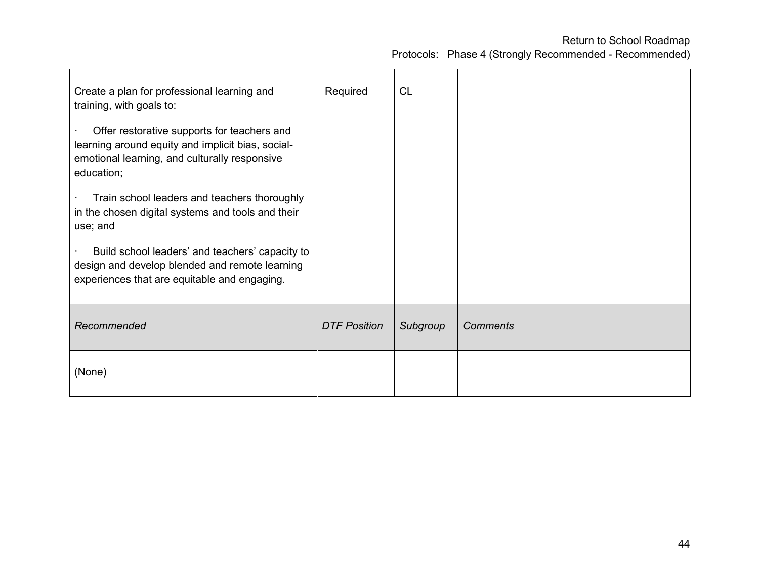| | | | |
|---|---|---|---|
| Create a plan for professional learning and training, with goals to:<br><br>· Offer restorative supports for teachers and learning around equity and implicit bias, social-emotional learning, and culturally responsive education;<br><br>· Train school leaders and teachers thoroughly in the chosen digital systems and tools and their use; and<br><br>· Build school leaders' and teachers' capacity to design and develop blended and remote learning experiences that are equitable and engaging. | Required | CL | |
| *Recommended* | *DTF Position* | *Subgroup* | *Comments* |
| (None) | | | |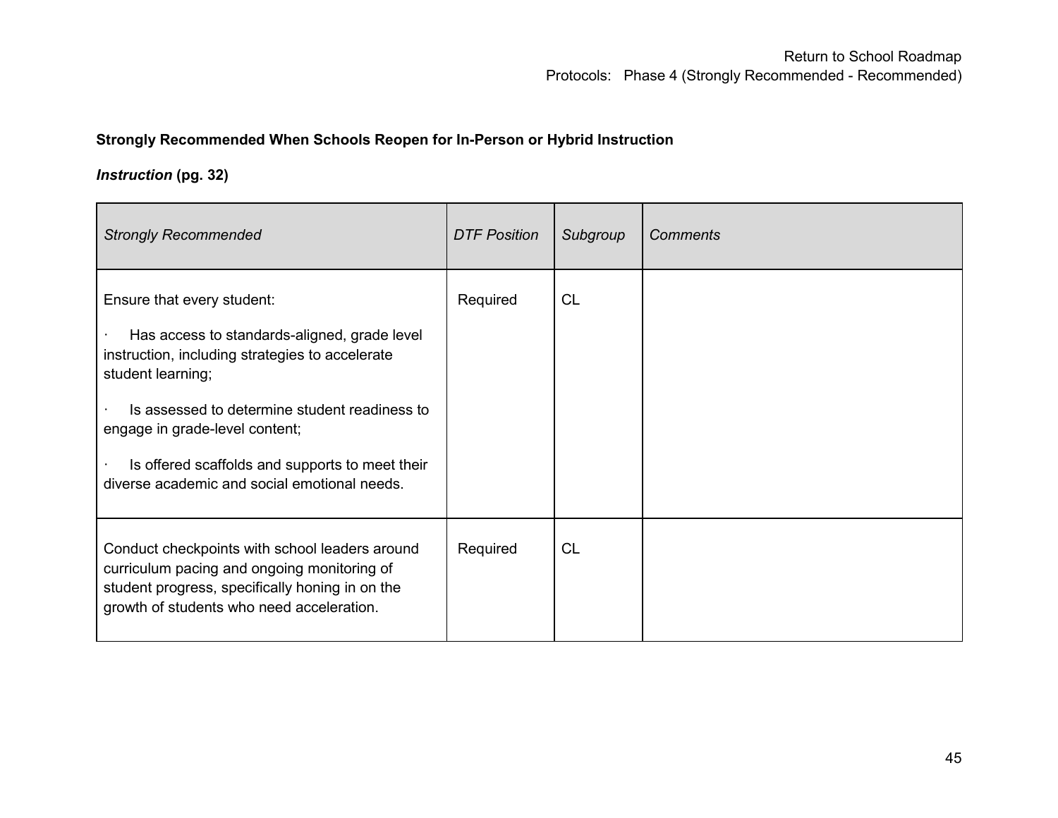**Strongly Recommended When Schools Reopen for In-Person or Hybrid Instruction**

***Instruction* (pg. 32)**

| *Strongly Recommended* | *DTF Position* | *Subgroup* | *Comments* |
|---|---|---|---|
| Ensure that every student:<br><br>· Has access to standards-aligned, grade level instruction, including strategies to accelerate student learning;<br><br>· Is assessed to determine student readiness to engage in grade-level content;<br><br>· Is offered scaffolds and supports to meet their diverse academic and social emotional needs. | Required | CL | |
| Conduct checkpoints with school leaders around curriculum pacing and ongoing monitoring of student progress, specifically honing in on the growth of students who need acceleration. | Required | CL | |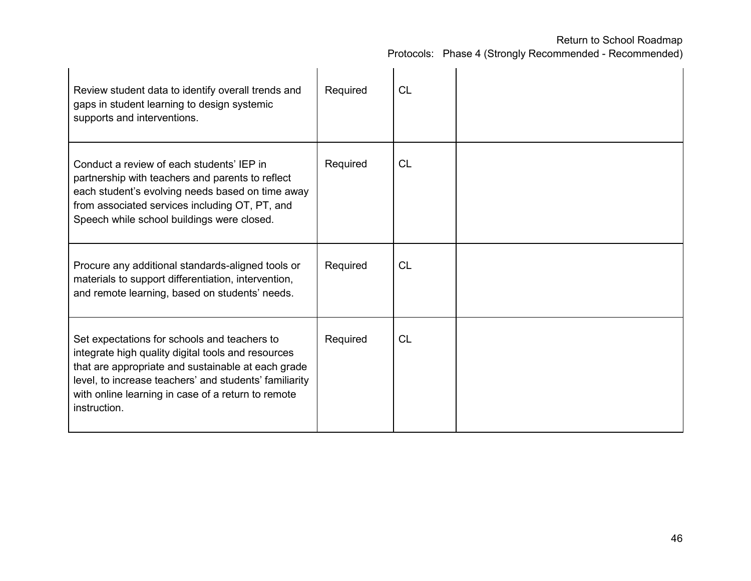| | | | |
|---|---|---|---|
| Review student data to identify overall trends and gaps in student learning to design systemic supports and interventions. | Required | CL | |
| Conduct a review of each students' IEP in partnership with teachers and parents to reflect each student's evolving needs based on time away from associated services including OT, PT, and Speech while school buildings were closed. | Required | CL | |
| Procure any additional standards-aligned tools or materials to support differentiation, intervention, and remote learning, based on students' needs. | Required | CL | |
| Set expectations for schools and teachers to integrate high quality digital tools and resources that are appropriate and sustainable at each grade level, to increase teachers' and students' familiarity with online learning in case of a return to remote instruction. | Required | CL | |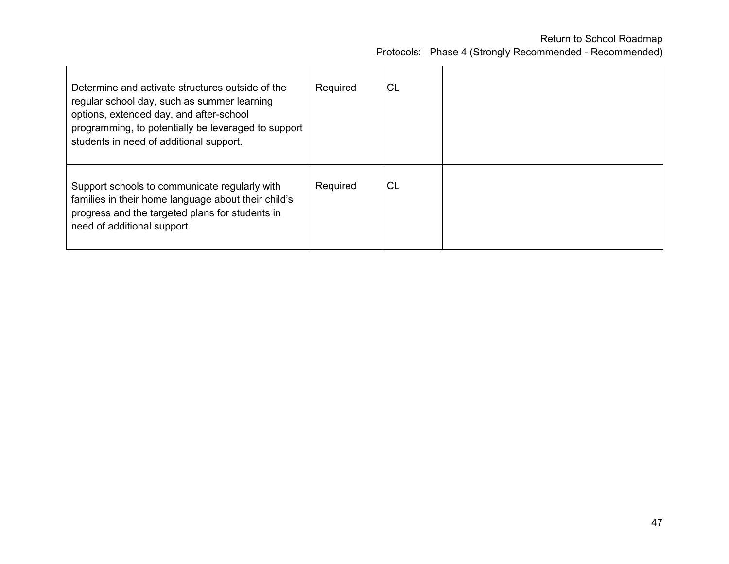| | | | |
|---|---|---|---|
| Determine and activate structures outside of the regular school day, such as summer learning options, extended day, and after-school programming, to potentially be leveraged to support students in need of additional support. | Required | CL | |
| Support schools to communicate regularly with families in their home language about their child's progress and the targeted plans for students in need of additional support. | Required | CL | |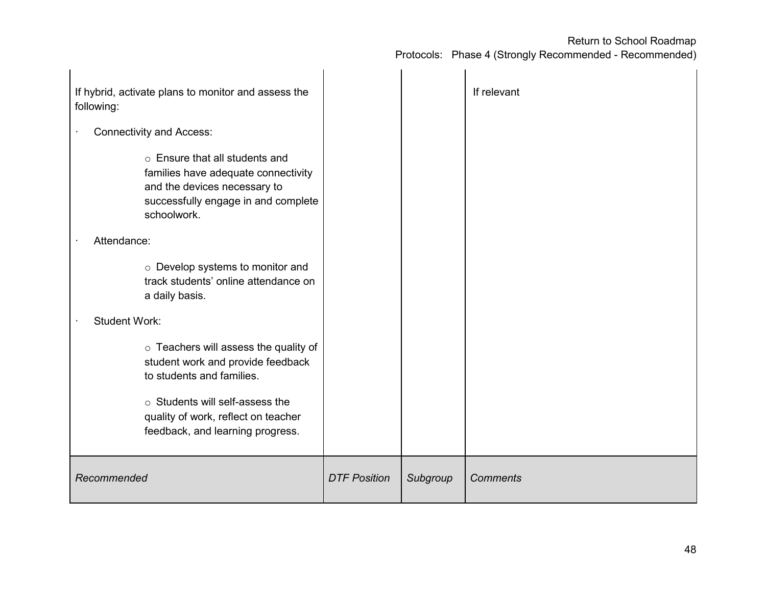| | | | |
|---|---|---|---|
| If hybrid, activate plans to monitor and assess the following:<br><br>· Connectivity and Access:<br><br>○ Ensure that all students and families have adequate connectivity and the devices necessary to successfully engage in and complete schoolwork.<br><br>· Attendance:<br><br>○ Develop systems to monitor and track students' online attendance on a daily basis.<br><br>· Student Work:<br><br>○ Teachers will assess the quality of student work and provide feedback to students and families.<br><br>○ Students will self-assess the quality of work, reflect on teacher feedback, and learning progress. | | | If relevant |
| *Recommended* | *DTF Position* | *Subgroup* | *Comments* |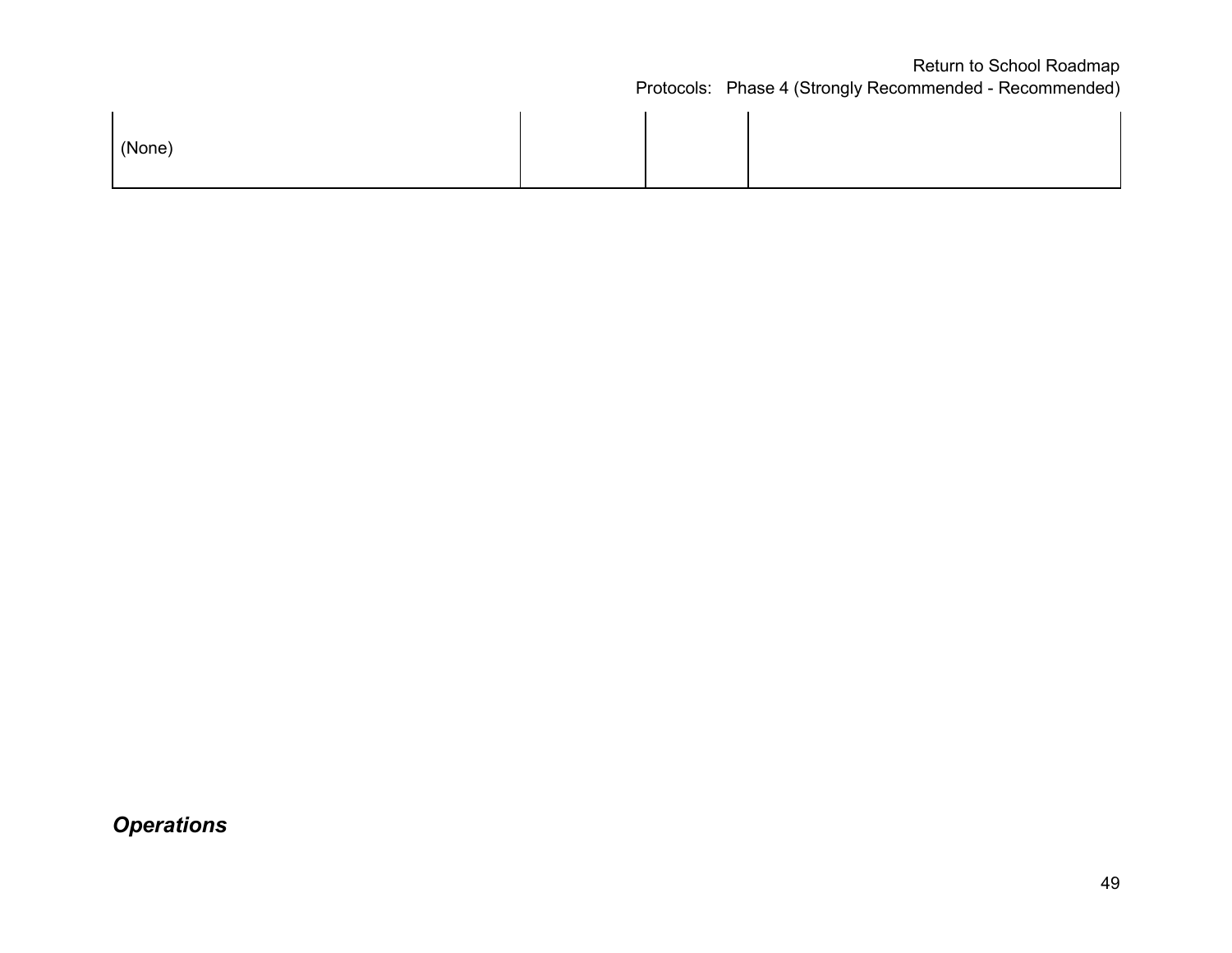| | | | |
|---|---|---|---|
| (None) | | | |

***Operations***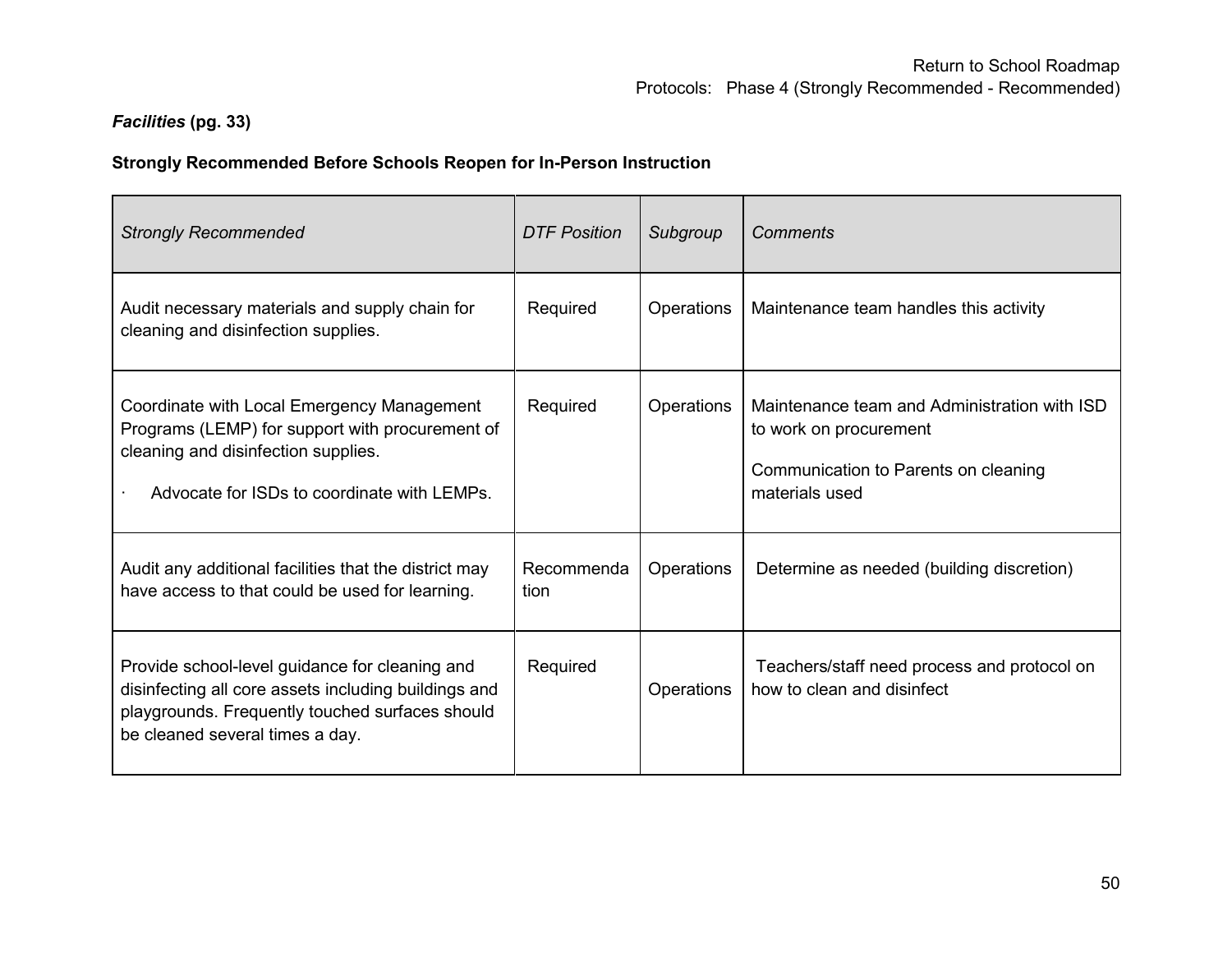*Facilities* **(pg. 33)**

**Strongly Recommended Before Schools Reopen for In-Person Instruction**

| *Strongly Recommended* | *DTF Position* | *Subgroup* | *Comments* |
|---|---|---|---|
| Audit necessary materials and supply chain for cleaning and disinfection supplies. | Required | Operations | Maintenance team handles this activity |
| Coordinate with Local Emergency Management Programs (LEMP) for support with procurement of cleaning and disinfection supplies.<br>· Advocate for ISDs to coordinate with LEMPs. | Required | Operations | Maintenance team and Administration with ISD to work on procurement<br>Communication to Parents on cleaning materials used |
| Audit any additional facilities that the district may have access to that could be used for learning. | Recommendation | Operations | Determine as needed (building discretion) |
| Provide school-level guidance for cleaning and disinfecting all core assets including buildings and playgrounds. Frequently touched surfaces should be cleaned several times a day. | Required | Operations | Teachers/staff need process and protocol on how to clean and disinfect |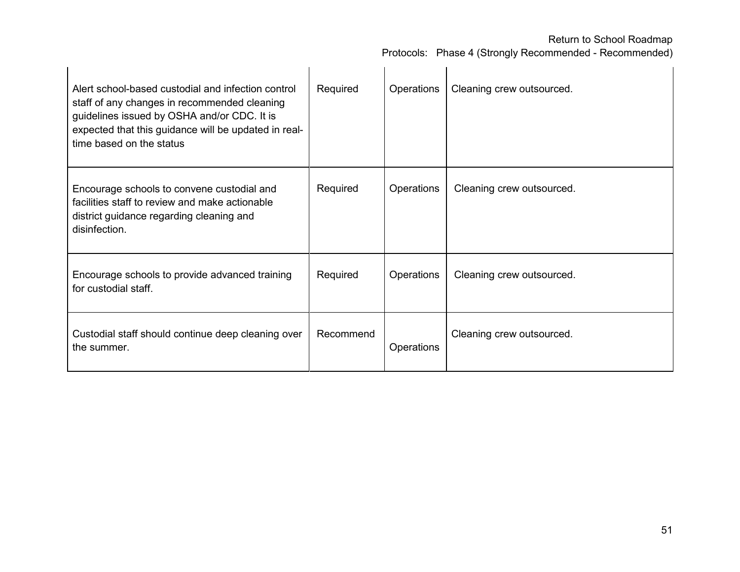| | | | |
|---|---|---|---|
| Alert school-based custodial and infection control staff of any changes in recommended cleaning guidelines issued by OSHA and/or CDC. It is expected that this guidance will be updated in real-time based on the status | Required | Operations | Cleaning crew outsourced. |
| Encourage schools to convene custodial and facilities staff to review and make actionable district guidance regarding cleaning and disinfection. | Required | Operations | Cleaning crew outsourced. |
| Encourage schools to provide advanced training for custodial staff. | Required | Operations | Cleaning crew outsourced. |
| Custodial staff should continue deep cleaning over the summer. | Recommend | Operations | Cleaning crew outsourced. |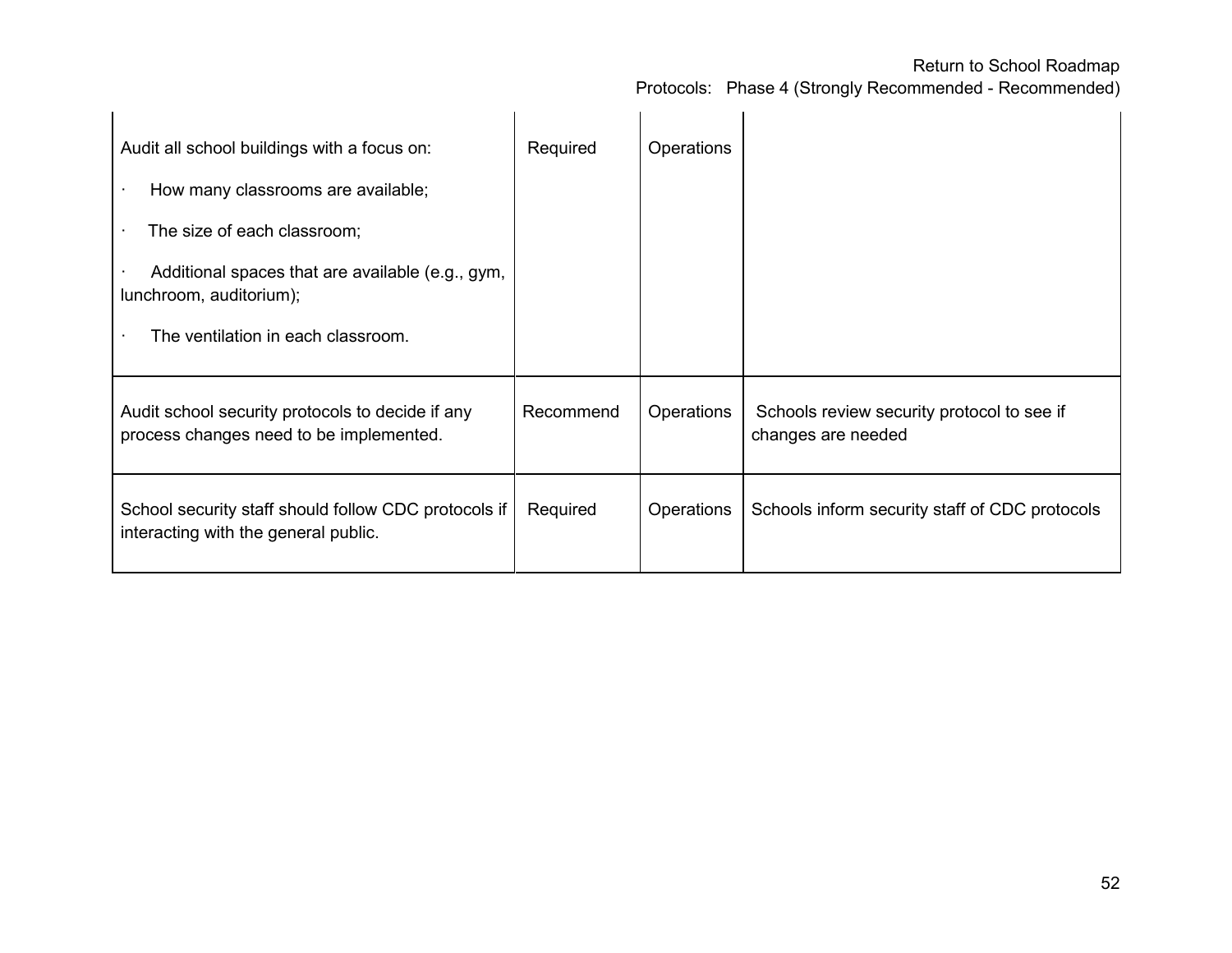| | | | |
|---|---|---|---|
| Audit all school buildings with a focus on:<br>· How many classrooms are available;<br>· The size of each classroom;<br>· Additional spaces that are available (e.g., gym, lunchroom, auditorium);<br>· The ventilation in each classroom. | Required | Operations | |
| Audit school security protocols to decide if any process changes need to be implemented. | Recommend | Operations | Schools review security protocol to see if changes are needed |
| School security staff should follow CDC protocols if interacting with the general public. | Required | Operations | Schools inform security staff of CDC protocols |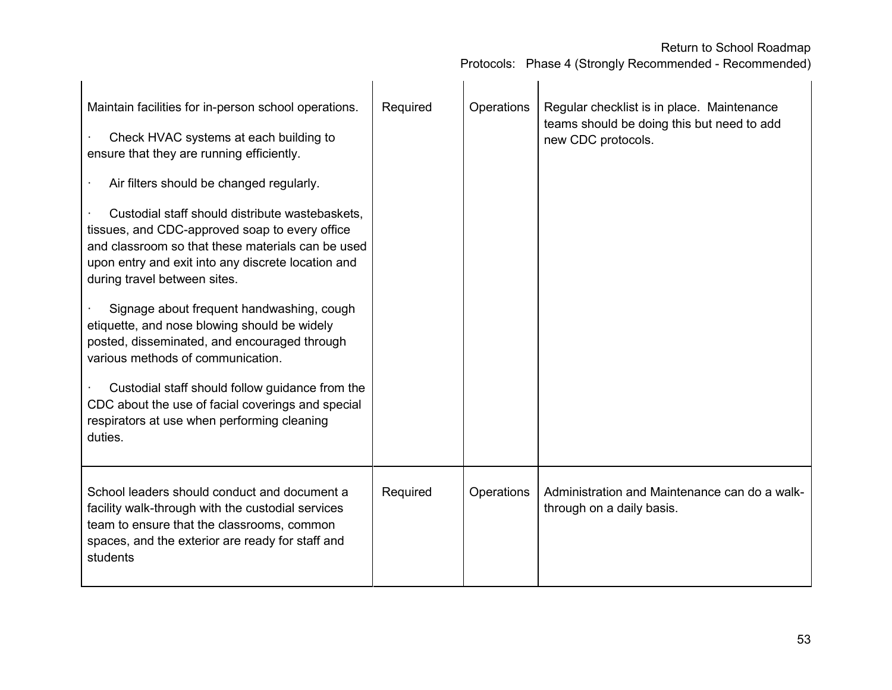| | | | |
|---|---|---|---|
| Maintain facilities for in-person school operations.<br><br>· Check HVAC systems at each building to ensure that they are running efficiently.<br><br>· Air filters should be changed regularly.<br><br>· Custodial staff should distribute wastebaskets, tissues, and CDC-approved soap to every office and classroom so that these materials can be used upon entry and exit into any discrete location and during travel between sites.<br><br>· Signage about frequent handwashing, cough etiquette, and nose blowing should be widely posted, disseminated, and encouraged through various methods of communication.<br><br>· Custodial staff should follow guidance from the CDC about the use of facial coverings and special respirators at use when performing cleaning duties. | Required | Operations | Regular checklist is in place. Maintenance teams should be doing this but need to add new CDC protocols. |
| School leaders should conduct and document a facility walk-through with the custodial services team to ensure that the classrooms, common spaces, and the exterior are ready for staff and students | Required | Operations | Administration and Maintenance can do a walk-through on a daily basis. |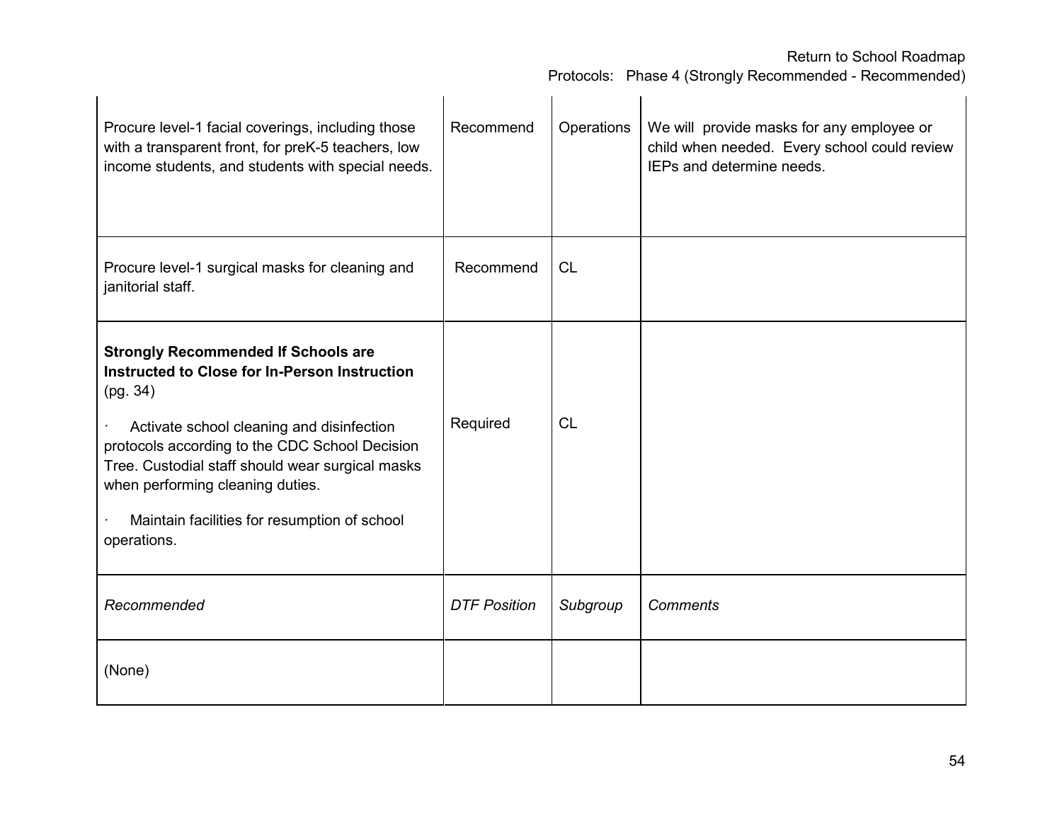| | | | |
|---|---|---|---|
| Procure level-1 facial coverings, including those with a transparent front, for preK-5 teachers, low income students, and students with special needs. | Recommend | Operations | We will provide masks for any employee or child when needed. Every school could review IEPs and determine needs. |
| Procure level-1 surgical masks for cleaning and janitorial staff. | Recommend | CL | |
| **Strongly Recommended If Schools are Instructed to Close for In-Person Instruction** (pg. 34)<br><br>· Activate school cleaning and disinfection protocols according to the CDC School Decision Tree. Custodial staff should wear surgical masks when performing cleaning duties.<br><br>· Maintain facilities for resumption of school operations. | Required | CL | |
| *Recommended* | *DTF Position* | *Subgroup* | *Comments* |
| (None) | | | |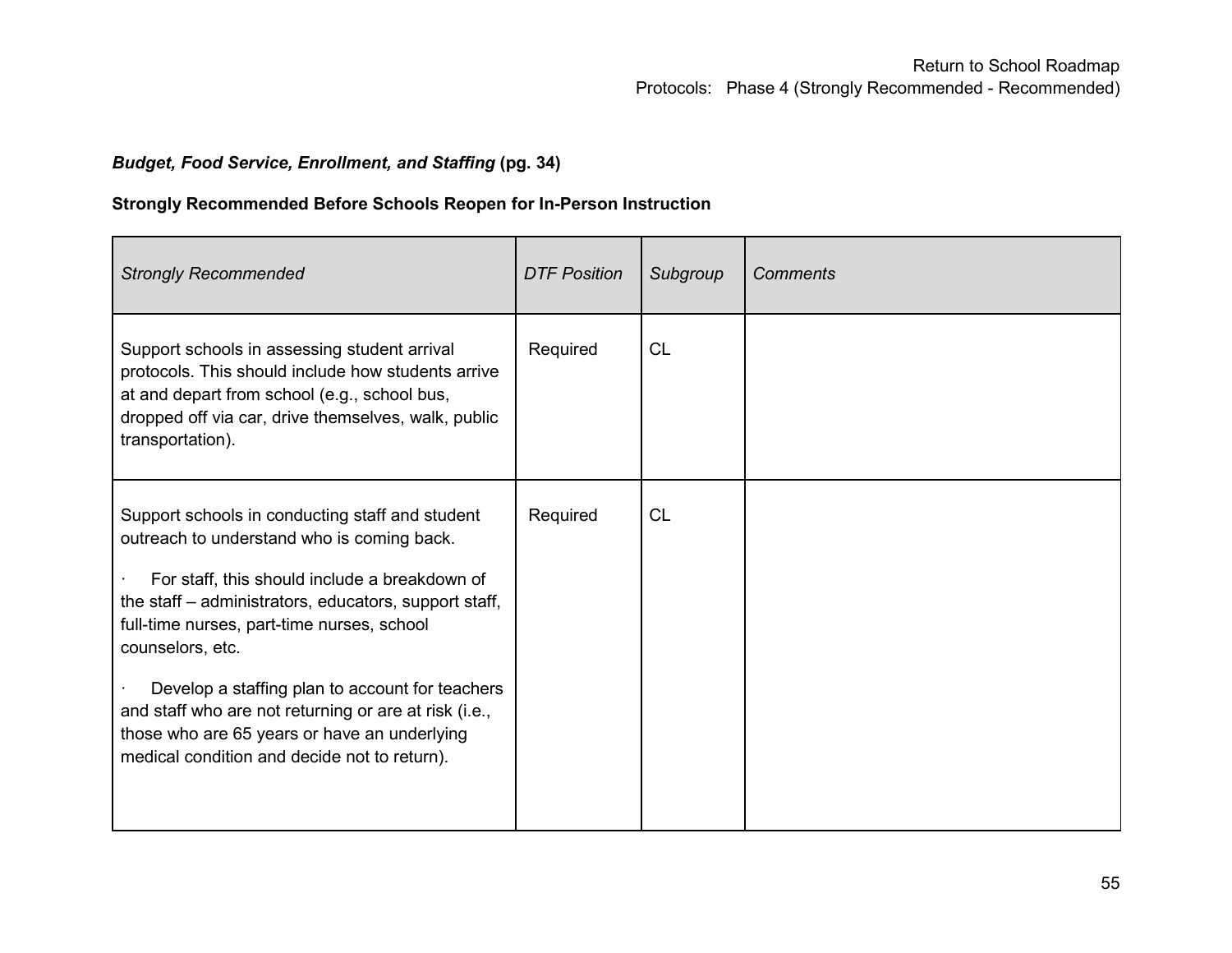***Budget, Food Service, Enrollment, and Staffing*** **(pg. 34)**

**Strongly Recommended Before Schools Reopen for In-Person Instruction**

| *Strongly Recommended* | *DTF Position* | *Subgroup* | *Comments* |
|---|---|---|---|
| Support schools in assessing student arrival protocols. This should include how students arrive at and depart from school (e.g., school bus, dropped off via car, drive themselves, walk, public transportation). | Required | CL | |
| Support schools in conducting staff and student outreach to understand who is coming back.<br><br>· For staff, this should include a breakdown of the staff – administrators, educators, support staff, full-time nurses, part-time nurses, school counselors, etc.<br><br>· Develop a staffing plan to account for teachers and staff who are not returning or are at risk (i.e., those who are 65 years or have an underlying medical condition and decide not to return). | Required | CL | |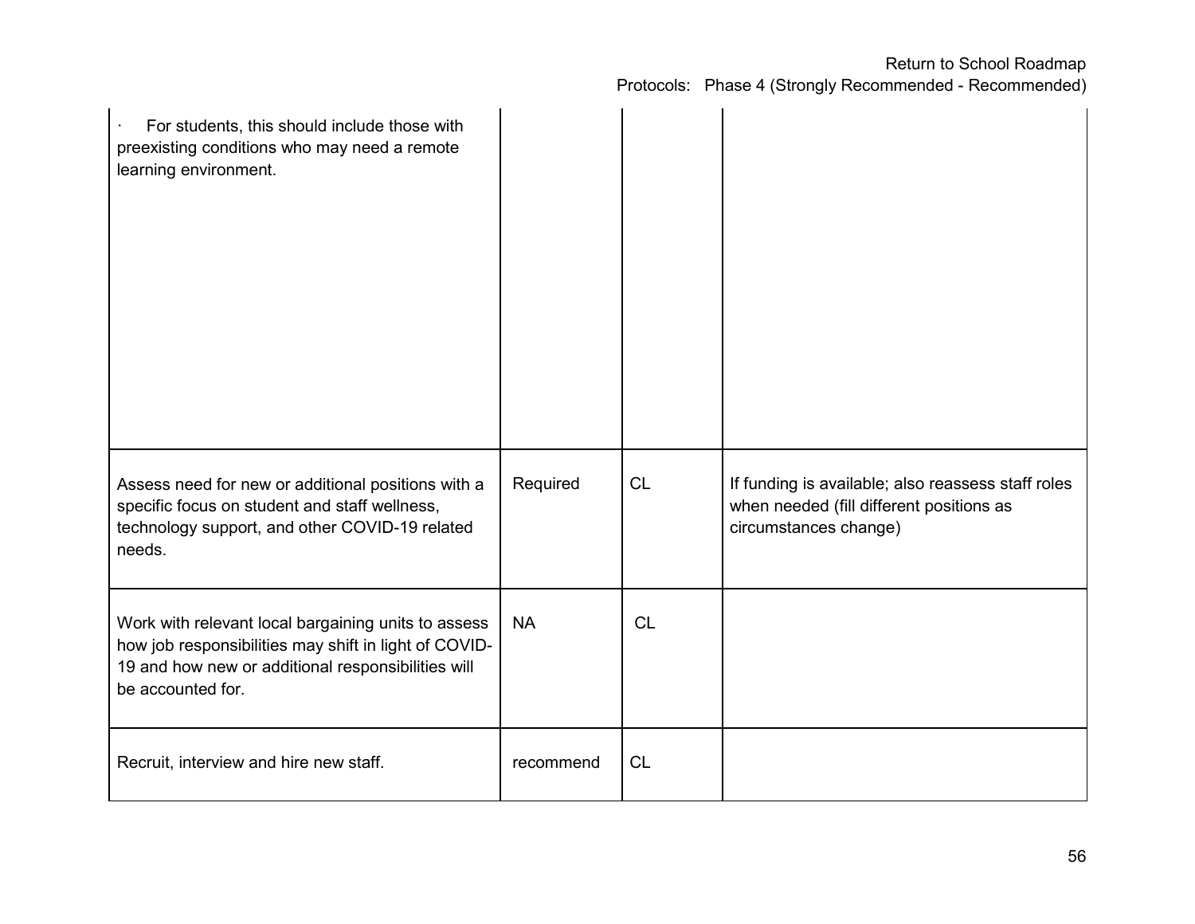| | | | |
|---|---|---|---|
| · For students, this should include those with preexisting conditions who may need a remote learning environment. | | | |
| Assess need for new or additional positions with a specific focus on student and staff wellness, technology support, and other COVID-19 related needs. | Required | CL | If funding is available; also reassess staff roles when needed (fill different positions as circumstances change) |
| Work with relevant local bargaining units to assess how job responsibilities may shift in light of COVID-19 and how new or additional responsibilities will be accounted for. | NA | CL | |
| Recruit, interview and hire new staff. | recommend | CL | |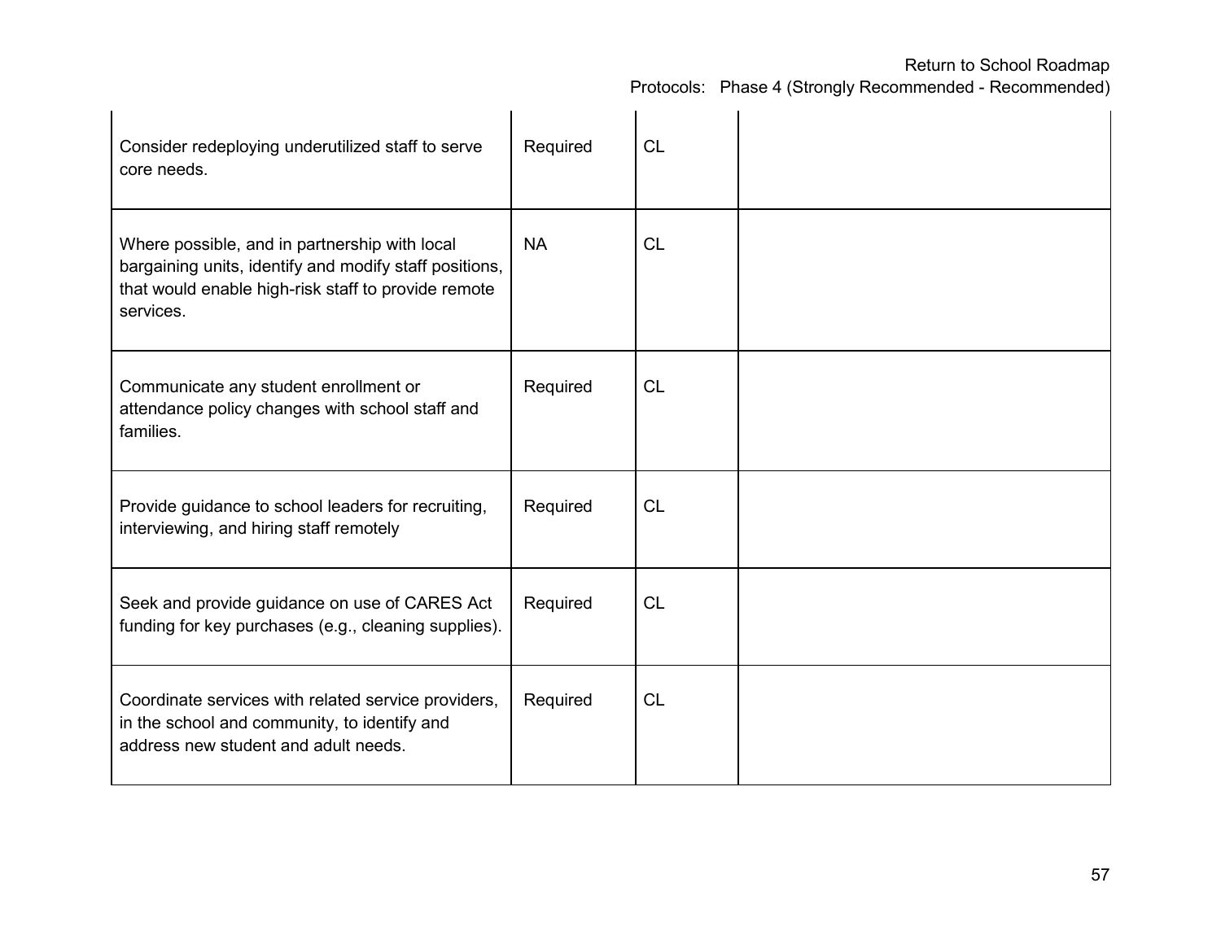| | | | |
|---|---|---|---|
| Consider redeploying underutilized staff to serve core needs. | Required | CL | |
| Where possible, and in partnership with local bargaining units, identify and modify staff positions, that would enable high-risk staff to provide remote services. | NA | CL | |
| Communicate any student enrollment or attendance policy changes with school staff and families. | Required | CL | |
| Provide guidance to school leaders for recruiting, interviewing, and hiring staff remotely | Required | CL | |
| Seek and provide guidance on use of CARES Act funding for key purchases (e.g., cleaning supplies). | Required | CL | |
| Coordinate services with related service providers, in the school and community, to identify and address new student and adult needs. | Required | CL | |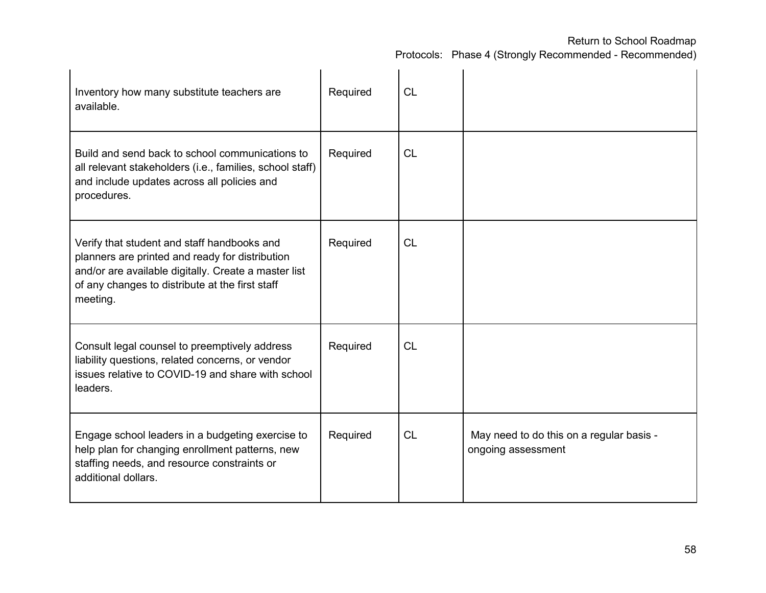| | | | |
|---|---|---|---|
| Inventory how many substitute teachers are available. | Required | CL | |
| Build and send back to school communications to all relevant stakeholders (i.e., families, school staff) and include updates across all policies and procedures. | Required | CL | |
| Verify that student and staff handbooks and planners are printed and ready for distribution and/or are available digitally. Create a master list of any changes to distribute at the first staff meeting. | Required | CL | |
| Consult legal counsel to preemptively address liability questions, related concerns, or vendor issues relative to COVID-19 and share with school leaders. | Required | CL | |
| Engage school leaders in a budgeting exercise to help plan for changing enrollment patterns, new staffing needs, and resource constraints or additional dollars. | Required | CL | May need to do this on a regular basis - ongoing assessment |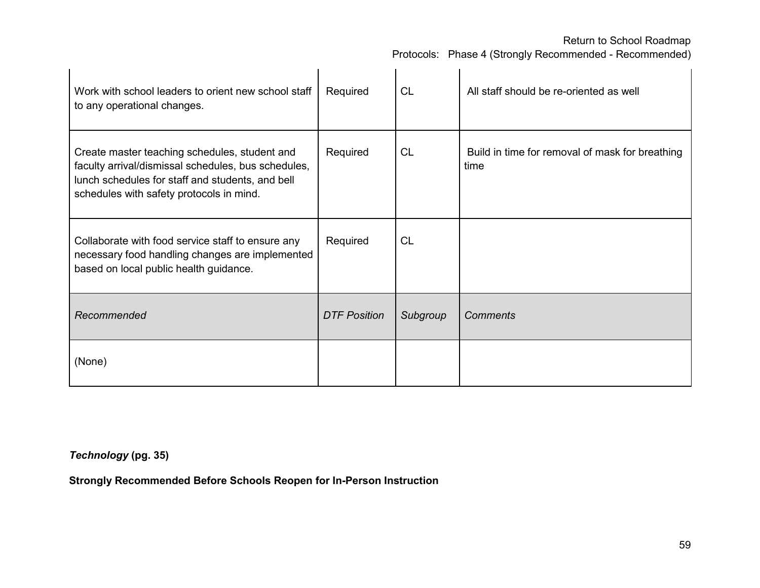| | | | |
|---|---|---|---|
| Work with school leaders to orient new school staff to any operational changes. | Required | CL | All staff should be re-oriented as well |
| Create master teaching schedules, student and faculty arrival/dismissal schedules, bus schedules, lunch schedules for staff and students, and bell schedules with safety protocols in mind. | Required | CL | Build in time for removal of mask for breathing time |
| Collaborate with food service staff to ensure any necessary food handling changes are implemented based on local public health guidance. | Required | CL | |
| *Recommended* | *DTF Position* | *Subgroup* | *Comments* |
| (None) | | | |

***Technology* (pg. 35)**

**Strongly Recommended Before Schools Reopen for In-Person Instruction**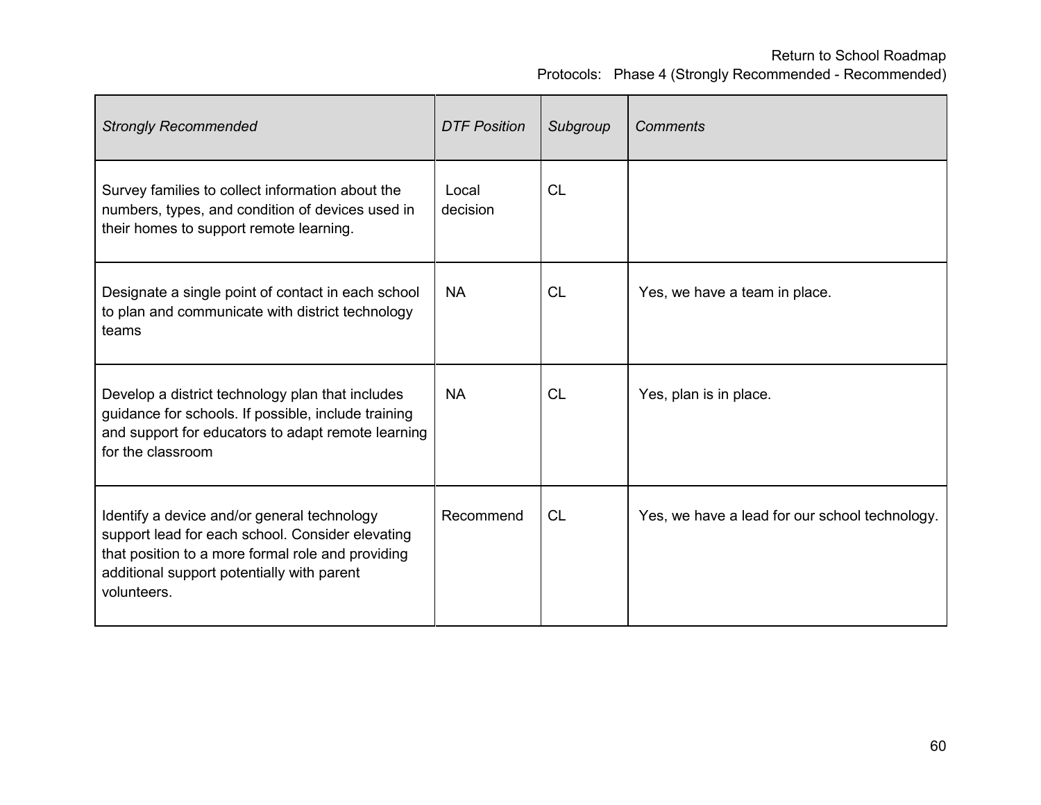| *Strongly Recommended* | *DTF Position* | *Subgroup* | *Comments* |
|---|---|---|---|
| Survey families to collect information about the numbers, types, and condition of devices used in their homes to support remote learning. | Local decision | CL | |
| Designate a single point of contact in each school to plan and communicate with district technology teams | NA | CL | Yes, we have a team in place. |
| Develop a district technology plan that includes guidance for schools. If possible, include training and support for educators to adapt remote learning for the classroom | NA | CL | Yes, plan is in place. |
| Identify a device and/or general technology support lead for each school. Consider elevating that position to a more formal role and providing additional support potentially with parent volunteers. | Recommend | CL | Yes, we have a lead for our school technology. |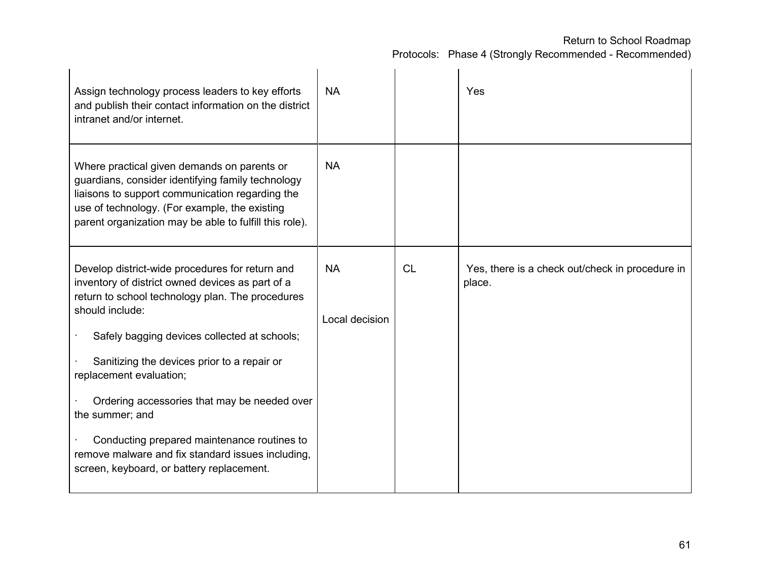| | | | |
|---|---|---|---|
| Assign technology process leaders to key efforts and publish their contact information on the district intranet and/or internet. | NA | | Yes |
| Where practical given demands on parents or guardians, consider identifying family technology liaisons to support communication regarding the use of technology. (For example, the existing parent organization may be able to fulfill this role). | NA | | |
| Develop district-wide procedures for return and inventory of district owned devices as part of a return to school technology plan. The procedures should include:<br><br>· Safely bagging devices collected at schools;<br><br>· Sanitizing the devices prior to a repair or replacement evaluation;<br><br>· Ordering accessories that may be needed over the summer; and<br><br>· Conducting prepared maintenance routines to remove malware and fix standard issues including, screen, keyboard, or battery replacement. | NA<br><br>Local decision | CL | Yes, there is a check out/check in procedure in place. |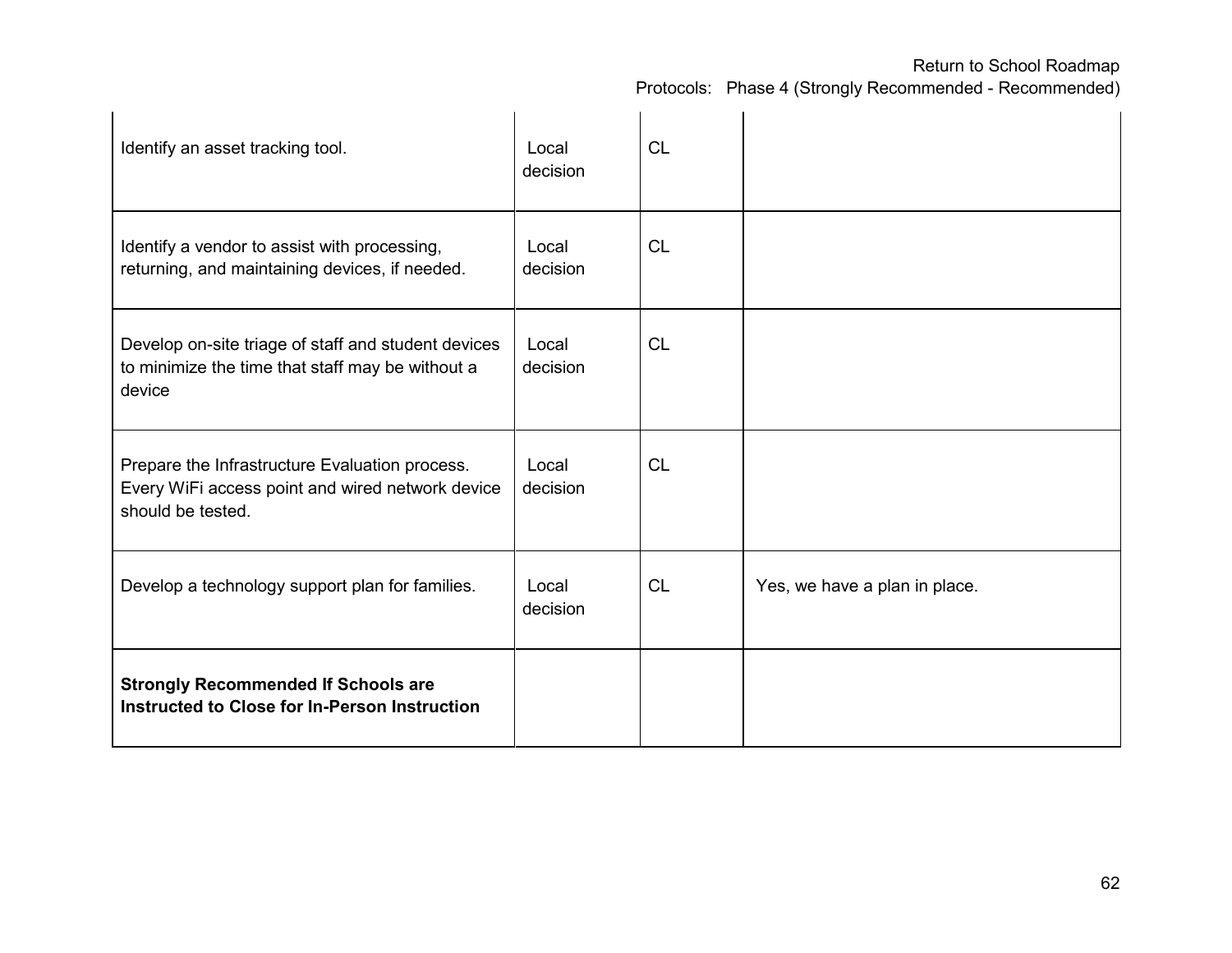| | | | |
|---|---|---|---|
| Identify an asset tracking tool. | Local decision | CL | |
| Identify a vendor to assist with processing, returning, and maintaining devices, if needed. | Local decision | CL | |
| Develop on-site triage of staff and student devices to minimize the time that staff may be without a device | Local decision | CL | |
| Prepare the Infrastructure Evaluation process. Every WiFi access point and wired network device should be tested. | Local decision | CL | |
| Develop a technology support plan for families. | Local decision | CL | Yes, we have a plan in place. |
| **Strongly Recommended If Schools are Instructed to Close for In-Person Instruction** | | | |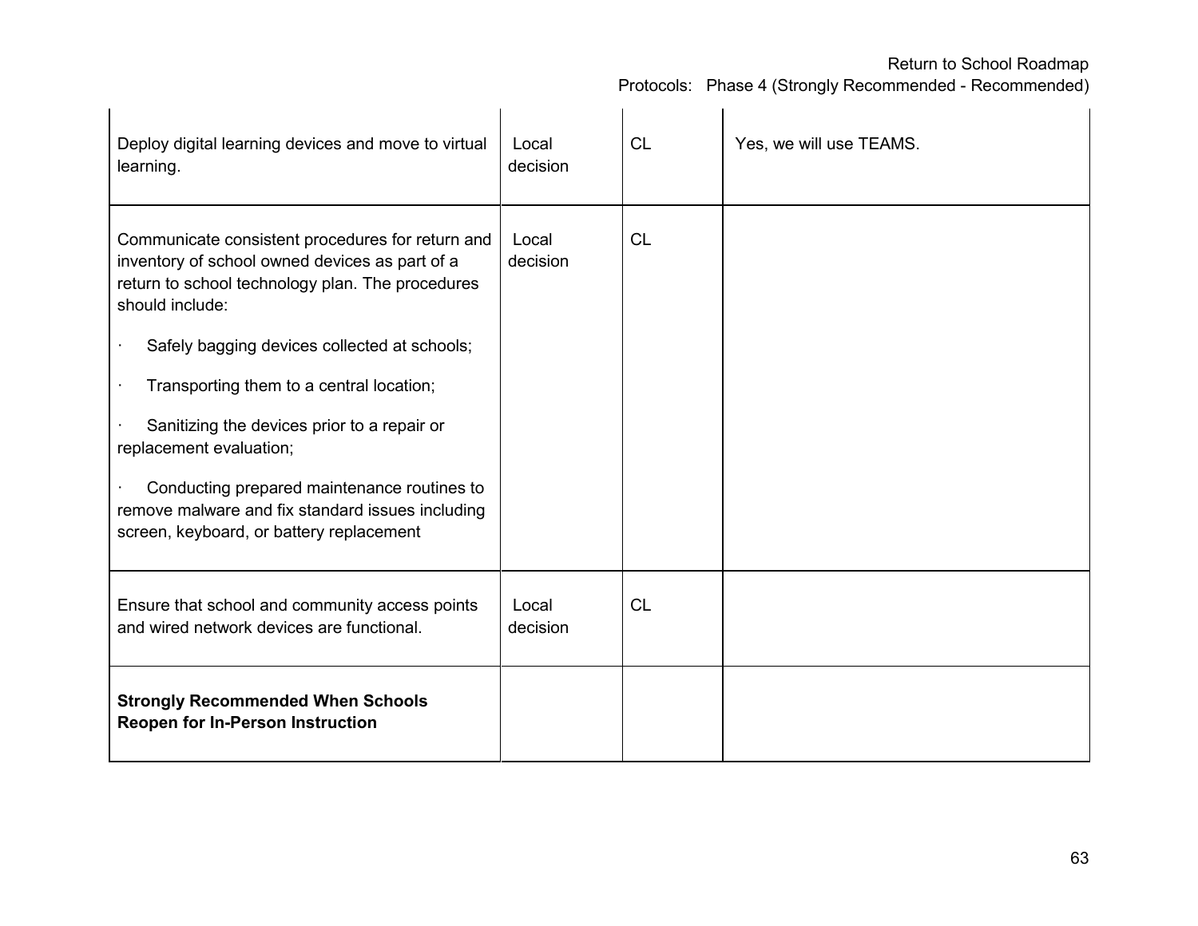| | | | |
|---|---|---|---|
| Deploy digital learning devices and move to virtual learning. | Local decision | CL | Yes, we will use TEAMS. |
| Communicate consistent procedures for return and inventory of school owned devices as part of a return to school technology plan. The procedures should include:<br><br>· Safely bagging devices collected at schools;<br><br>· Transporting them to a central location;<br><br>· Sanitizing the devices prior to a repair or replacement evaluation;<br><br>· Conducting prepared maintenance routines to remove malware and fix standard issues including screen, keyboard, or battery replacement | Local decision | CL | |
| Ensure that school and community access points and wired network devices are functional. | Local decision | CL | |
| **Strongly Recommended When Schools Reopen for In-Person Instruction** | | | |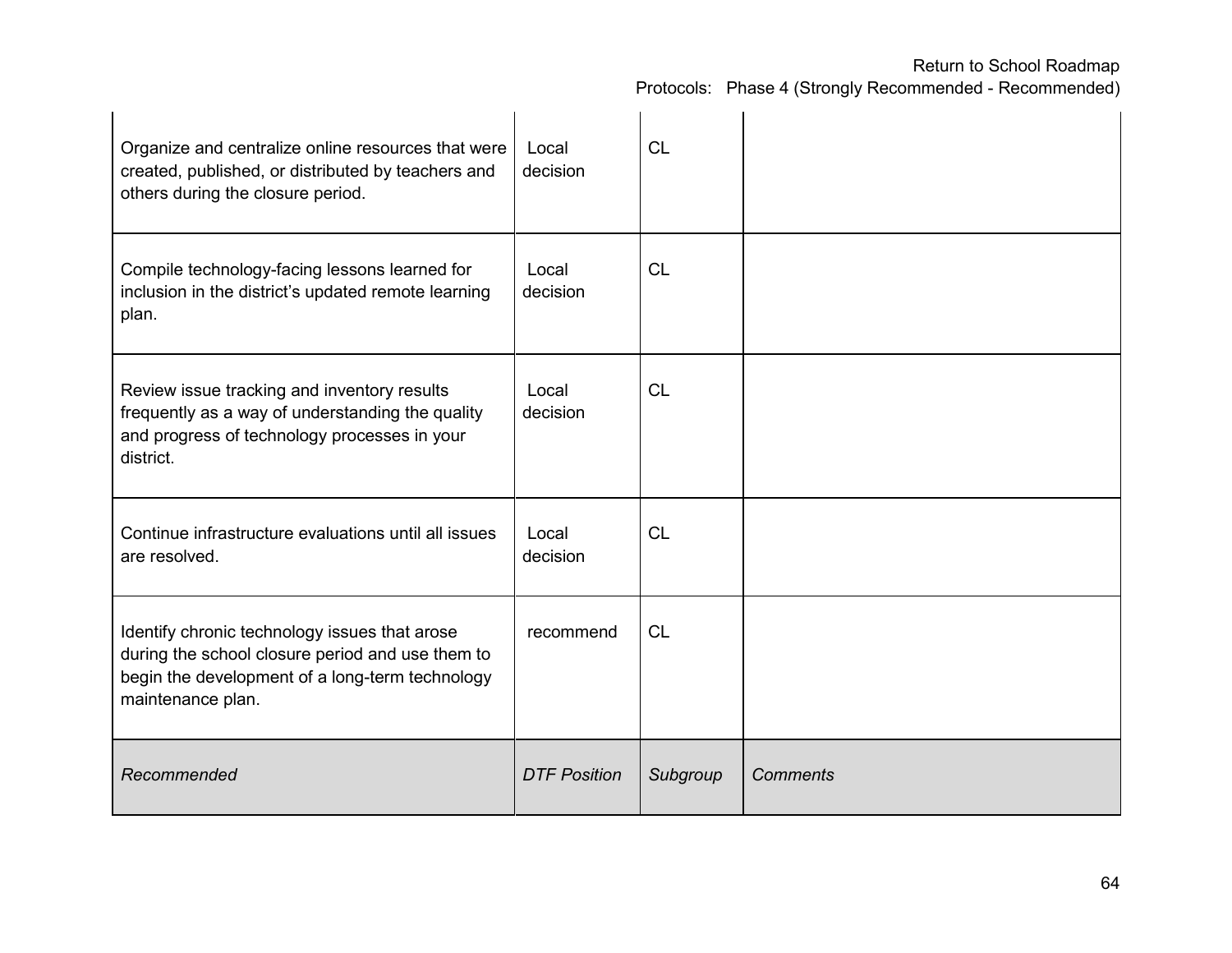| | | | |
|---|---|---|---|
| Organize and centralize online resources that were created, published, or distributed by teachers and others during the closure period. | Local decision | CL | |
| Compile technology-facing lessons learned for inclusion in the district's updated remote learning plan. | Local decision | CL | |
| Review issue tracking and inventory results frequently as a way of understanding the quality and progress of technology processes in your district. | Local decision | CL | |
| Continue infrastructure evaluations until all issues are resolved. | Local decision | CL | |
| Identify chronic technology issues that arose during the school closure period and use them to begin the development of a long-term technology maintenance plan. | recommend | CL | |
| *Recommended* | *DTF Position* | *Subgroup* | *Comments* |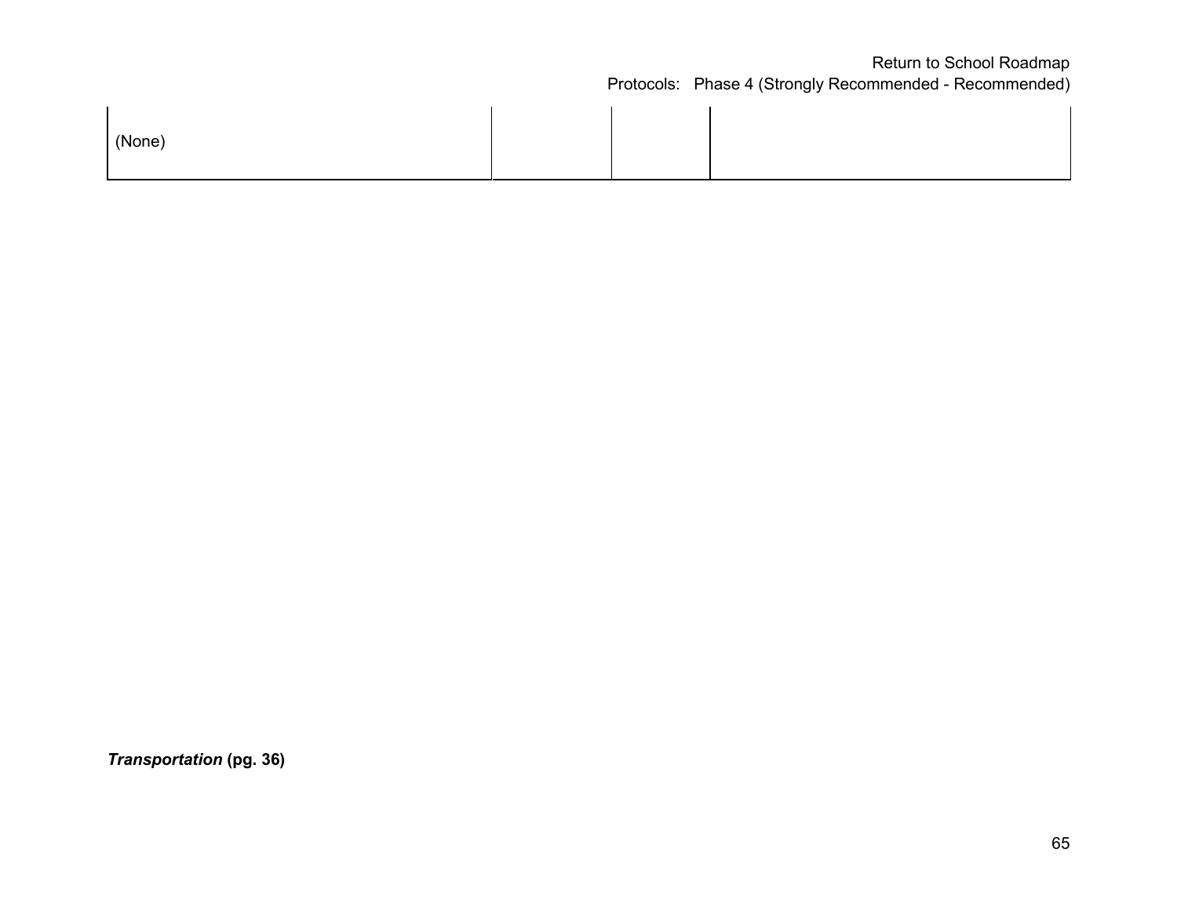| | | | |
|---|---|---|---|
| (None) | | | |

***Transportation* (pg. 36)**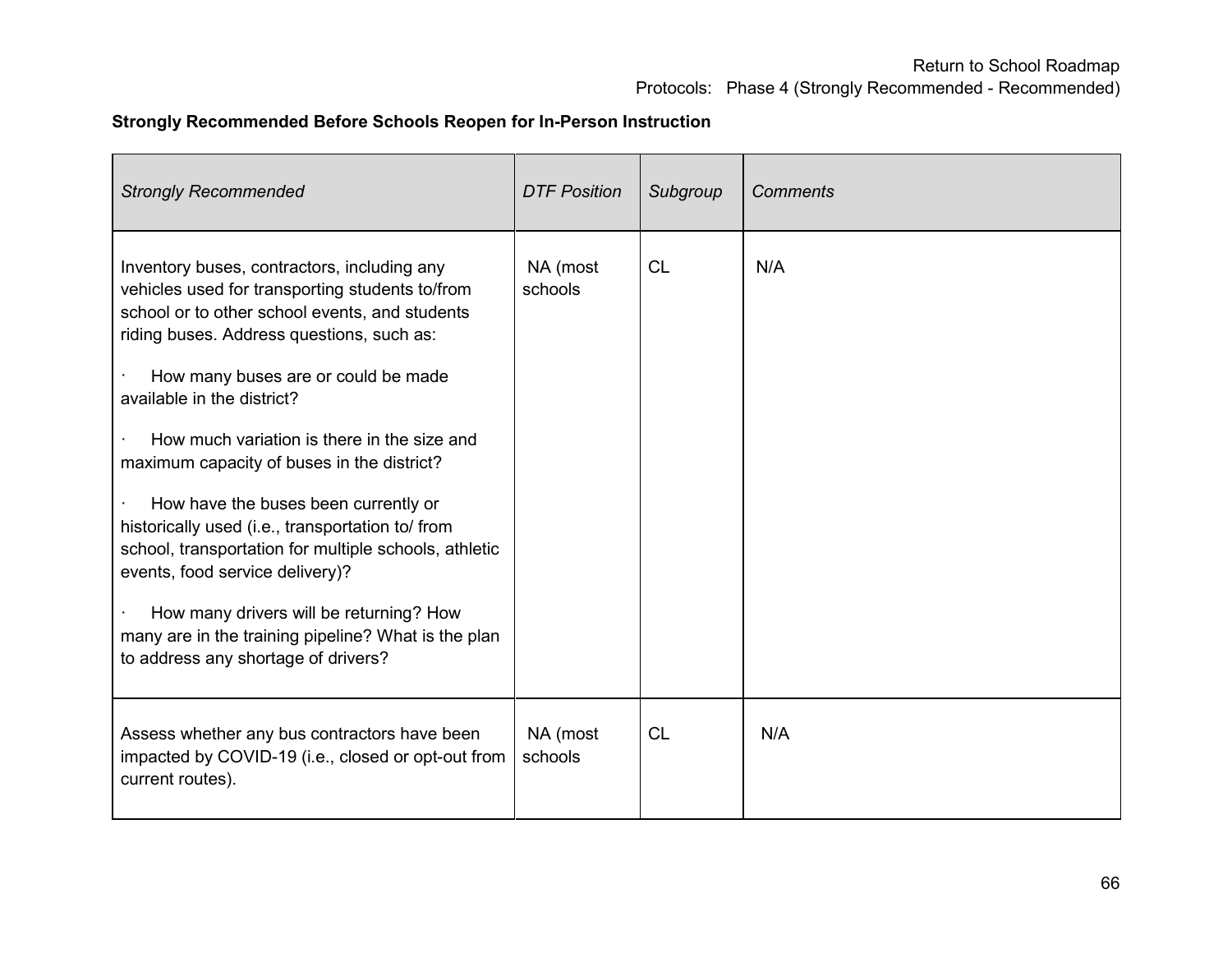**Strongly Recommended Before Schools Reopen for In-Person Instruction**

| *Strongly Recommended* | *DTF Position* | *Subgroup* | *Comments* |
|---|---|---|---|
| Inventory buses, contractors, including any vehicles used for transporting students to/from school or to other school events, and students riding buses. Address questions, such as:<br><br>· How many buses are or could be made available in the district?<br><br>· How much variation is there in the size and maximum capacity of buses in the district?<br><br>· How have the buses been currently or historically used (i.e., transportation to/ from school, transportation for multiple schools, athletic events, food service delivery)?<br><br>· How many drivers will be returning? How many are in the training pipeline? What is the plan to address any shortage of drivers? | NA (most schools | CL | N/A |
| Assess whether any bus contractors have been impacted by COVID-19 (i.e., closed or opt-out from current routes). | NA (most schools | CL | N/A |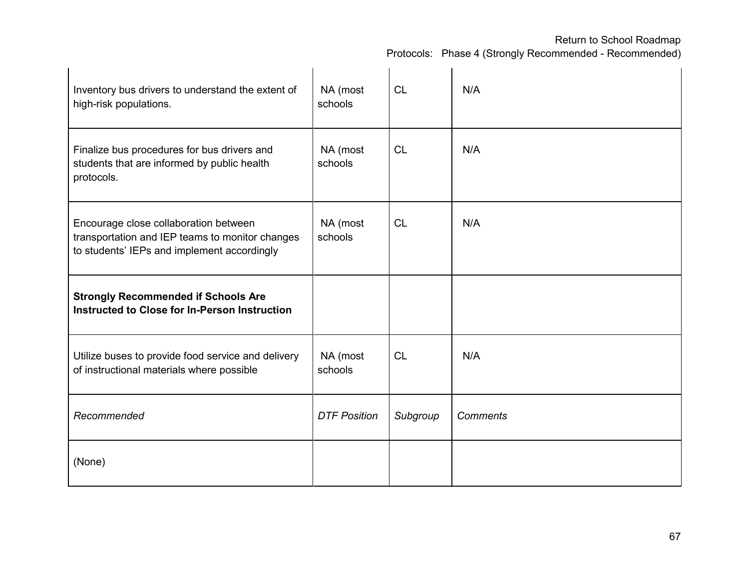| | | | |
|---|---|---|---|
| Inventory bus drivers to understand the extent of high-risk populations. | NA (most schools | CL | N/A |
| Finalize bus procedures for bus drivers and students that are informed by public health protocols. | NA (most schools | CL | N/A |
| Encourage close collaboration between transportation and IEP teams to monitor changes to students' IEPs and implement accordingly | NA (most schools | CL | N/A |
| **Strongly Recommended if Schools Are Instructed to Close for In-Person Instruction** | | | |
| Utilize buses to provide food service and delivery of instructional materials where possible | NA (most schools | CL | N/A |
| *Recommended* | *DTF Position* | *Subgroup* | *Comments* |
| (None) | | | |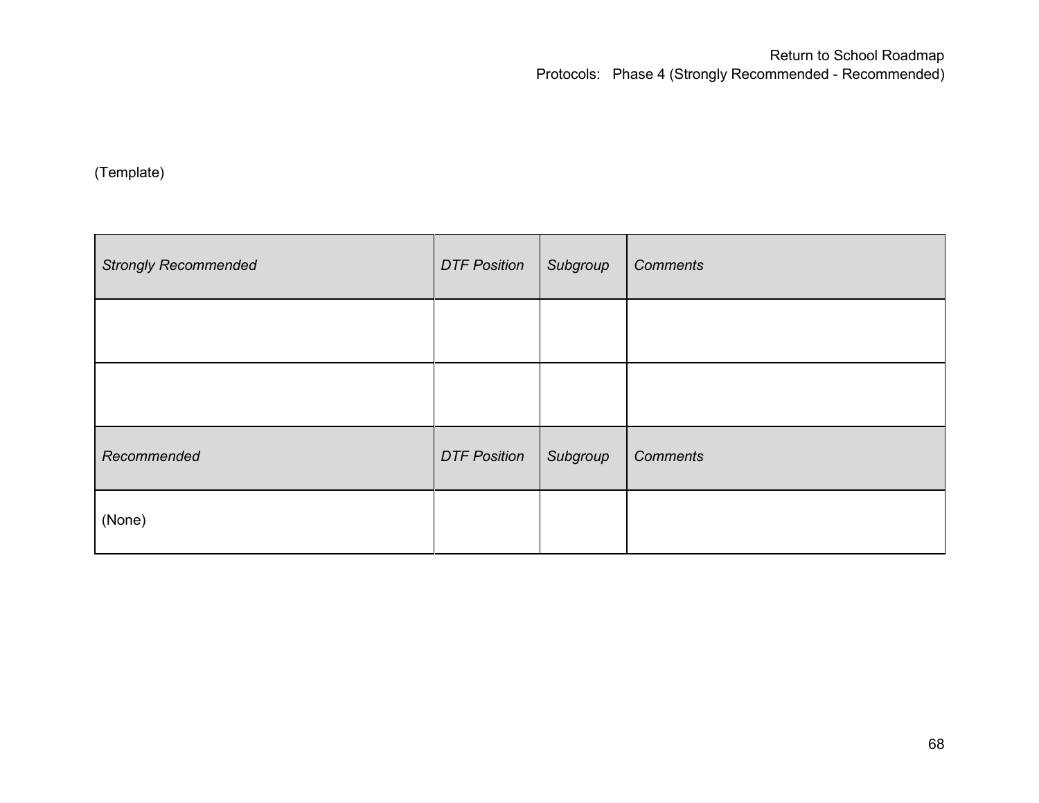(Template)

| *Strongly Recommended* | *DTF Position* | *Subgroup* | *Comments* |
|---|---|---|---|
| | | | |
| | | | |
| *Recommended* | *DTF Position* | *Subgroup* | *Comments* |
| (None) | | | |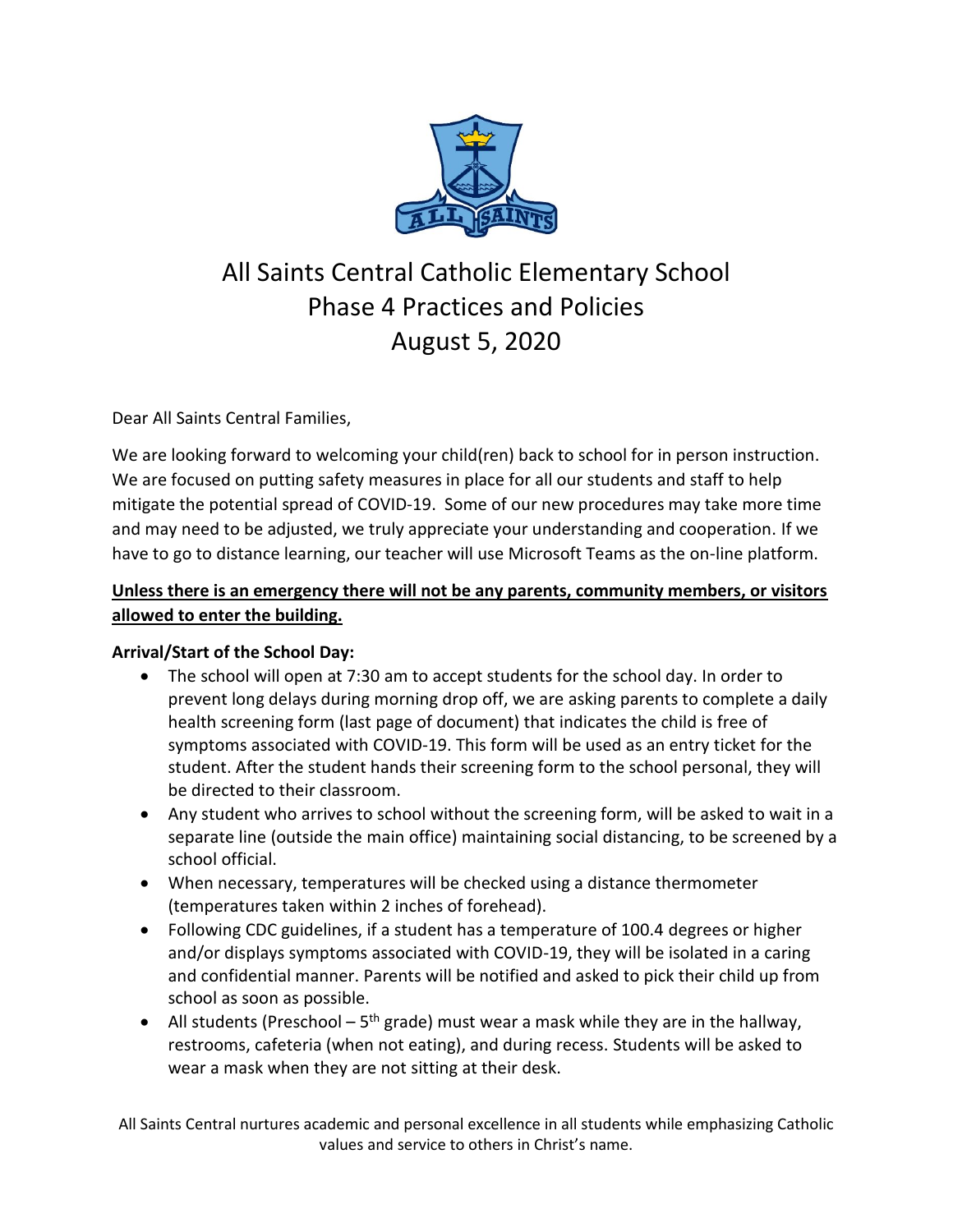# All Saints Central Catholic Elementary School
## Phase 4 Practices and Policies
## August 5, 2020

Dear All Saints Central Families,

We are looking forward to welcoming your child(ren) back to school for in person instruction. We are focused on putting safety measures in place for all our students and staff to help mitigate the potential spread of COVID-19. Some of our new procedures may take more time and may need to be adjusted, we truly appreciate your understanding and cooperation. If we have to go to distance learning, our teacher will use Microsoft Teams as the on-line platform.

**Unless there is an emergency there will not be any parents, community members, or visitors allowed to enter the building.**

**Arrival/Start of the School Day:**

- The school will open at 7:30 am to accept students for the school day. In order to prevent long delays during morning drop off, we are asking parents to complete a daily health screening form (last page of document) that indicates the child is free of symptoms associated with COVID-19. This form will be used as an entry ticket for the student. After the student hands their screening form to the school personal, they will be directed to their classroom.
- Any student who arrives to school without the screening form, will be asked to wait in a separate line (outside the main office) maintaining social distancing, to be screened by a school official.
- When necessary, temperatures will be checked using a distance thermometer (temperatures taken within 2 inches of forehead).
- Following CDC guidelines, if a student has a temperature of 100.4 degrees or higher and/or displays symptoms associated with COVID-19, they will be isolated in a caring and confidential manner. Parents will be notified and asked to pick their child up from school as soon as possible.
- All students (Preschool – 5th grade) must wear a mask while they are in the hallway, restrooms, cafeteria (when not eating), and during recess. Students will be asked to wear a mask when they are not sitting at their desk.

All Saints Central nurtures academic and personal excellence in all students while emphasizing Catholic values and service to others in Christ's name.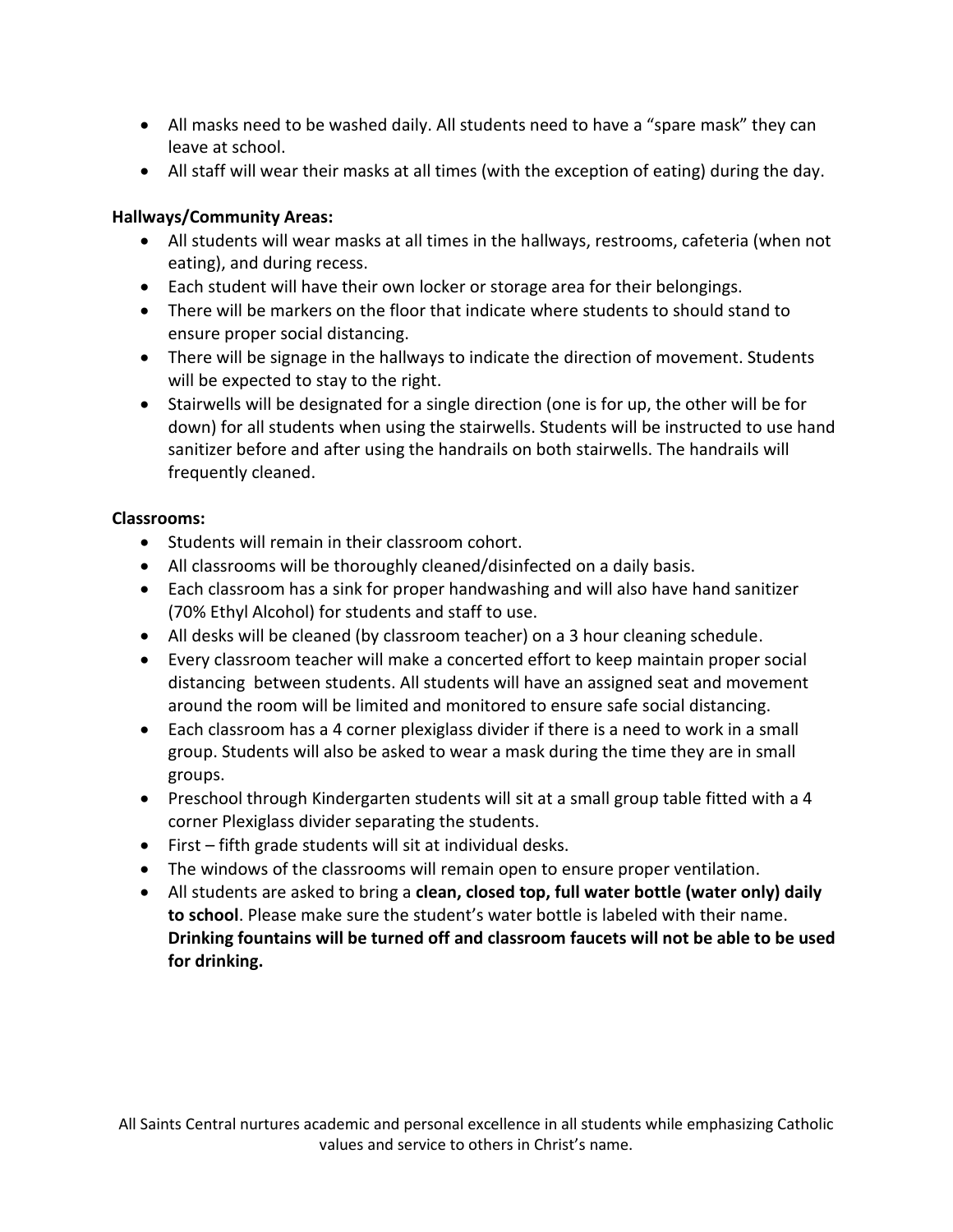- All masks need to be washed daily. All students need to have a "spare mask" they can leave at school.
- All staff will wear their masks at all times (with the exception of eating) during the day.

**Hallways/Community Areas:**

- All students will wear masks at all times in the hallways, restrooms, cafeteria (when not eating), and during recess.
- Each student will have their own locker or storage area for their belongings.
- There will be markers on the floor that indicate where students to should stand to ensure proper social distancing.
- There will be signage in the hallways to indicate the direction of movement. Students will be expected to stay to the right.
- Stairwells will be designated for a single direction (one is for up, the other will be for down) for all students when using the stairwells. Students will be instructed to use hand sanitizer before and after using the handrails on both stairwells. The handrails will frequently cleaned.

**Classrooms:**

- Students will remain in their classroom cohort.
- All classrooms will be thoroughly cleaned/disinfected on a daily basis.
- Each classroom has a sink for proper handwashing and will also have hand sanitizer (70% Ethyl Alcohol) for students and staff to use.
- All desks will be cleaned (by classroom teacher) on a 3 hour cleaning schedule.
- Every classroom teacher will make a concerted effort to keep maintain proper social distancing between students. All students will have an assigned seat and movement around the room will be limited and monitored to ensure safe social distancing.
- Each classroom has a 4 corner plexiglass divider if there is a need to work in a small group. Students will also be asked to wear a mask during the time they are in small groups.
- Preschool through Kindergarten students will sit at a small group table fitted with a 4 corner Plexiglass divider separating the students.
- First – fifth grade students will sit at individual desks.
- The windows of the classrooms will remain open to ensure proper ventilation.
- All students are asked to bring a **clean, closed top, full water bottle (water only) daily to school**. Please make sure the student's water bottle is labeled with their name. **Drinking fountains will be turned off and classroom faucets will not be able to be used for drinking.**

All Saints Central nurtures academic and personal excellence in all students while emphasizing Catholic values and service to others in Christ's name.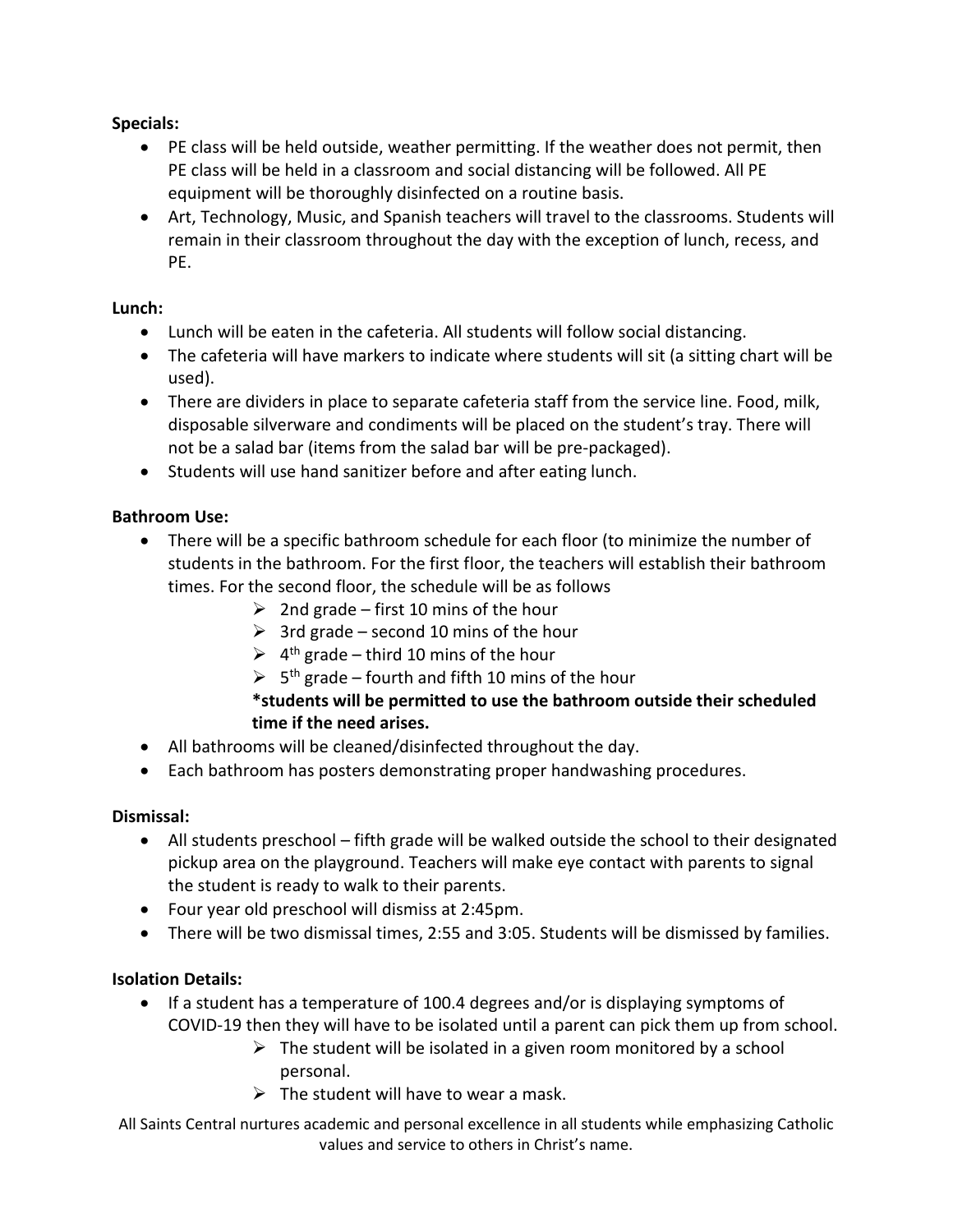**Specials:**

- PE class will be held outside, weather permitting. If the weather does not permit, then PE class will be held in a classroom and social distancing will be followed. All PE equipment will be thoroughly disinfected on a routine basis.
- Art, Technology, Music, and Spanish teachers will travel to the classrooms. Students will remain in their classroom throughout the day with the exception of lunch, recess, and PE.

**Lunch:**

- Lunch will be eaten in the cafeteria. All students will follow social distancing.
- The cafeteria will have markers to indicate where students will sit (a sitting chart will be used).
- There are dividers in place to separate cafeteria staff from the service line. Food, milk, disposable silverware and condiments will be placed on the student's tray. There will not be a salad bar (items from the salad bar will be pre-packaged).
- Students will use hand sanitizer before and after eating lunch.

**Bathroom Use:**

- There will be a specific bathroom schedule for each floor (to minimize the number of students in the bathroom. For the first floor, the teachers will establish their bathroom times. For the second floor, the schedule will be as follows
  - 2nd grade – first 10 mins of the hour
  - 3rd grade – second 10 mins of the hour
  - 4th grade – third 10 mins of the hour
  - 5th grade – fourth and fifth 10 mins of the hour

  **\*students will be permitted to use the bathroom outside their scheduled time if the need arises.**
- All bathrooms will be cleaned/disinfected throughout the day.
- Each bathroom has posters demonstrating proper handwashing procedures.

**Dismissal:**

- All students preschool – fifth grade will be walked outside the school to their designated pickup area on the playground. Teachers will make eye contact with parents to signal the student is ready to walk to their parents.
- Four year old preschool will dismiss at 2:45pm.
- There will be two dismissal times, 2:55 and 3:05. Students will be dismissed by families.

**Isolation Details:**

- If a student has a temperature of 100.4 degrees and/or is displaying symptoms of COVID-19 then they will have to be isolated until a parent can pick them up from school.
  - The student will be isolated in a given room monitored by a school personal.
  - The student will have to wear a mask.

All Saints Central nurtures academic and personal excellence in all students while emphasizing Catholic values and service to others in Christ's name.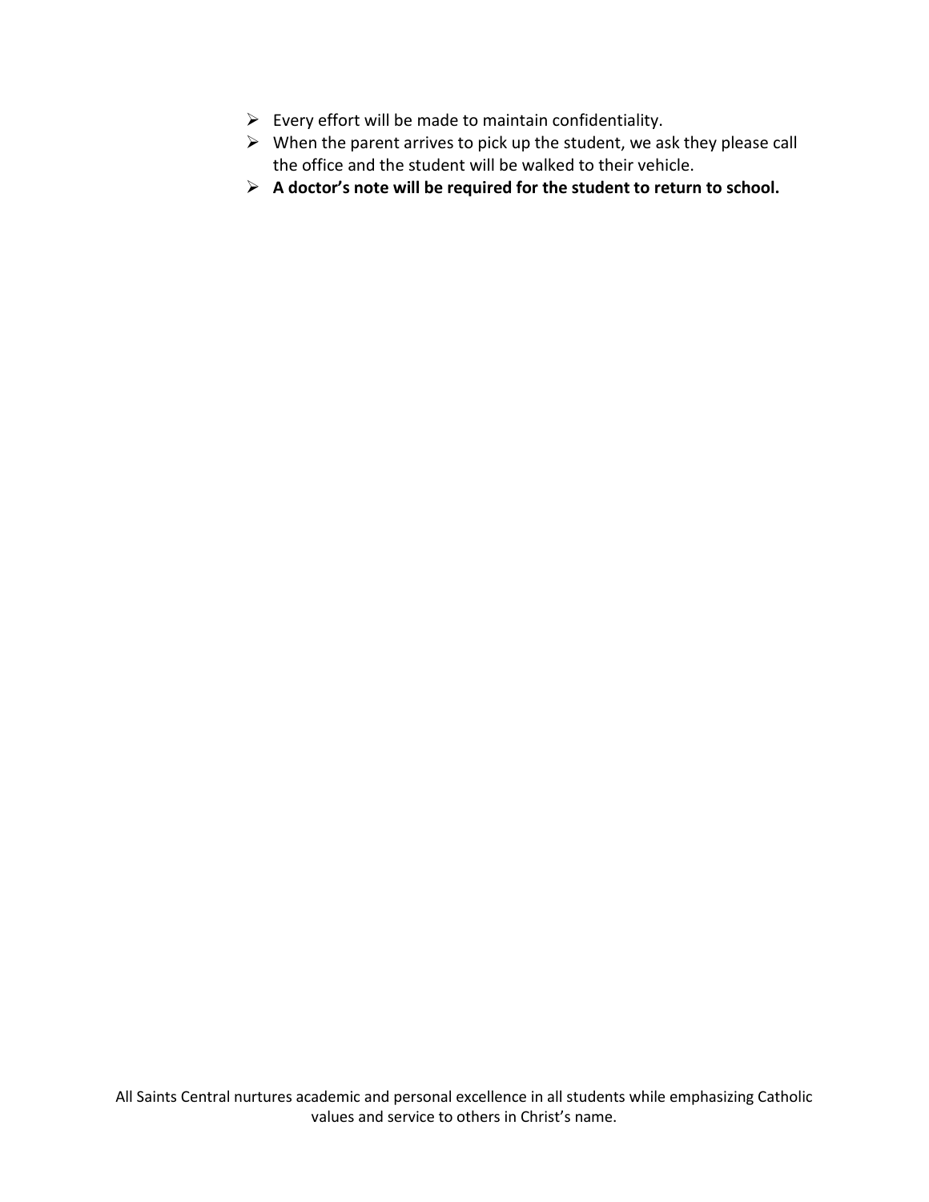- Every effort will be made to maintain confidentiality.
- When the parent arrives to pick up the student, we ask they please call the office and the student will be walked to their vehicle.
- **A doctor's note will be required for the student to return to school.**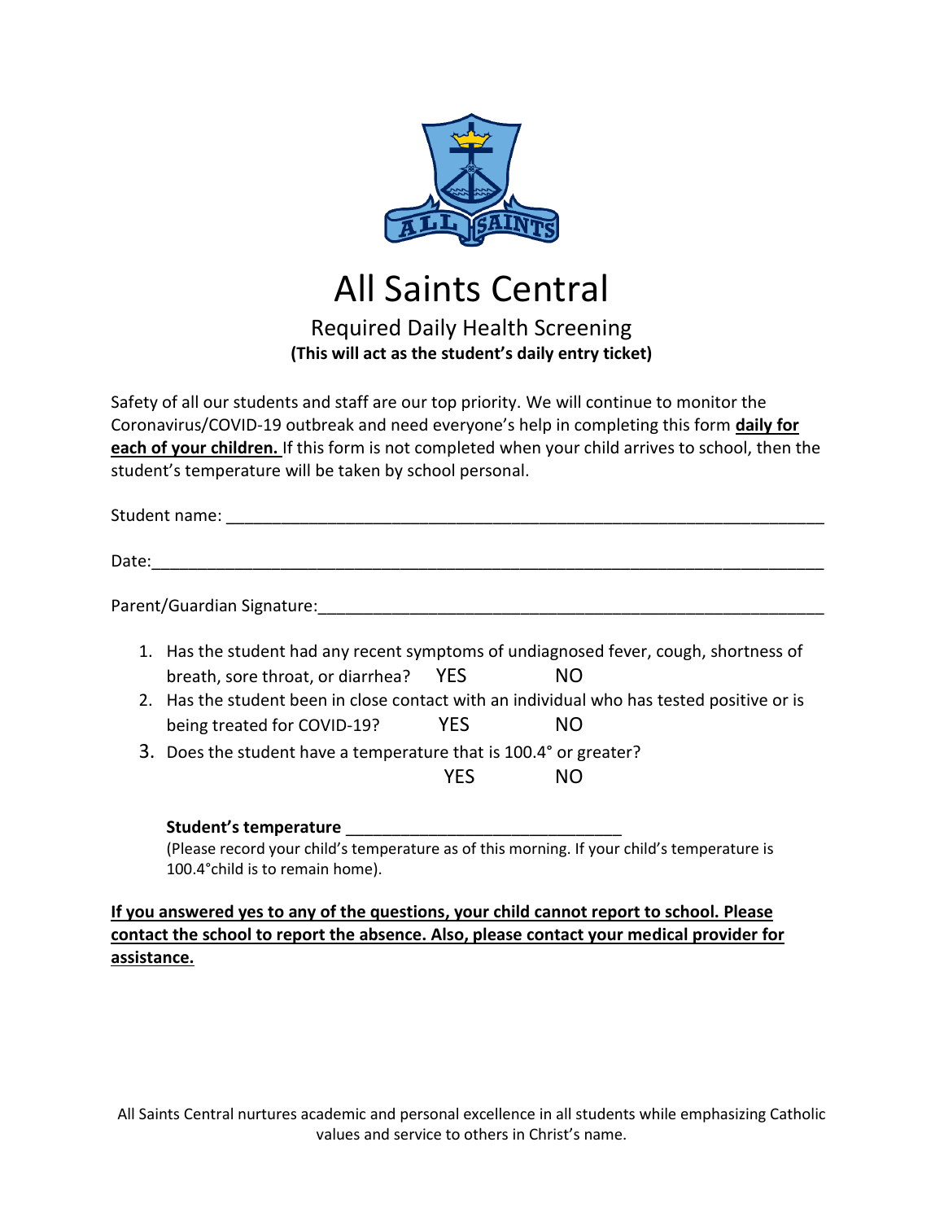# All Saints Central

## Required Daily Health Screening

**(This will act as the student's daily entry ticket)**

Safety of all our students and staff are our top priority. We will continue to monitor the Coronavirus/COVID-19 outbreak and need everyone's help in completing this form **daily for each of your children.** If this form is not completed when your child arrives to school, then the student's temperature will be taken by school personal.

Student name: ___________________________________________________________________

Date:_________________________________________________________________________

Parent/Guardian Signature:______________________________________________________

1. Has the student had any recent symptoms of undiagnosed fever, cough, shortness of breath, sore throat, or diarrhea? YES NO
2. Has the student been in close contact with an individual who has tested positive or is being treated for COVID-19? YES NO
3. Does the student have a temperature that is 100.4° or greater? YES NO

**Student's temperature** ______________________________

(Please record your child's temperature as of this morning. If your child's temperature is 100.4°child is to remain home).

**If you answered yes to any of the questions, your child cannot report to school. Please contact the school to report the absence. Also, please contact your medical provider for assistance.**

All Saints Central nurtures academic and personal excellence in all students while emphasizing Catholic values and service to others in Christ's name.